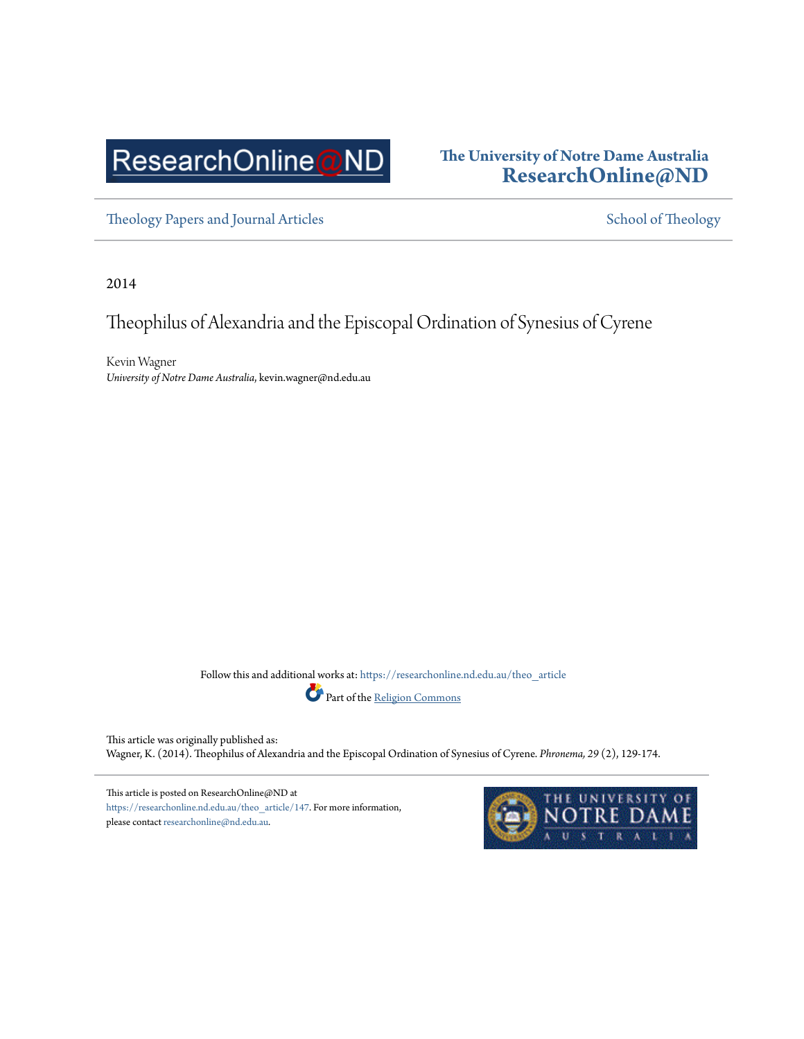The University of Notre Dame Australia
**ResearchOnline@ND**

Theology Papers and Journal Articles | School of Theology

2014

# Theophilus of Alexandria and the Episcopal Ordination of Synesius of Cyrene

Kevin Wagner
*University of Notre Dame Australia*, kevin.wagner@nd.edu.au

Follow this and additional works at: https://researchonline.nd.edu.au/theo_article

Part of the Religion Commons

This article was originally published as:
Wagner, K. (2014). Theophilus of Alexandria and the Episcopal Ordination of Synesius of Cyrene. *Phronema, 29* (2), 129-174.

This article is posted on ResearchOnline@ND at https://researchonline.nd.edu.au/theo_article/147. For more information, please contact researchonline@nd.edu.au.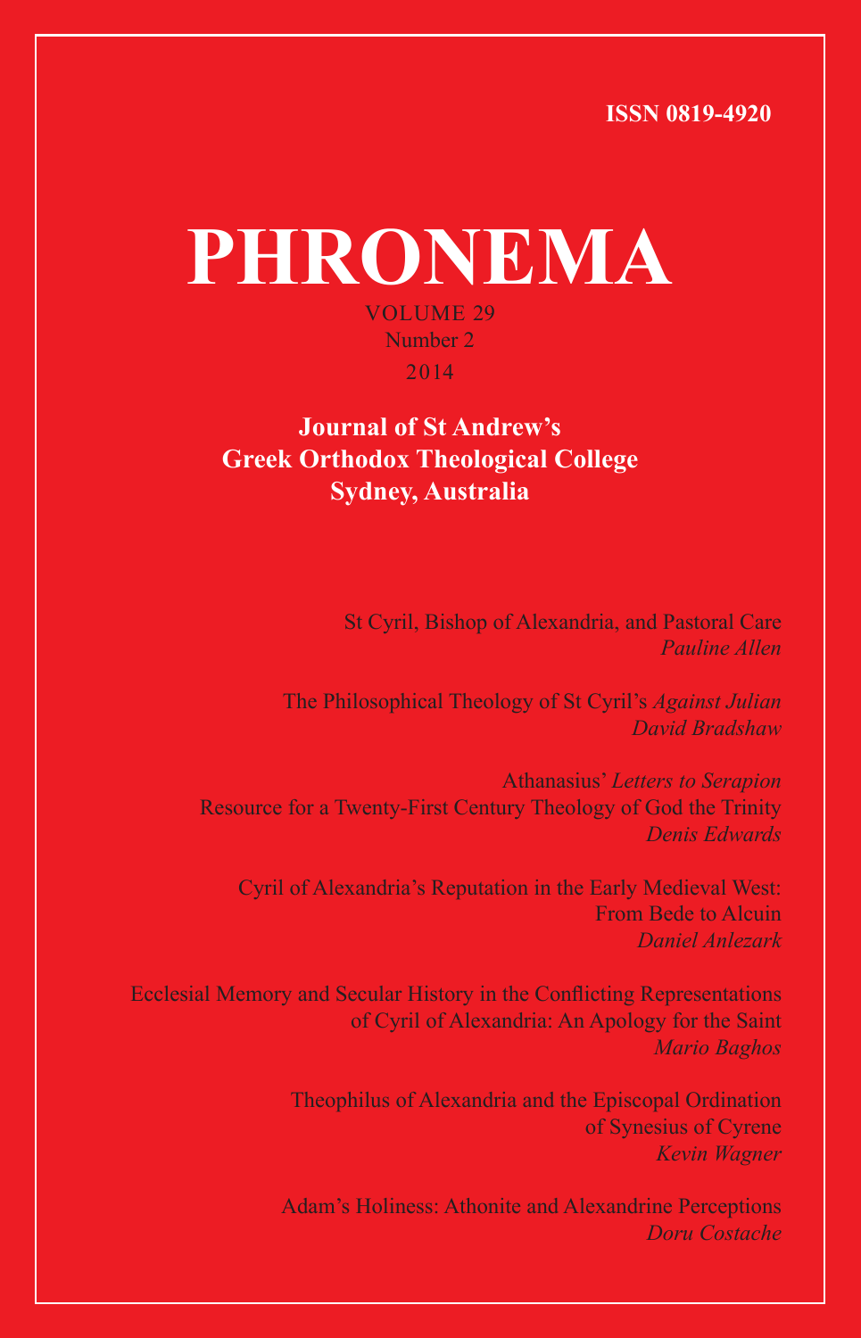ISSN 0819-4920

# PHRONEMA

VOLUME 29

Number 2

2014

**Journal of St Andrew's Greek Orthodox Theological College Sydney, Australia**

St Cyril, Bishop of Alexandria, and Pastoral Care
*Pauline Allen*

The Philosophical Theology of St Cyril's *Against Julian*
*David Bradshaw*

Athanasius' *Letters to Serapion*
Resource for a Twenty-First Century Theology of God the Trinity
*Denis Edwards*

Cyril of Alexandria's Reputation in the Early Medieval West:
From Bede to Alcuin
*Daniel Anlezark*

Ecclesial Memory and Secular History in the Conflicting Representations of Cyril of Alexandria: An Apology for the Saint
*Mario Baghos*

Theophilus of Alexandria and the Episcopal Ordination of Synesius of Cyrene
*Kevin Wagner*

Adam's Holiness: Athonite and Alexandrine Perceptions
*Doru Costache*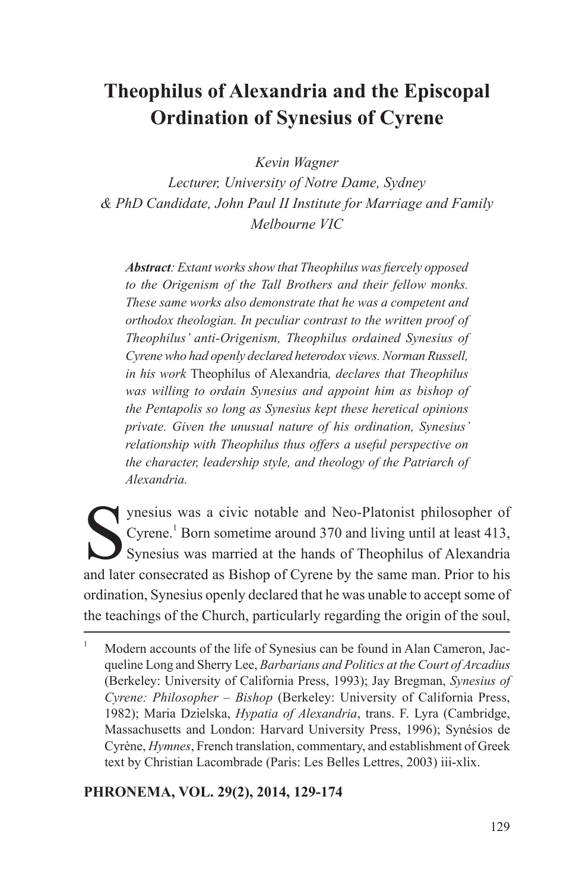# Theophilus of Alexandria and the Episcopal Ordination of Synesius of Cyrene

*Kevin Wagner*
*Lecturer, University of Notre Dame, Sydney*
*& PhD Candidate, John Paul II Institute for Marriage and Family*
*Melbourne VIC*

> ***Abstract**: Extant works show that Theophilus was fiercely opposed to the Origenism of the Tall Brothers and their fellow monks. These same works also demonstrate that he was a competent and orthodox theologian. In peculiar contrast to the written proof of Theophilus' anti-Origenism, Theophilus ordained Synesius of Cyrene who had openly declared heterodox views. Norman Russell, in his work* Theophilus of Alexandria*, declares that Theophilus was willing to ordain Synesius and appoint him as bishop of the Pentapolis so long as Synesius kept these heretical opinions private. Given the unusual nature of his ordination, Synesius' relationship with Theophilus thus offers a useful perspective on the character, leadership style, and theology of the Patriarch of Alexandria.*

Synesius was a civic notable and Neo-Platonist philosopher of Cyrene.[1] Born sometime around 370 and living until at least 413, Synesius was married at the hands of Theophilus of Alexandria and later consecrated as Bishop of Cyrene by the same man. Prior to his ordination, Synesius openly declared that he was unable to accept some of the teachings of the Church, particularly regarding the origin of the soul,

---

[1] Modern accounts of the life of Synesius can be found in Alan Cameron, Jacqueline Long and Sherry Lee, *Barbarians and Politics at the Court of Arcadius* (Berkeley: University of California Press, 1993); Jay Bregman, *Synesius of Cyrene: Philosopher – Bishop* (Berkeley: University of California Press, 1982); Maria Dzielska, *Hypatia of Alexandria*, trans. F. Lyra (Cambridge, Massachusetts and London: Harvard University Press, 1996); Synésios de Cyrène, *Hymnes*, French translation, commentary, and establishment of Greek text by Christian Lacombrade (Paris: Les Belles Lettres, 2003) iii-xlix.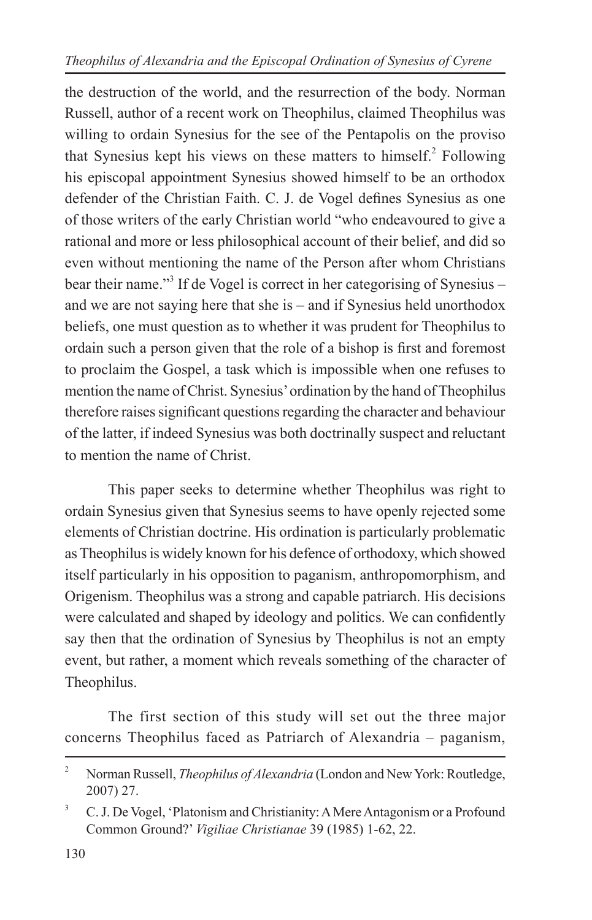the destruction of the world, and the resurrection of the body. Norman Russell, author of a recent work on Theophilus, claimed Theophilus was willing to ordain Synesius for the see of the Pentapolis on the proviso that Synesius kept his views on these matters to himself.[2] Following his episcopal appointment Synesius showed himself to be an orthodox defender of the Christian Faith. C. J. de Vogel defines Synesius as one of those writers of the early Christian world "who endeavoured to give a rational and more or less philosophical account of their belief, and did so even without mentioning the name of the Person after whom Christians bear their name."[3] If de Vogel is correct in her categorising of Synesius – and we are not saying here that she is – and if Synesius held unorthodox beliefs, one must question as to whether it was prudent for Theophilus to ordain such a person given that the role of a bishop is first and foremost to proclaim the Gospel, a task which is impossible when one refuses to mention the name of Christ. Synesius' ordination by the hand of Theophilus therefore raises significant questions regarding the character and behaviour of the latter, if indeed Synesius was both doctrinally suspect and reluctant to mention the name of Christ.

This paper seeks to determine whether Theophilus was right to ordain Synesius given that Synesius seems to have openly rejected some elements of Christian doctrine. His ordination is particularly problematic as Theophilus is widely known for his defence of orthodoxy, which showed itself particularly in his opposition to paganism, anthropomorphism, and Origenism. Theophilus was a strong and capable patriarch. His decisions were calculated and shaped by ideology and politics. We can confidently say then that the ordination of Synesius by Theophilus is not an empty event, but rather, a moment which reveals something of the character of Theophilus.

The first section of this study will set out the three major concerns Theophilus faced as Patriarch of Alexandria – paganism,

---

[2] Norman Russell, *Theophilus of Alexandria* (London and New York: Routledge, 2007) 27.

[3] C. J. De Vogel, 'Platonism and Christianity: A Mere Antagonism or a Profound Common Ground?' *Vigiliae Christianae* 39 (1985) 1-62, 22.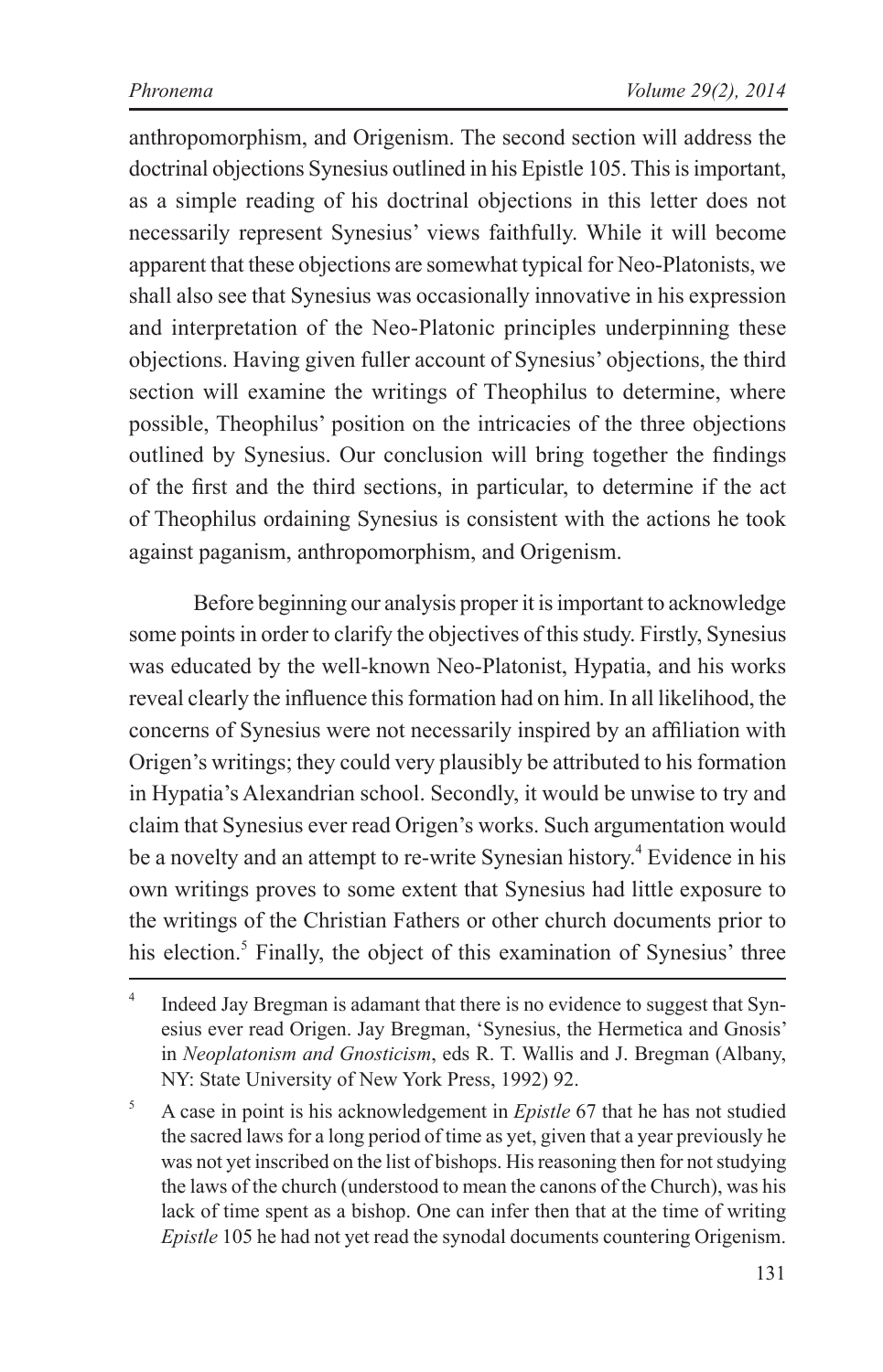anthropomorphism, and Origenism. The second section will address the doctrinal objections Synesius outlined in his Epistle 105. This is important, as a simple reading of his doctrinal objections in this letter does not necessarily represent Synesius' views faithfully. While it will become apparent that these objections are somewhat typical for Neo-Platonists, we shall also see that Synesius was occasionally innovative in his expression and interpretation of the Neo-Platonic principles underpinning these objections. Having given fuller account of Synesius' objections, the third section will examine the writings of Theophilus to determine, where possible, Theophilus' position on the intricacies of the three objections outlined by Synesius. Our conclusion will bring together the findings of the first and the third sections, in particular, to determine if the act of Theophilus ordaining Synesius is consistent with the actions he took against paganism, anthropomorphism, and Origenism.

Before beginning our analysis proper it is important to acknowledge some points in order to clarify the objectives of this study. Firstly, Synesius was educated by the well-known Neo-Platonist, Hypatia, and his works reveal clearly the influence this formation had on him. In all likelihood, the concerns of Synesius were not necessarily inspired by an affiliation with Origen's writings; they could very plausibly be attributed to his formation in Hypatia's Alexandrian school. Secondly, it would be unwise to try and claim that Synesius ever read Origen's works. Such argumentation would be a novelty and an attempt to re-write Synesian history.[4] Evidence in his own writings proves to some extent that Synesius had little exposure to the writings of the Christian Fathers or other church documents prior to his election.[5] Finally, the object of this examination of Synesius' three

[4] Indeed Jay Bregman is adamant that there is no evidence to suggest that Synesius ever read Origen. Jay Bregman, 'Synesius, the Hermetica and Gnosis' in *Neoplatonism and Gnosticism*, eds R. T. Wallis and J. Bregman (Albany, NY: State University of New York Press, 1992) 92.

[5] A case in point is his acknowledgement in *Epistle* 67 that he has not studied the sacred laws for a long period of time as yet, given that a year previously he was not yet inscribed on the list of bishops. His reasoning then for not studying the laws of the church (understood to mean the canons of the Church), was his lack of time spent as a bishop. One can infer then that at the time of writing *Epistle* 105 he had not yet read the synodal documents countering Origenism.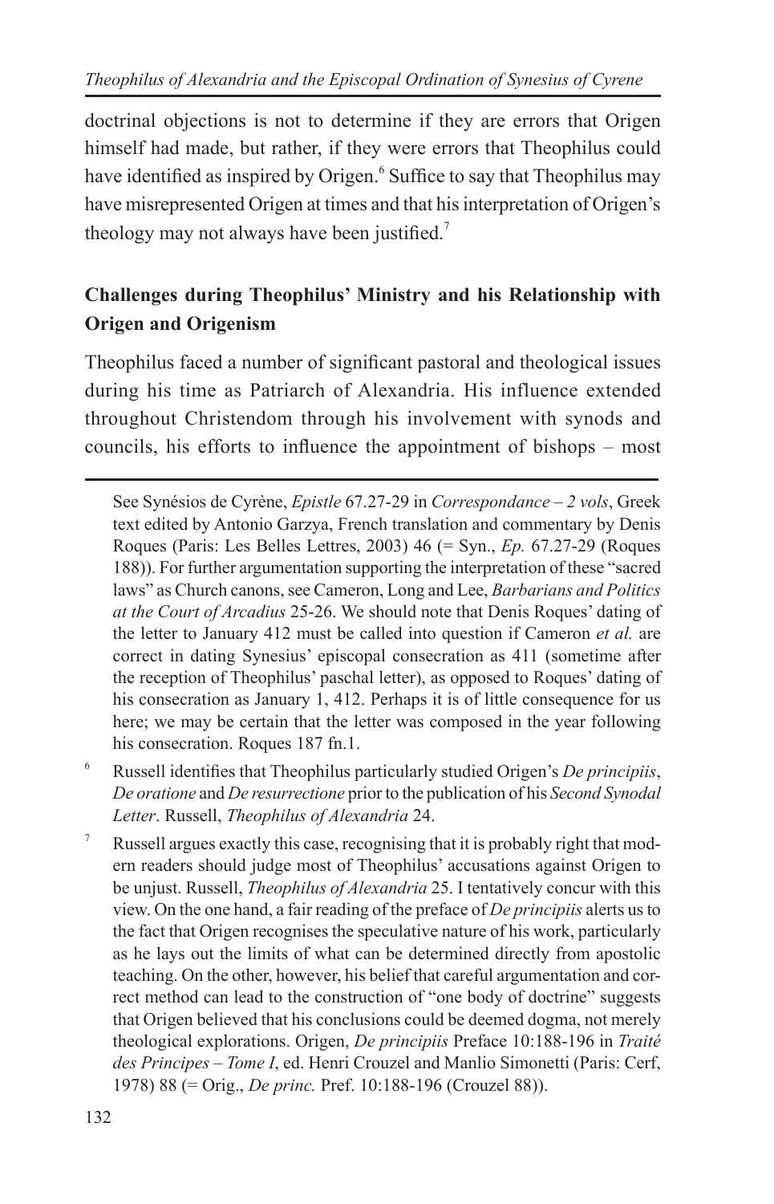doctrinal objections is not to determine if they are errors that Origen himself had made, but rather, if they were errors that Theophilus could have identified as inspired by Origen.[6] Suffice to say that Theophilus may have misrepresented Origen at times and that his interpretation of Origen's theology may not always have been justified.[7]

## Challenges during Theophilus' Ministry and his Relationship with Origen and Origenism

Theophilus faced a number of significant pastoral and theological issues during his time as Patriarch of Alexandria. His influence extended throughout Christendom through his involvement with synods and councils, his efforts to influence the appointment of bishops – most

---

See Synésios de Cyrène, *Epistle* 67.27-29 in *Correspondance – 2 vols*, Greek text edited by Antonio Garzya, French translation and commentary by Denis Roques (Paris: Les Belles Lettres, 2003) 46 (= Syn., *Ep.* 67.27-29 (Roques 188)). For further argumentation supporting the interpretation of these "sacred laws" as Church canons, see Cameron, Long and Lee, *Barbarians and Politics at the Court of Arcadius* 25-26. We should note that Denis Roques' dating of the letter to January 412 must be called into question if Cameron *et al.* are correct in dating Synesius' episcopal consecration as 411 (sometime after the reception of Theophilus' paschal letter), as opposed to Roques' dating of his consecration as January 1, 412. Perhaps it is of little consequence for us here; we may be certain that the letter was composed in the year following his consecration. Roques 187 fn.1.

[6] Russell identifies that Theophilus particularly studied Origen's *De principiis*, *De oratione* and *De resurrectione* prior to the publication of his *Second Synodal Letter*. Russell, *Theophilus of Alexandria* 24.

[7] Russell argues exactly this case, recognising that it is probably right that modern readers should judge most of Theophilus' accusations against Origen to be unjust. Russell, *Theophilus of Alexandria* 25. I tentatively concur with this view. On the one hand, a fair reading of the preface of *De principiis* alerts us to the fact that Origen recognises the speculative nature of his work, particularly as he lays out the limits of what can be determined directly from apostolic teaching. On the other, however, his belief that careful argumentation and correct method can lead to the construction of "one body of doctrine" suggests that Origen believed that his conclusions could be deemed dogma, not merely theological explorations. Origen, *De principiis* Preface 10:188-196 in *Traité des Principes – Tome I*, ed. Henri Crouzel and Manlio Simonetti (Paris: Cerf, 1978) 88 (= Orig., *De princ.* Pref. 10:188-196 (Crouzel 88)).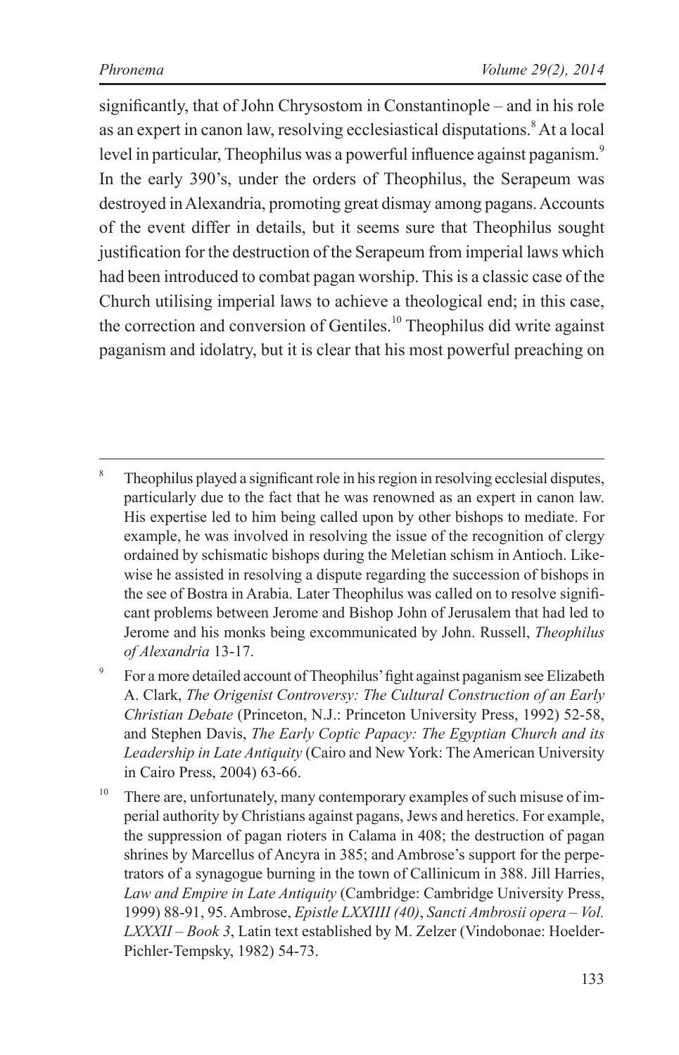significantly, that of John Chrysostom in Constantinople – and in his role as an expert in canon law, resolving ecclesiastical disputations.[8] At a local level in particular, Theophilus was a powerful influence against paganism.[9] In the early 390's, under the orders of Theophilus, the Serapeum was destroyed in Alexandria, promoting great dismay among pagans. Accounts of the event differ in details, but it seems sure that Theophilus sought justification for the destruction of the Serapeum from imperial laws which had been introduced to combat pagan worship. This is a classic case of the Church utilising imperial laws to achieve a theological end; in this case, the correction and conversion of Gentiles.[10] Theophilus did write against paganism and idolatry, but it is clear that his most powerful preaching on

---

[8] Theophilus played a significant role in his region in resolving ecclesial disputes, particularly due to the fact that he was renowned as an expert in canon law. His expertise led to him being called upon by other bishops to mediate. For example, he was involved in resolving the issue of the recognition of clergy ordained by schismatic bishops during the Meletian schism in Antioch. Likewise he assisted in resolving a dispute regarding the succession of bishops in the see of Bostra in Arabia. Later Theophilus was called on to resolve significant problems between Jerome and Bishop John of Jerusalem that had led to Jerome and his monks being excommunicated by John. Russell, *Theophilus of Alexandria* 13-17.

[9] For a more detailed account of Theophilus' fight against paganism see Elizabeth A. Clark, *The Origenist Controversy: The Cultural Construction of an Early Christian Debate* (Princeton, N.J.: Princeton University Press, 1992) 52-58, and Stephen Davis, *The Early Coptic Papacy: The Egyptian Church and its Leadership in Late Antiquity* (Cairo and New York: The American University in Cairo Press, 2004) 63-66.

[10] There are, unfortunately, many contemporary examples of such misuse of imperial authority by Christians against pagans, Jews and heretics. For example, the suppression of pagan rioters in Calama in 408; the destruction of pagan shrines by Marcellus of Ancyra in 385; and Ambrose's support for the perpetrators of a synagogue burning in the town of Callinicum in 388. Jill Harries, *Law and Empire in Late Antiquity* (Cambridge: Cambridge University Press, 1999) 88-91, 95. Ambrose, *Epistle LXXIIII (40)*, *Sancti Ambrosii opera – Vol. LXXXII – Book 3*, Latin text established by M. Zelzer (Vindobonae: Hoelder-Pichler-Tempsky, 1982) 54-73.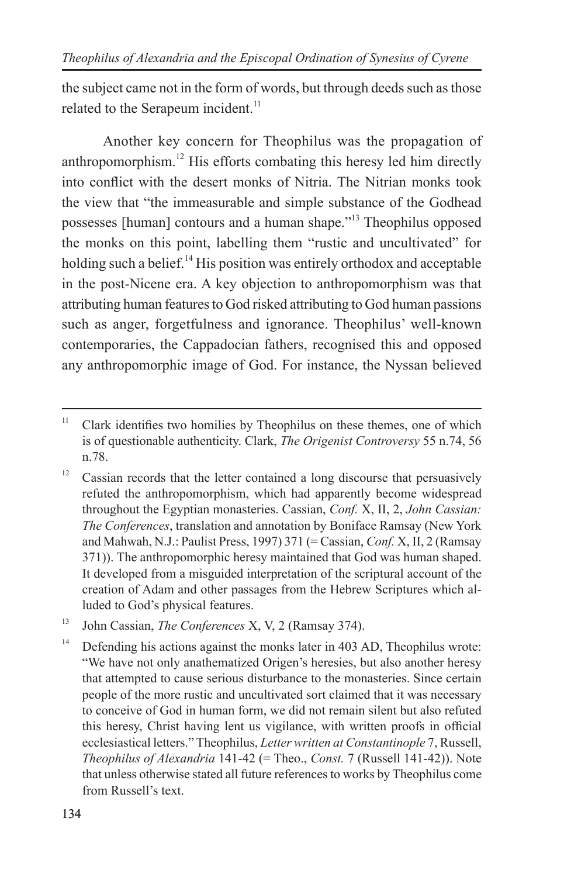the subject came not in the form of words, but through deeds such as those related to the Serapeum incident.[11]

Another key concern for Theophilus was the propagation of anthropomorphism.[12] His efforts combating this heresy led him directly into conflict with the desert monks of Nitria. The Nitrian monks took the view that "the immeasurable and simple substance of the Godhead possesses [human] contours and a human shape."[13] Theophilus opposed the monks on this point, labelling them "rustic and uncultivated" for holding such a belief.[14] His position was entirely orthodox and acceptable in the post-Nicene era. A key objection to anthropomorphism was that attributing human features to God risked attributing to God human passions such as anger, forgetfulness and ignorance. Theophilus' well-known contemporaries, the Cappadocian fathers, recognised this and opposed any anthropomorphic image of God. For instance, the Nyssan believed

---

[11] Clark identifies two homilies by Theophilus on these themes, one of which is of questionable authenticity. Clark, *The Origenist Controversy* 55 n.74, 56 n.78.

[12] Cassian records that the letter contained a long discourse that persuasively refuted the anthropomorphism, which had apparently become widespread throughout the Egyptian monasteries. Cassian, *Conf.* X, II, 2, *John Cassian: The Conferences*, translation and annotation by Boniface Ramsay (New York and Mahwah, N.J.: Paulist Press, 1997) 371 (= Cassian, *Conf.* X, II, 2 (Ramsay 371)). The anthropomorphic heresy maintained that God was human shaped. It developed from a misguided interpretation of the scriptural account of the creation of Adam and other passages from the Hebrew Scriptures which alluded to God's physical features.

[13] John Cassian, *The Conferences* X, V, 2 (Ramsay 374).

[14] Defending his actions against the monks later in 403 AD, Theophilus wrote: "We have not only anathematized Origen's heresies, but also another heresy that attempted to cause serious disturbance to the monasteries. Since certain people of the more rustic and uncultivated sort claimed that it was necessary to conceive of God in human form, we did not remain silent but also refuted this heresy, Christ having lent us vigilance, with written proofs in official ecclesiastical letters." Theophilus, *Letter written at Constantinople* 7, Russell, *Theophilus of Alexandria* 141-42 (= Theo., *Const.* 7 (Russell 141-42)). Note that unless otherwise stated all future references to works by Theophilus come from Russell's text.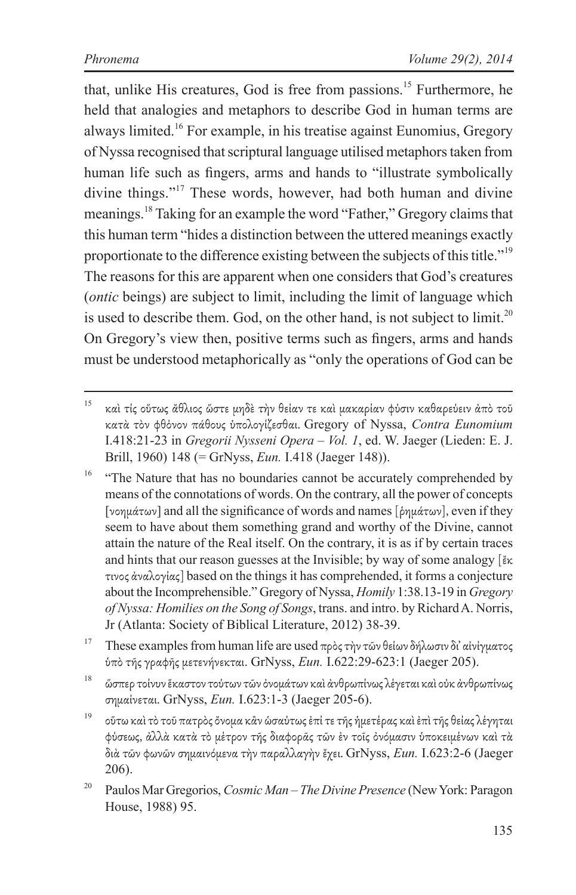that, unlike His creatures, God is free from passions.[15] Furthermore, he held that analogies and metaphors to describe God in human terms are always limited.[16] For example, in his treatise against Eunomius, Gregory of Nyssa recognised that scriptural language utilised metaphors taken from human life such as fingers, arms and hands to "illustrate symbolically divine things."[17] These words, however, had both human and divine meanings.[18] Taking for an example the word "Father," Gregory claims that this human term "hides a distinction between the uttered meanings exactly proportionate to the difference existing between the subjects of this title."[19] The reasons for this are apparent when one considers that God's creatures (*ontic* beings) are subject to limit, including the limit of language which is used to describe them. God, on the other hand, is not subject to limit.[20] On Gregory's view then, positive terms such as fingers, arms and hands must be understood metaphorically as "only the operations of God can be

---

[15] καὶ τίς οὕτως ἄθλιος ὥστε μηδὲ τὴν θείαν τε καὶ μακαρίαν φύσιν καθαρεύειν ἀπὸ τοῦ κατὰ τὸν φθόνον πάθους ὑπολογίζεσθαι. Gregory of Nyssa, *Contra Eunomium* I.418:21-23 in *Gregorii Nysseni Opera – Vol. 1*, ed. W. Jaeger (Lieden: E. J. Brill, 1960) 148 (= GrNyss, *Eun.* I.418 (Jaeger 148)).

[16] "The Nature that has no boundaries cannot be accurately comprehended by means of the connotations of words. On the contrary, all the power of concepts [νοημάτων] and all the significance of words and names [ῥημάτων], even if they seem to have about them something grand and worthy of the Divine, cannot attain the nature of the Real itself. On the contrary, it is as if by certain traces and hints that our reason guesses at the Invisible; by way of some analogy [ἔκ τινος ἀναλογίας] based on the things it has comprehended, it forms a conjecture about the Incomprehensible." Gregory of Nyssa, *Homily* 1:38.13-19 in *Gregory of Nyssa: Homilies on the Song of Songs*, trans. and intro. by Richard A. Norris, Jr (Atlanta: Society of Biblical Literature, 2012) 38-39.

[17] These examples from human life are used πρὸς τὴν τῶν θείων δήλωσιν δι᾽ αἰνίγματος ὑπὸ τῆς γραφῆς μετενήνεκται. GrNyss, *Eun.* I.622:29-623:1 (Jaeger 205).

[18] ὥσπερ τοίνυν ἕκαστον τούτων τῶν ὀνομάτων καὶ ἀνθρωπίνως λέγεται καὶ οὐκ ἀνθρωπίνως σημαίνεται. GrNyss, *Eun.* I.623:1-3 (Jaeger 205-6).

[19] οὕτω καὶ τὸ τοῦ πατρὸς ὄνομα κἂν ὡσαύτως ἐπί τε τῆς ἡμετέρας καὶ ἐπὶ τῆς θείας λέγηται φύσεως, ἀλλὰ κατὰ τὸ μέτρον τῆς διαφορᾶς τῶν ἐν τοῖς ὀνόμασιν ὑποκειμένων καὶ τὰ διὰ τῶν φωνῶν σημαινόμενα τὴν παραλλαγὴν ἔχει. GrNyss, *Eun.* I.623:2-6 (Jaeger 206).

[20] Paulos Mar Gregorios, *Cosmic Man – The Divine Presence* (New York: Paragon House, 1988) 95.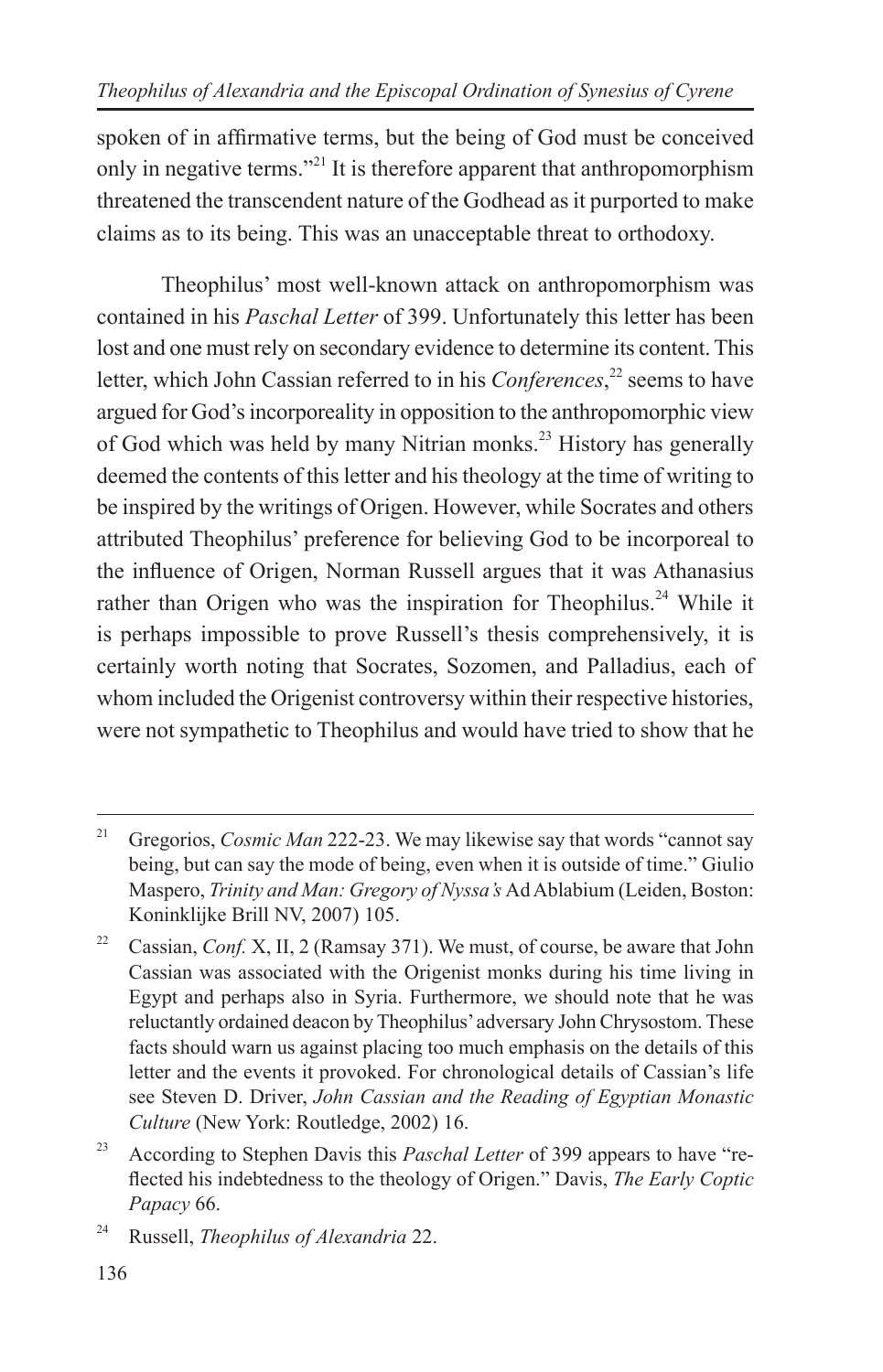spoken of in affirmative terms, but the being of God must be conceived only in negative terms."[21] It is therefore apparent that anthropomorphism threatened the transcendent nature of the Godhead as it purported to make claims as to its being. This was an unacceptable threat to orthodoxy.

Theophilus' most well-known attack on anthropomorphism was contained in his *Paschal Letter* of 399. Unfortunately this letter has been lost and one must rely on secondary evidence to determine its content. This letter, which John Cassian referred to in his *Conferences*,[22] seems to have argued for God's incorporeality in opposition to the anthropomorphic view of God which was held by many Nitrian monks.[23] History has generally deemed the contents of this letter and his theology at the time of writing to be inspired by the writings of Origen. However, while Socrates and others attributed Theophilus' preference for believing God to be incorporeal to the influence of Origen, Norman Russell argues that it was Athanasius rather than Origen who was the inspiration for Theophilus.[24] While it is perhaps impossible to prove Russell's thesis comprehensively, it is certainly worth noting that Socrates, Sozomen, and Palladius, each of whom included the Origenist controversy within their respective histories, were not sympathetic to Theophilus and would have tried to show that he

---

[21] Gregorios, *Cosmic Man* 222-23. We may likewise say that words "cannot say being, but can say the mode of being, even when it is outside of time." Giulio Maspero, *Trinity and Man: Gregory of Nyssa's* Ad Ablabium (Leiden, Boston: Koninklijke Brill NV, 2007) 105.

[22] Cassian, *Conf.* X, II, 2 (Ramsay 371). We must, of course, be aware that John Cassian was associated with the Origenist monks during his time living in Egypt and perhaps also in Syria. Furthermore, we should note that he was reluctantly ordained deacon by Theophilus' adversary John Chrysostom. These facts should warn us against placing too much emphasis on the details of this letter and the events it provoked. For chronological details of Cassian's life see Steven D. Driver, *John Cassian and the Reading of Egyptian Monastic Culture* (New York: Routledge, 2002) 16.

[23] According to Stephen Davis this *Paschal Letter* of 399 appears to have "reflected his indebtedness to the theology of Origen." Davis, *The Early Coptic Papacy* 66.

[24] Russell, *Theophilus of Alexandria* 22.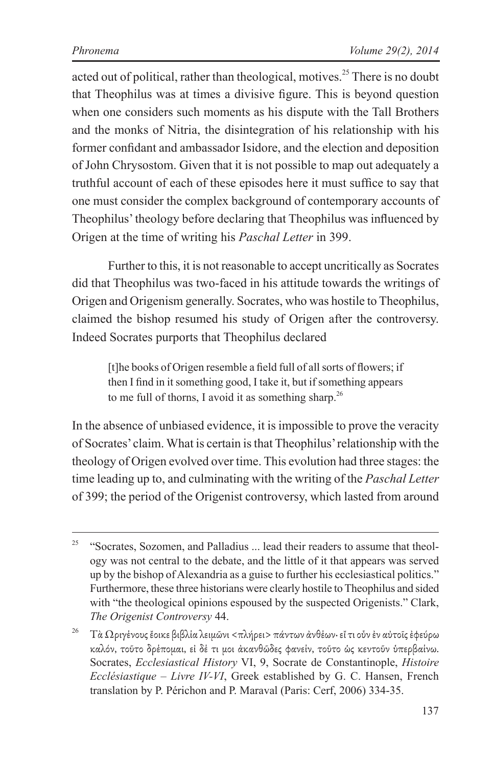acted out of political, rather than theological, motives.[25] There is no doubt that Theophilus was at times a divisive figure. This is beyond question when one considers such moments as his dispute with the Tall Brothers and the monks of Nitria, the disintegration of his relationship with his former confidant and ambassador Isidore, and the election and deposition of John Chrysostom. Given that it is not possible to map out adequately a truthful account of each of these episodes here it must suffice to say that one must consider the complex background of contemporary accounts of Theophilus' theology before declaring that Theophilus was influenced by Origen at the time of writing his *Paschal Letter* in 399.

Further to this, it is not reasonable to accept uncritically as Socrates did that Theophilus was two-faced in his attitude towards the writings of Origen and Origenism generally. Socrates, who was hostile to Theophilus, claimed the bishop resumed his study of Origen after the controversy. Indeed Socrates purports that Theophilus declared

> [t]he books of Origen resemble a field full of all sorts of flowers; if then I find in it something good, I take it, but if something appears to me full of thorns, I avoid it as something sharp.[26]

In the absence of unbiased evidence, it is impossible to prove the veracity of Socrates' claim. What is certain is that Theophilus' relationship with the theology of Origen evolved over time. This evolution had three stages: the time leading up to, and culminating with the writing of the *Paschal Letter* of 399; the period of the Origenist controversy, which lasted from around

---

[25] "Socrates, Sozomen, and Palladius ... lead their readers to assume that theology was not central to the debate, and the little of it that appears was served up by the bishop of Alexandria as a guise to further his ecclesiastical politics." Furthermore, these three historians were clearly hostile to Theophilus and sided with "the theological opinions espoused by the suspected Origenists." Clark, *The Origenist Controversy* 44.

[26] Τὰ Ὠριγένους ἔοικε βιβλία λειμῶνι <πλήρει> πάντων ἀνθέων· εἴ τι οὖν ἐν αὐτοῖς ἐφεύρω καλόν, τοῦτο δρέπομαι, εἰ δέ τι μοι ἀκανθῶδες φανείν, τοῦτο ὡς κεντοῦν ὑπερβαίνω. Socrates, *Ecclesiastical History* VI, 9, Socrate de Constantinople, *Histoire Ecclésiastique – Livre IV-VI*, Greek established by G. C. Hansen, French translation by P. Périchon and P. Maraval (Paris: Cerf, 2006) 334-35.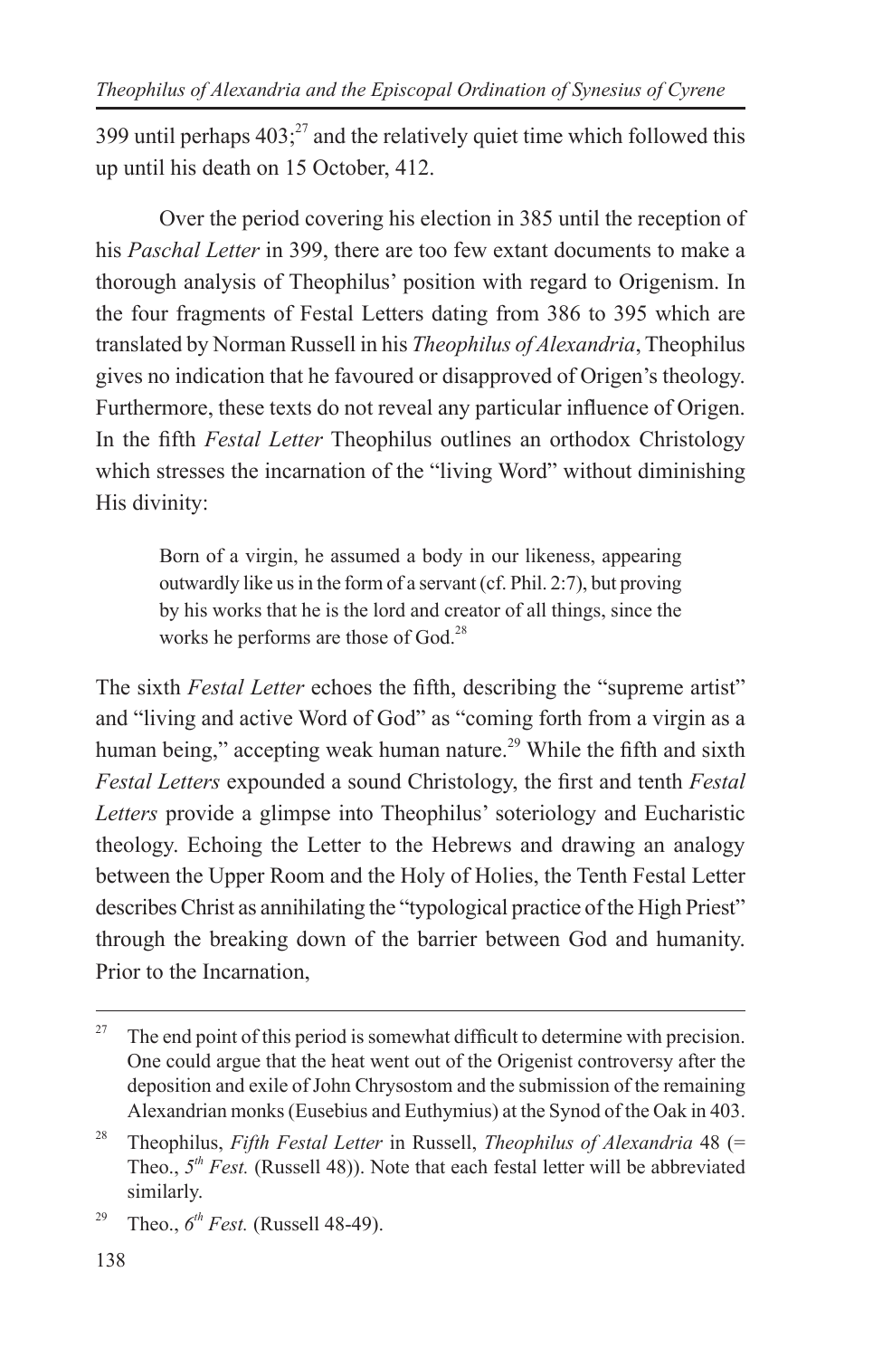399 until perhaps 403;[27] and the relatively quiet time which followed this up until his death on 15 October, 412.

Over the period covering his election in 385 until the reception of his *Paschal Letter* in 399, there are too few extant documents to make a thorough analysis of Theophilus' position with regard to Origenism. In the four fragments of Festal Letters dating from 386 to 395 which are translated by Norman Russell in his *Theophilus of Alexandria*, Theophilus gives no indication that he favoured or disapproved of Origen's theology. Furthermore, these texts do not reveal any particular influence of Origen. In the fifth *Festal Letter* Theophilus outlines an orthodox Christology which stresses the incarnation of the "living Word" without diminishing His divinity:

> Born of a virgin, he assumed a body in our likeness, appearing outwardly like us in the form of a servant (cf. Phil. 2:7), but proving by his works that he is the lord and creator of all things, since the works he performs are those of God.[28]

The sixth *Festal Letter* echoes the fifth, describing the "supreme artist" and "living and active Word of God" as "coming forth from a virgin as a human being," accepting weak human nature.[29] While the fifth and sixth *Festal Letters* expounded a sound Christology, the first and tenth *Festal Letters* provide a glimpse into Theophilus' soteriology and Eucharistic theology. Echoing the Letter to the Hebrews and drawing an analogy between the Upper Room and the Holy of Holies, the Tenth Festal Letter describes Christ as annihilating the "typological practice of the High Priest" through the breaking down of the barrier between God and humanity. Prior to the Incarnation,

---

[27] The end point of this period is somewhat difficult to determine with precision. One could argue that the heat went out of the Origenist controversy after the deposition and exile of John Chrysostom and the submission of the remaining Alexandrian monks (Eusebius and Euthymius) at the Synod of the Oak in 403.

[28] Theophilus, *Fifth Festal Letter* in Russell, *Theophilus of Alexandria* 48 (= Theo., *5th Fest.* (Russell 48)). Note that each festal letter will be abbreviated similarly.

[29] Theo., *6th Fest.* (Russell 48-49).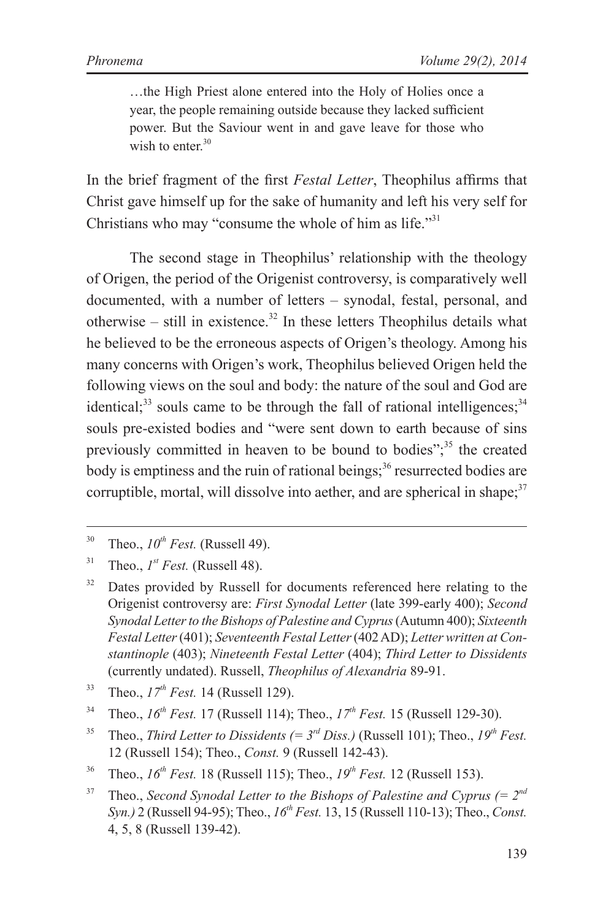> …the High Priest alone entered into the Holy of Holies once a year, the people remaining outside because they lacked sufficient power. But the Saviour went in and gave leave for those who wish to enter.[30]

In the brief fragment of the first *Festal Letter*, Theophilus affirms that Christ gave himself up for the sake of humanity and left his very self for Christians who may "consume the whole of him as life."[31]

The second stage in Theophilus' relationship with the theology of Origen, the period of the Origenist controversy, is comparatively well documented, with a number of letters – synodal, festal, personal, and otherwise – still in existence.[32] In these letters Theophilus details what he believed to be the erroneous aspects of Origen's theology. Among his many concerns with Origen's work, Theophilus believed Origen held the following views on the soul and body: the nature of the soul and God are identical;[33] souls came to be through the fall of rational intelligences;[34] souls pre-existed bodies and "were sent down to earth because of sins previously committed in heaven to be bound to bodies";[35] the created body is emptiness and the ruin of rational beings;[36] resurrected bodies are corruptible, mortal, will dissolve into aether, and are spherical in shape;[37]

---

[30] Theo., *10th Fest.* (Russell 49).

[31] Theo., *1st Fest.* (Russell 48).

[32] Dates provided by Russell for documents referenced here relating to the Origenist controversy are: *First Synodal Letter* (late 399-early 400); *Second Synodal Letter to the Bishops of Palestine and Cyprus* (Autumn 400); *Sixteenth Festal Letter* (401); *Seventeenth Festal Letter* (402 AD); *Letter written at Constantinople* (403); *Nineteenth Festal Letter* (404); *Third Letter to Dissidents* (currently undated). Russell, *Theophilus of Alexandria* 89-91.

[33] Theo., *17th Fest.* 14 (Russell 129).

[34] Theo., *16th Fest.* 17 (Russell 114); Theo., *17th Fest.* 15 (Russell 129-30).

[35] Theo., *Third Letter to Dissidents (= 3rd Diss.)* (Russell 101); Theo., *19th Fest.* 12 (Russell 154); Theo., *Const.* 9 (Russell 142-43).

[36] Theo., *16th Fest.* 18 (Russell 115); Theo., *19th Fest.* 12 (Russell 153).

[37] Theo., *Second Synodal Letter to the Bishops of Palestine and Cyprus (= 2nd Syn.)* 2 (Russell 94-95); Theo., *16th Fest.* 13, 15 (Russell 110-13); Theo., *Const.* 4, 5, 8 (Russell 139-42).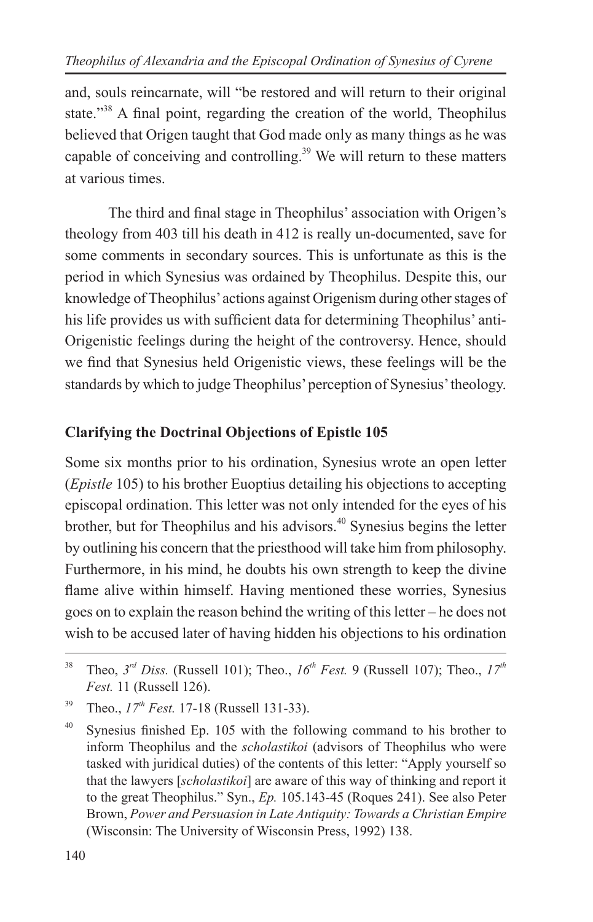and, souls reincarnate, will "be restored and will return to their original state."[38] A final point, regarding the creation of the world, Theophilus believed that Origen taught that God made only as many things as he was capable of conceiving and controlling.[39] We will return to these matters at various times.

The third and final stage in Theophilus' association with Origen's theology from 403 till his death in 412 is really un-documented, save for some comments in secondary sources. This is unfortunate as this is the period in which Synesius was ordained by Theophilus. Despite this, our knowledge of Theophilus' actions against Origenism during other stages of his life provides us with sufficient data for determining Theophilus' anti-Origenistic feelings during the height of the controversy. Hence, should we find that Synesius held Origenistic views, these feelings will be the standards by which to judge Theophilus' perception of Synesius' theology.

### Clarifying the Doctrinal Objections of Epistle 105

Some six months prior to his ordination, Synesius wrote an open letter (*Epistle* 105) to his brother Euoptius detailing his objections to accepting episcopal ordination. This letter was not only intended for the eyes of his brother, but for Theophilus and his advisors.[40] Synesius begins the letter by outlining his concern that the priesthood will take him from philosophy. Furthermore, in his mind, he doubts his own strength to keep the divine flame alive within himself. Having mentioned these worries, Synesius goes on to explain the reason behind the writing of this letter – he does not wish to be accused later of having hidden his objections to his ordination

---

[38] Theo, *3rd Diss.* (Russell 101); Theo., *16th Fest.* 9 (Russell 107); Theo., *17th Fest.* 11 (Russell 126).

[39] Theo., *17th Fest.* 17-18 (Russell 131-33).

[40] Synesius finished Ep. 105 with the following command to his brother to inform Theophilus and the *scholastikoi* (advisors of Theophilus who were tasked with juridical duties) of the contents of this letter: "Apply yourself so that the lawyers [*scholastikoi*] are aware of this way of thinking and report it to the great Theophilus." Syn., *Ep.* 105.143-45 (Roques 241). See also Peter Brown, *Power and Persuasion in Late Antiquity: Towards a Christian Empire* (Wisconsin: The University of Wisconsin Press, 1992) 138.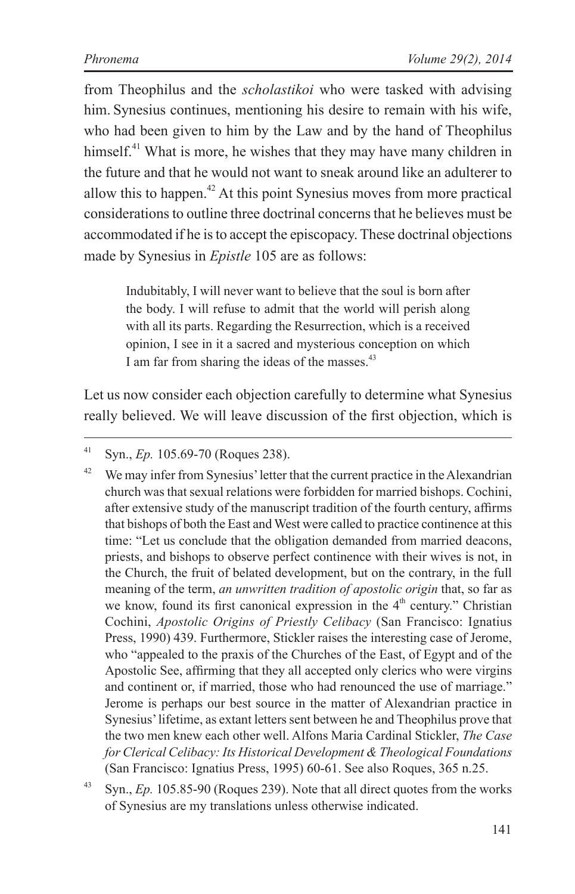from Theophilus and the *scholastikoi* who were tasked with advising him. Synesius continues, mentioning his desire to remain with his wife, who had been given to him by the Law and by the hand of Theophilus himself.[41] What is more, he wishes that they may have many children in the future and that he would not want to sneak around like an adulterer to allow this to happen.[42] At this point Synesius moves from more practical considerations to outline three doctrinal concerns that he believes must be accommodated if he is to accept the episcopacy. These doctrinal objections made by Synesius in *Epistle* 105 are as follows:

> Indubitably, I will never want to believe that the soul is born after the body. I will refuse to admit that the world will perish along with all its parts. Regarding the Resurrection, which is a received opinion, I see in it a sacred and mysterious conception on which I am far from sharing the ideas of the masses.[43]

Let us now consider each objection carefully to determine what Synesius really believed. We will leave discussion of the first objection, which is

---

[41] Syn., *Ep.* 105.69-70 (Roques 238).

[42] We may infer from Synesius' letter that the current practice in the Alexandrian church was that sexual relations were forbidden for married bishops. Cochini, after extensive study of the manuscript tradition of the fourth century, affirms that bishops of both the East and West were called to practice continence at this time: "Let us conclude that the obligation demanded from married deacons, priests, and bishops to observe perfect continence with their wives is not, in the Church, the fruit of belated development, but on the contrary, in the full meaning of the term, *an unwritten tradition of apostolic origin* that, so far as we know, found its first canonical expression in the 4th century." Christian Cochini, *Apostolic Origins of Priestly Celibacy* (San Francisco: Ignatius Press, 1990) 439. Furthermore, Stickler raises the interesting case of Jerome, who "appealed to the praxis of the Churches of the East, of Egypt and of the Apostolic See, affirming that they all accepted only clerics who were virgins and continent or, if married, those who had renounced the use of marriage." Jerome is perhaps our best source in the matter of Alexandrian practice in Synesius' lifetime, as extant letters sent between he and Theophilus prove that the two men knew each other well. Alfons Maria Cardinal Stickler, *The Case for Clerical Celibacy: Its Historical Development & Theological Foundations* (San Francisco: Ignatius Press, 1995) 60-61. See also Roques, 365 n.25.

[43] Syn., *Ep.* 105.85-90 (Roques 239). Note that all direct quotes from the works of Synesius are my translations unless otherwise indicated.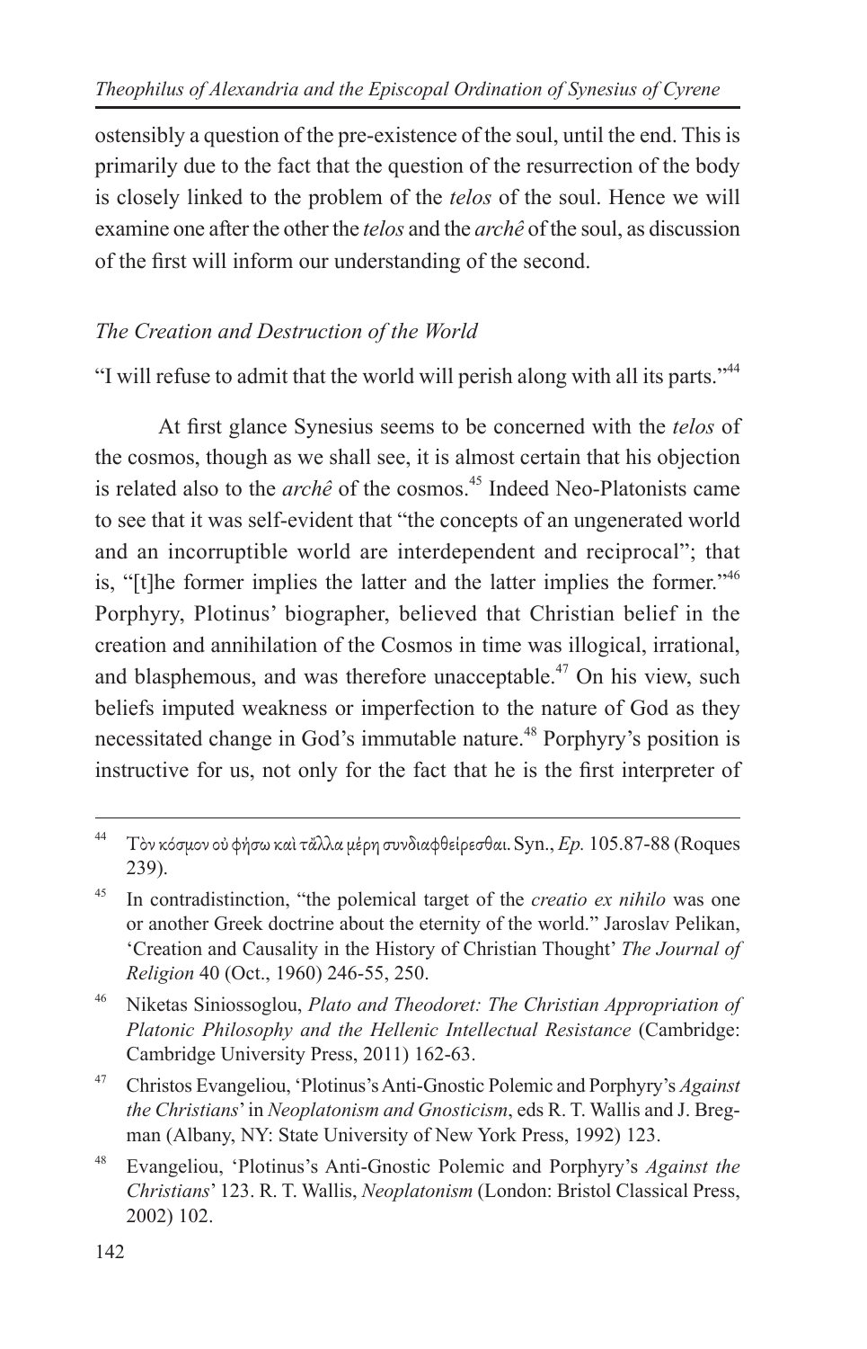ostensibly a question of the pre-existence of the soul, until the end. This is primarily due to the fact that the question of the resurrection of the body is closely linked to the problem of the *telos* of the soul. Hence we will examine one after the other the *telos* and the *archê* of the soul, as discussion of the first will inform our understanding of the second.

### *The Creation and Destruction of the World*

"I will refuse to admit that the world will perish along with all its parts."[44]

At first glance Synesius seems to be concerned with the *telos* of the cosmos, though as we shall see, it is almost certain that his objection is related also to the *archê* of the cosmos.[45] Indeed Neo-Platonists came to see that it was self-evident that "the concepts of an ungenerated world and an incorruptible world are interdependent and reciprocal"; that is, "[t]he former implies the latter and the latter implies the former."[46] Porphyry, Plotinus' biographer, believed that Christian belief in the creation and annihilation of the Cosmos in time was illogical, irrational, and blasphemous, and was therefore unacceptable.[47] On his view, such beliefs imputed weakness or imperfection to the nature of God as they necessitated change in God's immutable nature.[48] Porphyry's position is instructive for us, not only for the fact that he is the first interpreter of

---

[44] Τὸν κόσμον οὐ φήσω καὶ τἄλλα μέρη συνδιαφθείρεσθαι. Syn., *Ep.* 105.87-88 (Roques 239).

[45] In contradistinction, "the polemical target of the *creatio ex nihilo* was one or another Greek doctrine about the eternity of the world." Jaroslav Pelikan, 'Creation and Causality in the History of Christian Thought' *The Journal of Religion* 40 (Oct., 1960) 246-55, 250.

[46] Niketas Siniossoglou, *Plato and Theodoret: The Christian Appropriation of Platonic Philosophy and the Hellenic Intellectual Resistance* (Cambridge: Cambridge University Press, 2011) 162-63.

[47] Christos Evangeliou, 'Plotinus's Anti-Gnostic Polemic and Porphyry's *Against the Christians*' in *Neoplatonism and Gnosticism*, eds R. T. Wallis and J. Bregman (Albany, NY: State University of New York Press, 1992) 123.

[48] Evangeliou, 'Plotinus's Anti-Gnostic Polemic and Porphyry's *Against the Christians*' 123. R. T. Wallis, *Neoplatonism* (London: Bristol Classical Press, 2002) 102.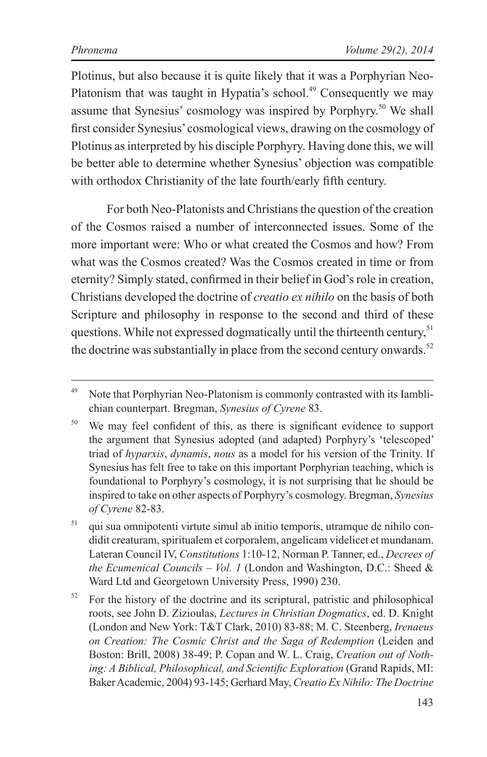Plotinus, but also because it is quite likely that it was a Porphyrian Neo-Platonism that was taught in Hypatia's school.[49] Consequently we may assume that Synesius' cosmology was inspired by Porphyry.[50] We shall first consider Synesius' cosmological views, drawing on the cosmology of Plotinus as interpreted by his disciple Porphyry. Having done this, we will be better able to determine whether Synesius' objection was compatible with orthodox Christianity of the late fourth/early fifth century.

For both Neo-Platonists and Christians the question of the creation of the Cosmos raised a number of interconnected issues. Some of the more important were: Who or what created the Cosmos and how? From what was the Cosmos created? Was the Cosmos created in time or from eternity? Simply stated, confirmed in their belief in God's role in creation, Christians developed the doctrine of *creatio ex nihilo* on the basis of both Scripture and philosophy in response to the second and third of these questions. While not expressed dogmatically until the thirteenth century,[51] the doctrine was substantially in place from the second century onwards.[52]

---

[49] Note that Porphyrian Neo-Platonism is commonly contrasted with its Iamblichian counterpart. Bregman, *Synesius of Cyrene* 83.

[50] We may feel confident of this, as there is significant evidence to support the argument that Synesius adopted (and adapted) Porphyry's 'telescoped' triad of *hyparxis*, *dynamis*, *nous* as a model for his version of the Trinity. If Synesius has felt free to take on this important Porphyrian teaching, which is foundational to Porphyry's cosmology, it is not surprising that he should be inspired to take on other aspects of Porphyry's cosmology. Bregman, *Synesius of Cyrene* 82-83.

[51] qui sua omnipotenti virtute simul ab initio temporis, utramque de nihilo condidit creaturam, spiritualem et corporalem, angelicam videlicet et mundanam. Lateran Council IV, *Constitutions* 1:10-12, Norman P. Tanner, ed., *Decrees of the Ecumenical Councils – Vol. 1* (London and Washington, D.C.: Sheed & Ward Ltd and Georgetown University Press, 1990) 230.

[52] For the history of the doctrine and its scriptural, patristic and philosophical roots, see John D. Zizioulas, *Lectures in Christian Dogmatics*, ed. D. Knight (London and New York: T&T Clark, 2010) 83-88; M. C. Steenberg, *Irenaeus on Creation: The Cosmic Christ and the Saga of Redemption* (Leiden and Boston: Brill, 2008) 38-49; P. Copan and W. L. Craig, *Creation out of Nothing: A Biblical, Philosophical, and Scientific Exploration* (Grand Rapids, MI: Baker Academic, 2004) 93-145; Gerhard May, *Creatio Ex Nihilo: The Doctrine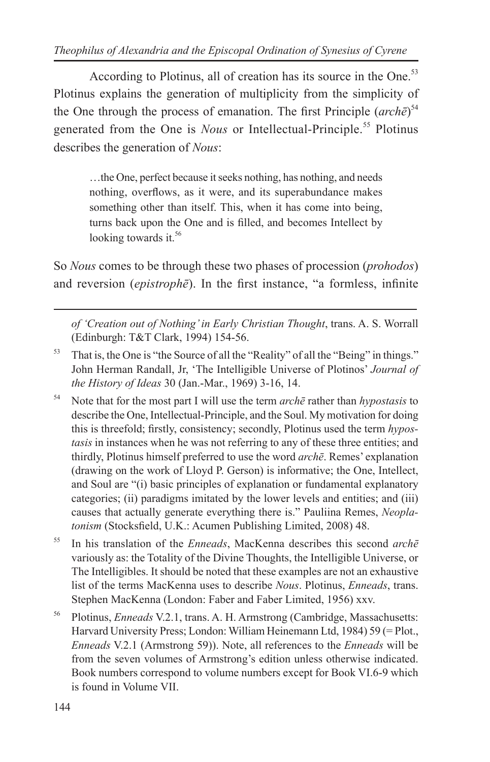According to Plotinus, all of creation has its source in the One.[53] Plotinus explains the generation of multiplicity from the simplicity of the One through the process of emanation. The first Principle (*archē*)[54] generated from the One is *Nous* or Intellectual-Principle.[55] Plotinus describes the generation of *Nous*:

> …the One, perfect because it seeks nothing, has nothing, and needs nothing, overflows, as it were, and its superabundance makes something other than itself. This, when it has come into being, turns back upon the One and is filled, and becomes Intellect by looking towards it.[56]

So *Nous* comes to be through these two phases of procession (*prohodos*) and reversion (*epistrophē*). In the first instance, "a formless, infinite

---

*of 'Creation out of Nothing' in Early Christian Thought*, trans. A. S. Worrall (Edinburgh: T&T Clark, 1994) 154-56.

[53] That is, the One is "the Source of all the "Reality" of all the "Being" in things." John Herman Randall, Jr, 'The Intelligible Universe of Plotinus' *Journal of the History of Ideas* 30 (Jan.-Mar., 1969) 3-16, 14.

[54] Note that for the most part I will use the term *archē* rather than *hypostasis* to describe the One, Intellectual-Principle, and the Soul. My motivation for doing this is threefold; firstly, consistency; secondly, Plotinus used the term *hypostasis* in instances when he was not referring to any of these three entities; and thirdly, Plotinus himself preferred to use the word *archē*. Remes' explanation (drawing on the work of Lloyd P. Gerson) is informative; the One, Intellect, and Soul are "(i) basic principles of explanation or fundamental explanatory categories; (ii) paradigms imitated by the lower levels and entities; and (iii) causes that actually generate everything there is." Pauliina Remes, *Neoplatonism* (Stocksfield, U.K.: Acumen Publishing Limited, 2008) 48.

[55] In his translation of the *Enneads*, MacKenna describes this second *archē* variously as: the Totality of the Divine Thoughts, the Intelligible Universe, or The Intelligibles. It should be noted that these examples are not an exhaustive list of the terms MacKenna uses to describe *Nous*. Plotinus, *Enneads*, trans. Stephen MacKenna (London: Faber and Faber Limited, 1956) xxv.

[56] Plotinus, *Enneads* V.2.1, trans. A. H. Armstrong (Cambridge, Massachusetts: Harvard University Press; London: William Heinemann Ltd, 1984) 59 (= Plot., *Enneads* V.2.1 (Armstrong 59)). Note, all references to the *Enneads* will be from the seven volumes of Armstrong's edition unless otherwise indicated. Book numbers correspond to volume numbers except for Book VI.6-9 which is found in Volume VII.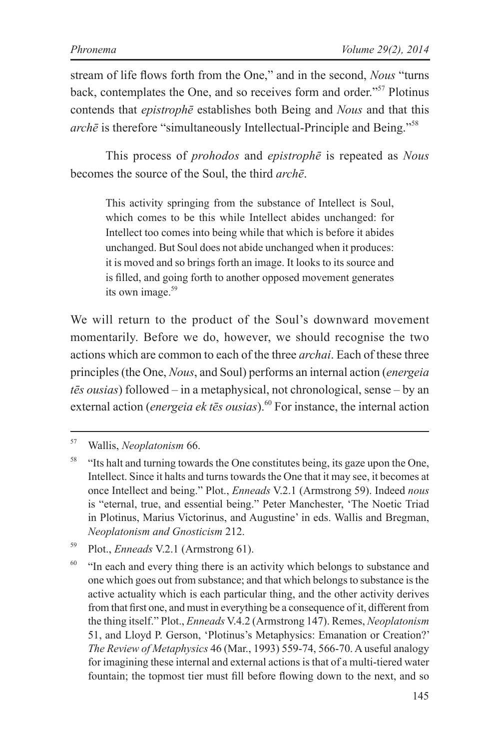stream of life flows forth from the One," and in the second, *Nous* "turns back, contemplates the One, and so receives form and order."[57] Plotinus contends that *epistrophē* establishes both Being and *Nous* and that this *archē* is therefore "simultaneously Intellectual-Principle and Being."[58]

This process of *prohodos* and *epistrophē* is repeated as *Nous* becomes the source of the Soul, the third *archē*.

> This activity springing from the substance of Intellect is Soul, which comes to be this while Intellect abides unchanged: for Intellect too comes into being while that which is before it abides unchanged. But Soul does not abide unchanged when it produces: it is moved and so brings forth an image. It looks to its source and is filled, and going forth to another opposed movement generates its own image.[59]

We will return to the product of the Soul's downward movement momentarily. Before we do, however, we should recognise the two actions which are common to each of the three *archai*. Each of these three principles (the One, *Nous*, and Soul) performs an internal action (*energeia tēs ousias*) followed – in a metaphysical, not chronological, sense – by an external action (*energeia ek tēs ousias*).[60] For instance, the internal action

---

[57] Wallis, *Neoplatonism* 66.

[58] "Its halt and turning towards the One constitutes being, its gaze upon the One, Intellect. Since it halts and turns towards the One that it may see, it becomes at once Intellect and being." Plot., *Enneads* V.2.1 (Armstrong 59). Indeed *nous* is "eternal, true, and essential being." Peter Manchester, 'The Noetic Triad in Plotinus, Marius Victorinus, and Augustine' in eds. Wallis and Bregman, *Neoplatonism and Gnosticism* 212.

[59] Plot., *Enneads* V.2.1 (Armstrong 61).

[60] "In each and every thing there is an activity which belongs to substance and one which goes out from substance; and that which belongs to substance is the active actuality which is each particular thing, and the other activity derives from that first one, and must in everything be a consequence of it, different from the thing itself." Plot., *Enneads* V.4.2 (Armstrong 147). Remes, *Neoplatonism* 51, and Lloyd P. Gerson, 'Plotinus's Metaphysics: Emanation or Creation?' *The Review of Metaphysics* 46 (Mar., 1993) 559-74, 566-70. A useful analogy for imagining these internal and external actions is that of a multi-tiered water fountain; the topmost tier must fill before flowing down to the next, and so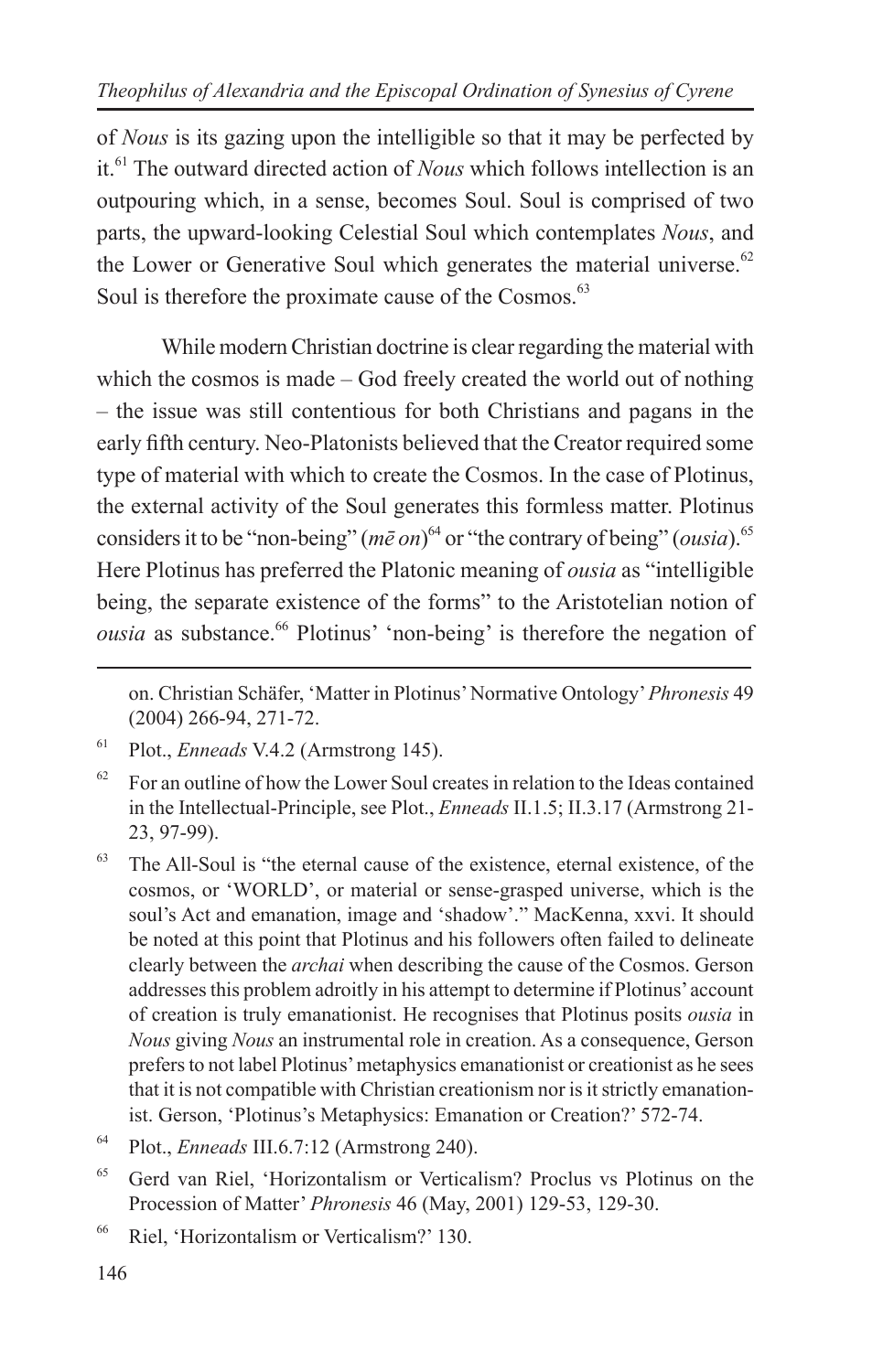of *Nous* is its gazing upon the intelligible so that it may be perfected by it.[61] The outward directed action of *Nous* which follows intellection is an outpouring which, in a sense, becomes Soul. Soul is comprised of two parts, the upward-looking Celestial Soul which contemplates *Nous*, and the Lower or Generative Soul which generates the material universe.[62] Soul is therefore the proximate cause of the Cosmos.[63]

While modern Christian doctrine is clear regarding the material with which the cosmos is made – God freely created the world out of nothing – the issue was still contentious for both Christians and pagans in the early fifth century. Neo-Platonists believed that the Creator required some type of material with which to create the Cosmos. In the case of Plotinus, the external activity of the Soul generates this formless matter. Plotinus considers it to be "non-being" (*mē on*)[64] or "the contrary of being" (*ousia*).[65] Here Plotinus has preferred the Platonic meaning of *ousia* as "intelligible being, the separate existence of the forms" to the Aristotelian notion of *ousia* as substance.[66] Plotinus' 'non-being' is therefore the negation of

---

on. Christian Schäfer, 'Matter in Plotinus' Normative Ontology' *Phronesis* 49 (2004) 266-94, 271-72.

[61] Plot., *Enneads* V.4.2 (Armstrong 145).

[62] For an outline of how the Lower Soul creates in relation to the Ideas contained in the Intellectual-Principle, see Plot., *Enneads* II.1.5; II.3.17 (Armstrong 21-23, 97-99).

[63] The All-Soul is "the eternal cause of the existence, eternal existence, of the cosmos, or 'WORLD', or material or sense-grasped universe, which is the soul's Act and emanation, image and 'shadow'." MacKenna, xxvi. It should be noted at this point that Plotinus and his followers often failed to delineate clearly between the *archai* when describing the cause of the Cosmos. Gerson addresses this problem adroitly in his attempt to determine if Plotinus' account of creation is truly emanationist. He recognises that Plotinus posits *ousia* in *Nous* giving *Nous* an instrumental role in creation. As a consequence, Gerson prefers to not label Plotinus' metaphysics emanationist or creationist as he sees that it is not compatible with Christian creationism nor is it strictly emanationist. Gerson, 'Plotinus's Metaphysics: Emanation or Creation?' 572-74.

[64] Plot., *Enneads* III.6.7:12 (Armstrong 240).

[65] Gerd van Riel, 'Horizontalism or Verticalism? Proclus vs Plotinus on the Procession of Matter' *Phronesis* 46 (May, 2001) 129-53, 129-30.

[66] Riel, 'Horizontalism or Verticalism?' 130.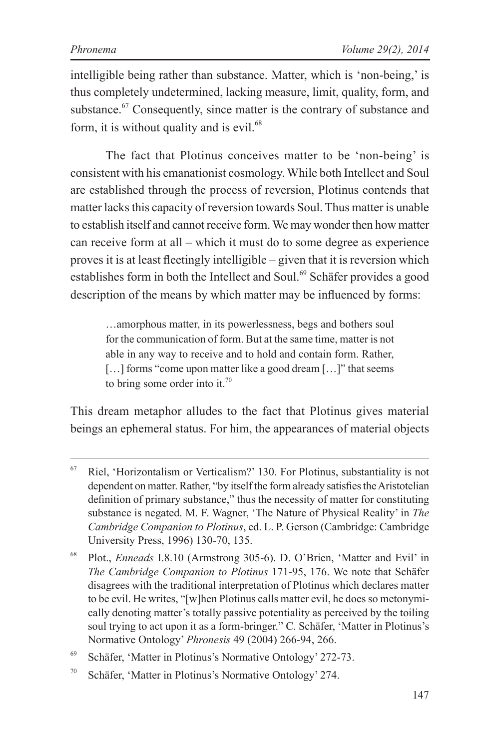intelligible being rather than substance. Matter, which is 'non-being,' is thus completely undetermined, lacking measure, limit, quality, form, and substance.[67] Consequently, since matter is the contrary of substance and form, it is without quality and is evil.[68]

The fact that Plotinus conceives matter to be 'non-being' is consistent with his emanationist cosmology. While both Intellect and Soul are established through the process of reversion, Plotinus contends that matter lacks this capacity of reversion towards Soul. Thus matter is unable to establish itself and cannot receive form. We may wonder then how matter can receive form at all – which it must do to some degree as experience proves it is at least fleetingly intelligible – given that it is reversion which establishes form in both the Intellect and Soul.[69] Schäfer provides a good description of the means by which matter may be influenced by forms:

> …amorphous matter, in its powerlessness, begs and bothers soul for the communication of form. But at the same time, matter is not able in any way to receive and to hold and contain form. Rather, […] forms "come upon matter like a good dream […]" that seems to bring some order into it.[70]

This dream metaphor alludes to the fact that Plotinus gives material beings an ephemeral status. For him, the appearances of material objects

---

[67] Riel, 'Horizontalism or Verticalism?' 130. For Plotinus, substantiality is not dependent on matter. Rather, "by itself the form already satisfies the Aristotelian definition of primary substance," thus the necessity of matter for constituting substance is negated. M. F. Wagner, 'The Nature of Physical Reality' in *The Cambridge Companion to Plotinus*, ed. L. P. Gerson (Cambridge: Cambridge University Press, 1996) 130-70, 135.

[68] Plot., *Enneads* I.8.10 (Armstrong 305-6). D. O'Brien, 'Matter and Evil' in *The Cambridge Companion to Plotinus* 171-95, 176. We note that Schäfer disagrees with the traditional interpretation of Plotinus which declares matter to be evil. He writes, "[w]hen Plotinus calls matter evil, he does so metonymically denoting matter's totally passive potentiality as perceived by the toiling soul trying to act upon it as a form-bringer." C. Schäfer, 'Matter in Plotinus's Normative Ontology' *Phronesis* 49 (2004) 266-94, 266.

[69] Schäfer, 'Matter in Plotinus's Normative Ontology' 272-73.

[70] Schäfer, 'Matter in Plotinus's Normative Ontology' 274.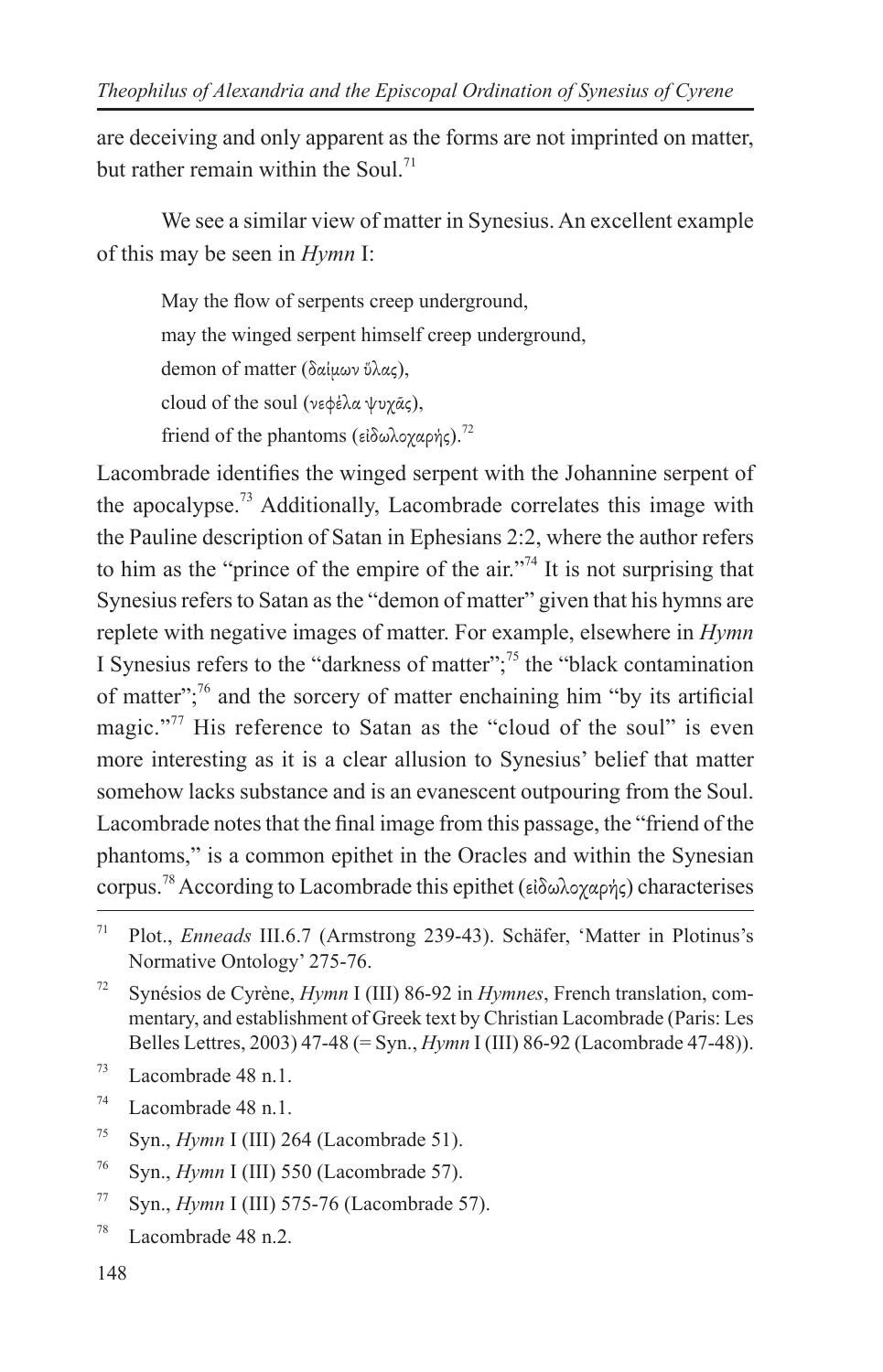are deceiving and only apparent as the forms are not imprinted on matter, but rather remain within the Soul.[71]

We see a similar view of matter in Synesius. An excellent example of this may be seen in *Hymn* I:

> May the flow of serpents creep underground,  
> may the winged serpent himself creep underground,  
> demon of matter (δαίμων ὕλας),  
> cloud of the soul (νεφέλα ψυχᾶς),  
> friend of the phantoms (εἰδωλοχαρής).[72]

Lacombrade identifies the winged serpent with the Johannine serpent of the apocalypse.[73] Additionally, Lacombrade correlates this image with the Pauline description of Satan in Ephesians 2:2, where the author refers to him as the "prince of the empire of the air."[74] It is not surprising that Synesius refers to Satan as the "demon of matter" given that his hymns are replete with negative images of matter. For example, elsewhere in *Hymn* I Synesius refers to the "darkness of matter";[75] the "black contamination of matter";[76] and the sorcery of matter enchaining him "by its artificial magic."[77] His reference to Satan as the "cloud of the soul" is even more interesting as it is a clear allusion to Synesius' belief that matter somehow lacks substance and is an evanescent outpouring from the Soul. Lacombrade notes that the final image from this passage, the "friend of the phantoms," is a common epithet in the Oracles and within the Synesian corpus.[78] According to Lacombrade this epithet (εἰδωλοχαρής) characterises

---

[71] Plot., *Enneads* III.6.7 (Armstrong 239-43). Schäfer, 'Matter in Plotinus's Normative Ontology' 275-76.

[72] Synésios de Cyrène, *Hymn* I (III) 86-92 in *Hymnes*, French translation, commentary, and establishment of Greek text by Christian Lacombrade (Paris: Les Belles Lettres, 2003) 47-48 (= Syn., *Hymn* I (III) 86-92 (Lacombrade 47-48)).

[73] Lacombrade 48 n.1.

[74] Lacombrade 48 n.1.

[75] Syn., *Hymn* I (III) 264 (Lacombrade 51).

[76] Syn., *Hymn* I (III) 550 (Lacombrade 57).

[77] Syn., *Hymn* I (III) 575-76 (Lacombrade 57).

[78] Lacombrade 48 n.2.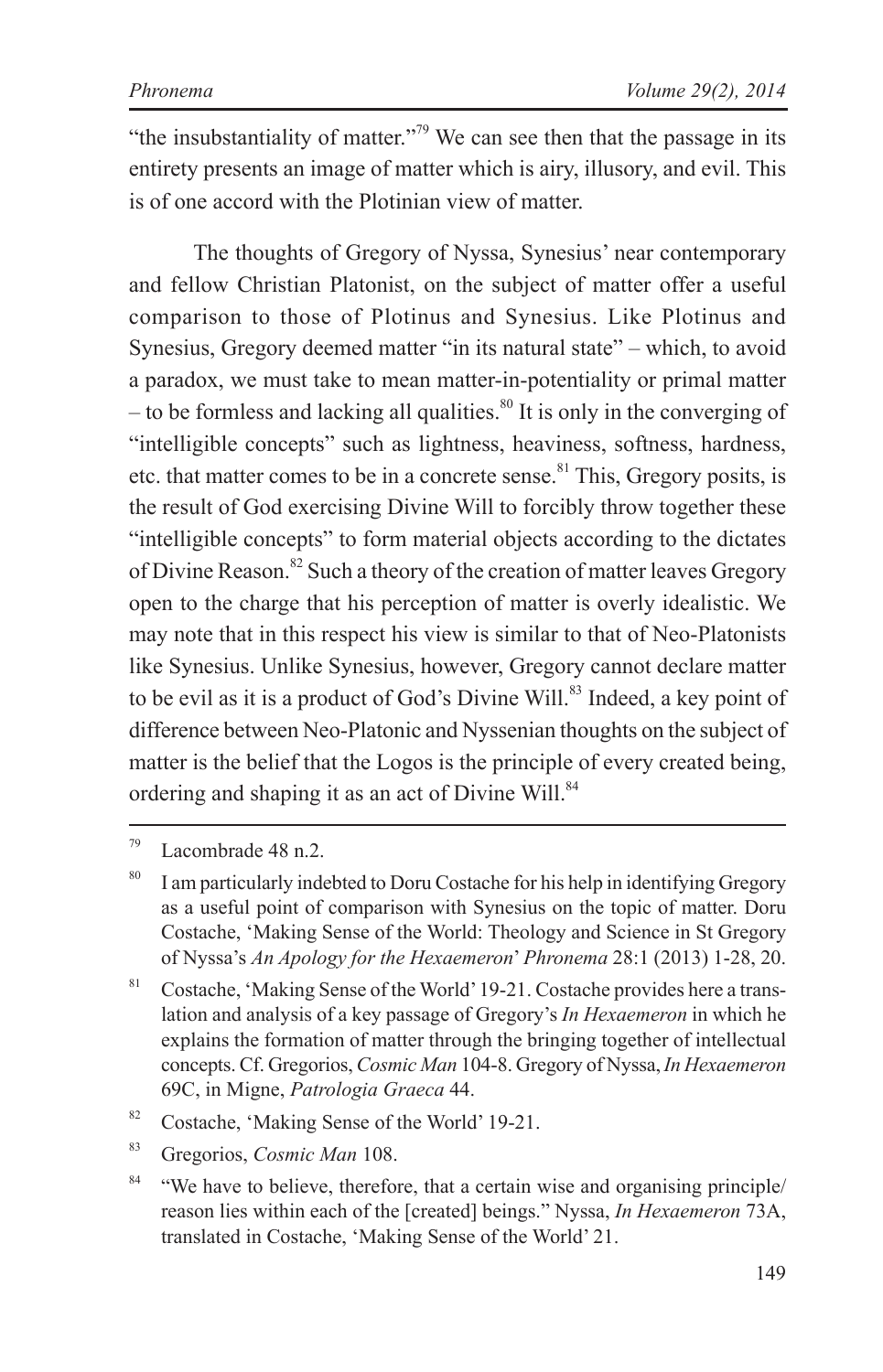"the insubstantiality of matter."[79] We can see then that the passage in its entirety presents an image of matter which is airy, illusory, and evil. This is of one accord with the Plotinian view of matter.

The thoughts of Gregory of Nyssa, Synesius' near contemporary and fellow Christian Platonist, on the subject of matter offer a useful comparison to those of Plotinus and Synesius. Like Plotinus and Synesius, Gregory deemed matter "in its natural state" – which, to avoid a paradox, we must take to mean matter-in-potentiality or primal matter – to be formless and lacking all qualities.[80] It is only in the converging of "intelligible concepts" such as lightness, heaviness, softness, hardness, etc. that matter comes to be in a concrete sense.[81] This, Gregory posits, is the result of God exercising Divine Will to forcibly throw together these "intelligible concepts" to form material objects according to the dictates of Divine Reason.[82] Such a theory of the creation of matter leaves Gregory open to the charge that his perception of matter is overly idealistic. We may note that in this respect his view is similar to that of Neo-Platonists like Synesius. Unlike Synesius, however, Gregory cannot declare matter to be evil as it is a product of God's Divine Will.[83] Indeed, a key point of difference between Neo-Platonic and Nyssenian thoughts on the subject of matter is the belief that the Logos is the principle of every created being, ordering and shaping it as an act of Divine Will.[84]

---

[79] Lacombrade 48 n.2.

[80] I am particularly indebted to Doru Costache for his help in identifying Gregory as a useful point of comparison with Synesius on the topic of matter. Doru Costache, 'Making Sense of the World: Theology and Science in St Gregory of Nyssa's *An Apology for the Hexaemeron*' *Phronema* 28:1 (2013) 1-28, 20.

[81] Costache, 'Making Sense of the World' 19-21. Costache provides here a translation and analysis of a key passage of Gregory's *In Hexaemeron* in which he explains the formation of matter through the bringing together of intellectual concepts. Cf. Gregorios, *Cosmic Man* 104-8. Gregory of Nyssa, *In Hexaemeron* 69C, in Migne, *Patrologia Graeca* 44.

[82] Costache, 'Making Sense of the World' 19-21.

[83] Gregorios, *Cosmic Man* 108.

[84] "We have to believe, therefore, that a certain wise and organising principle/reason lies within each of the [created] beings." Nyssa, *In Hexaemeron* 73A, translated in Costache, 'Making Sense of the World' 21.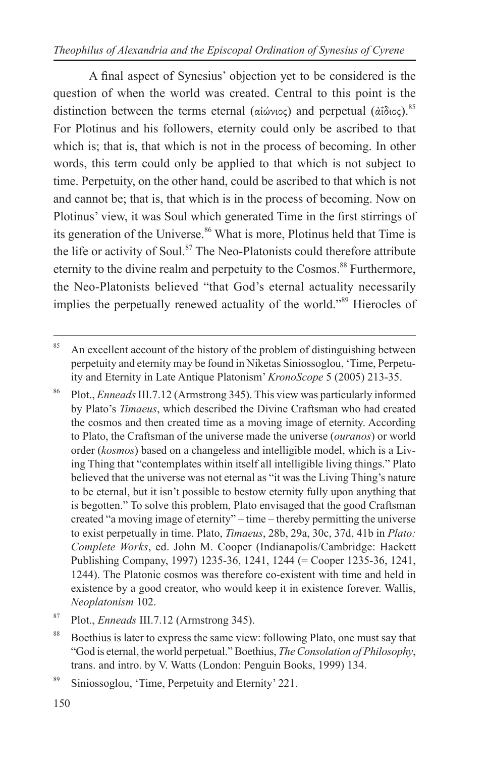A final aspect of Synesius' objection yet to be considered is the question of when the world was created. Central to this point is the distinction between the terms eternal (αἰώνιος) and perpetual (ἀΐδιος).[85] For Plotinus and his followers, eternity could only be ascribed to that which is; that is, that which is not in the process of becoming. In other words, this term could only be applied to that which is not subject to time. Perpetuity, on the other hand, could be ascribed to that which is not and cannot be; that is, that which is in the process of becoming. Now on Plotinus' view, it was Soul which generated Time in the first stirrings of its generation of the Universe.[86] What is more, Plotinus held that Time is the life or activity of Soul.[87] The Neo-Platonists could therefore attribute eternity to the divine realm and perpetuity to the Cosmos.[88] Furthermore, the Neo-Platonists believed "that God's eternal actuality necessarily implies the perpetually renewed actuality of the world."[89] Hierocles of

---

[85] An excellent account of the history of the problem of distinguishing between perpetuity and eternity may be found in Niketas Siniossoglou, 'Time, Perpetuity and Eternity in Late Antique Platonism' *KronoScope* 5 (2005) 213-35.

[86] Plot., *Enneads* III.7.12 (Armstrong 345). This view was particularly informed by Plato's *Timaeus*, which described the Divine Craftsman who had created the cosmos and then created time as a moving image of eternity. According to Plato, the Craftsman of the universe made the universe (*ouranos*) or world order (*kosmos*) based on a changeless and intelligible model, which is a Living Thing that "contemplates within itself all intelligible living things." Plato believed that the universe was not eternal as "it was the Living Thing's nature to be eternal, but it isn't possible to bestow eternity fully upon anything that is begotten." To solve this problem, Plato envisaged that the good Craftsman created "a moving image of eternity" – time – thereby permitting the universe to exist perpetually in time. Plato, *Timaeus*, 28b, 29a, 30c, 37d, 41b in *Plato: Complete Works*, ed. John M. Cooper (Indianapolis/Cambridge: Hackett Publishing Company, 1997) 1235-36, 1241, 1244 (= Cooper 1235-36, 1241, 1244). The Platonic cosmos was therefore co-existent with time and held in existence by a good creator, who would keep it in existence forever. Wallis, *Neoplatonism* 102.

[87] Plot., *Enneads* III.7.12 (Armstrong 345).

[88] Boethius is later to express the same view: following Plato, one must say that "God is eternal, the world perpetual." Boethius, *The Consolation of Philosophy*, trans. and intro. by V. Watts (London: Penguin Books, 1999) 134.

[89] Siniossoglou, 'Time, Perpetuity and Eternity' 221.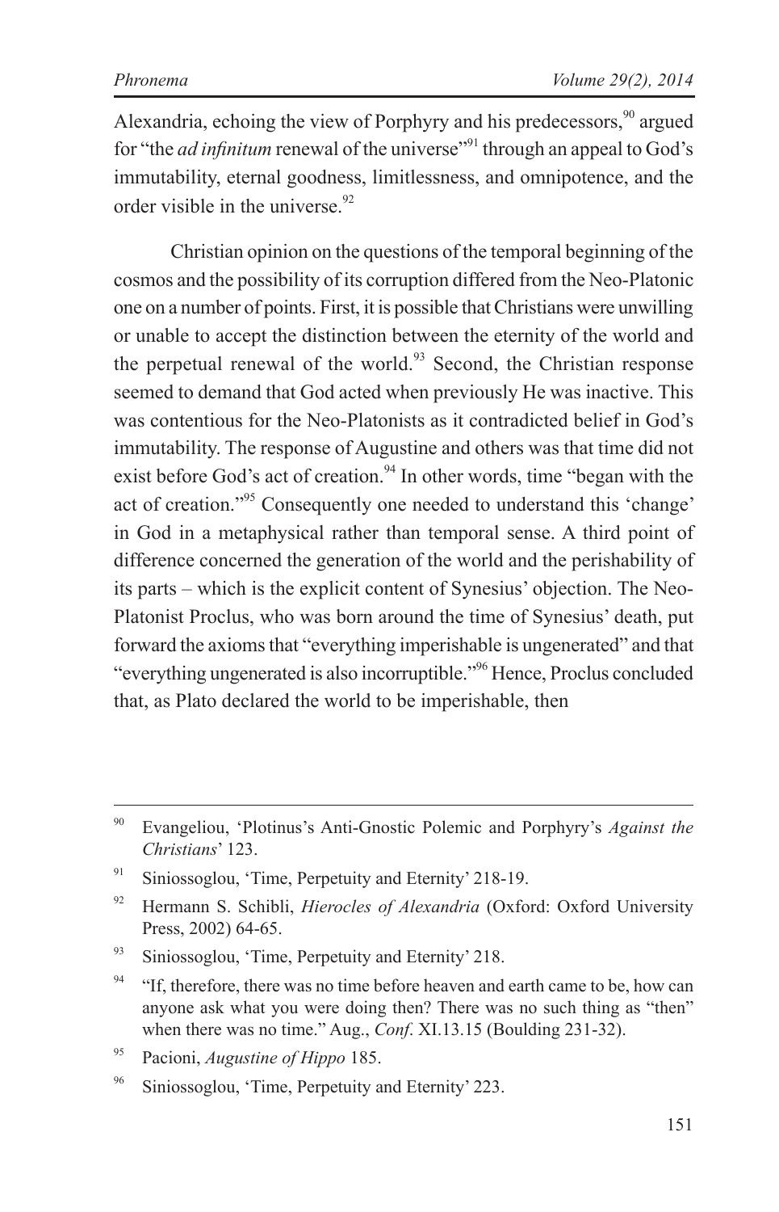Alexandria, echoing the view of Porphyry and his predecessors,[90] argued for "the *ad infinitum* renewal of the universe"[91] through an appeal to God's immutability, eternal goodness, limitlessness, and omnipotence, and the order visible in the universe.[92]

Christian opinion on the questions of the temporal beginning of the cosmos and the possibility of its corruption differed from the Neo-Platonic one on a number of points. First, it is possible that Christians were unwilling or unable to accept the distinction between the eternity of the world and the perpetual renewal of the world.[93] Second, the Christian response seemed to demand that God acted when previously He was inactive. This was contentious for the Neo-Platonists as it contradicted belief in God's immutability. The response of Augustine and others was that time did not exist before God's act of creation.[94] In other words, time "began with the act of creation."[95] Consequently one needed to understand this 'change' in God in a metaphysical rather than temporal sense. A third point of difference concerned the generation of the world and the perishability of its parts – which is the explicit content of Synesius' objection. The Neo-Platonist Proclus, who was born around the time of Synesius' death, put forward the axioms that "everything imperishable is ungenerated" and that "everything ungenerated is also incorruptible."[96] Hence, Proclus concluded that, as Plato declared the world to be imperishable, then

---

[90] Evangeliou, 'Plotinus's Anti-Gnostic Polemic and Porphyry's *Against the Christians*' 123.

[91] Siniossoglou, 'Time, Perpetuity and Eternity' 218-19.

[92] Hermann S. Schibli, *Hierocles of Alexandria* (Oxford: Oxford University Press, 2002) 64-65.

[93] Siniossoglou, 'Time, Perpetuity and Eternity' 218.

[94] "If, therefore, there was no time before heaven and earth came to be, how can anyone ask what you were doing then? There was no such thing as "then" when there was no time." Aug., *Conf*. XI.13.15 (Boulding 231-32).

[95] Pacioni, *Augustine of Hippo* 185.

[96] Siniossoglou, 'Time, Perpetuity and Eternity' 223.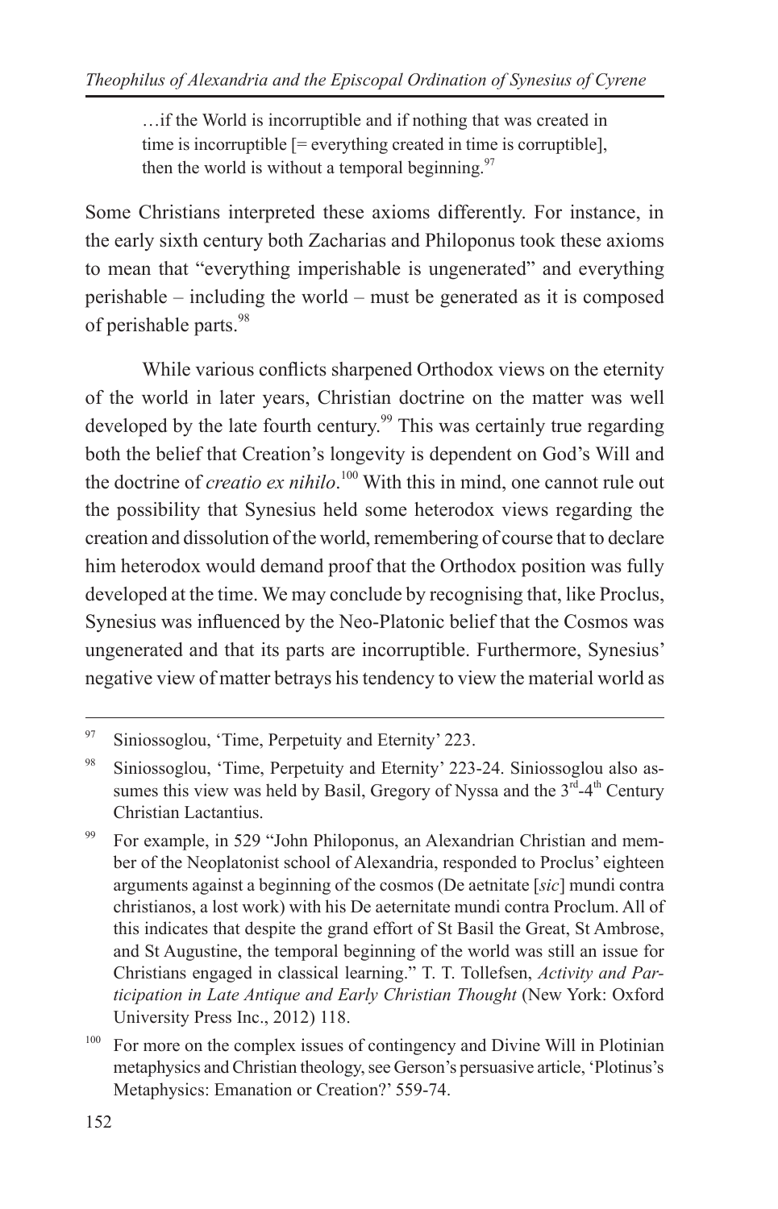> …if the World is incorruptible and if nothing that was created in time is incorruptible [= everything created in time is corruptible], then the world is without a temporal beginning.[97]

Some Christians interpreted these axioms differently. For instance, in the early sixth century both Zacharias and Philoponus took these axioms to mean that "everything imperishable is ungenerated" and everything perishable – including the world – must be generated as it is composed of perishable parts.[98]

While various conflicts sharpened Orthodox views on the eternity of the world in later years, Christian doctrine on the matter was well developed by the late fourth century.[99] This was certainly true regarding both the belief that Creation's longevity is dependent on God's Will and the doctrine of *creatio ex nihilo*.[100] With this in mind, one cannot rule out the possibility that Synesius held some heterodox views regarding the creation and dissolution of the world, remembering of course that to declare him heterodox would demand proof that the Orthodox position was fully developed at the time. We may conclude by recognising that, like Proclus, Synesius was influenced by the Neo-Platonic belief that the Cosmos was ungenerated and that its parts are incorruptible. Furthermore, Synesius' negative view of matter betrays his tendency to view the material world as

---

[97] Siniossoglou, 'Time, Perpetuity and Eternity' 223.

[98] Siniossoglou, 'Time, Perpetuity and Eternity' 223-24. Siniossoglou also assumes this view was held by Basil, Gregory of Nyssa and the 3rd-4th Century Christian Lactantius.

[99] For example, in 529 "John Philoponus, an Alexandrian Christian and member of the Neoplatonist school of Alexandria, responded to Proclus' eighteen arguments against a beginning of the cosmos (De aetnitate [*sic*] mundi contra christianos, a lost work) with his De aeternitate mundi contra Proclum. All of this indicates that despite the grand effort of St Basil the Great, St Ambrose, and St Augustine, the temporal beginning of the world was still an issue for Christians engaged in classical learning." T. T. Tollefsen, *Activity and Participation in Late Antique and Early Christian Thought* (New York: Oxford University Press Inc., 2012) 118.

[100] For more on the complex issues of contingency and Divine Will in Plotinian metaphysics and Christian theology, see Gerson's persuasive article, 'Plotinus's Metaphysics: Emanation or Creation?' 559-74.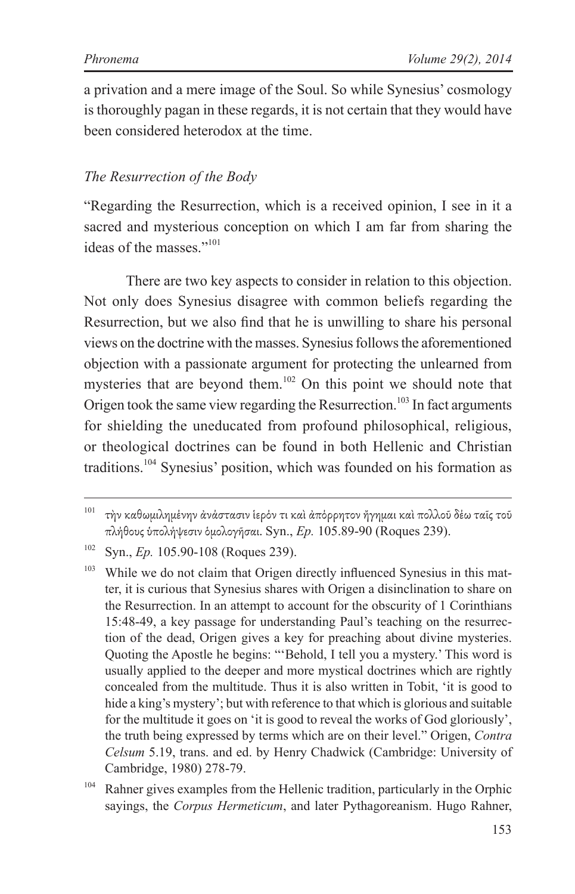a privation and a mere image of the Soul. So while Synesius' cosmology is thoroughly pagan in these regards, it is not certain that they would have been considered heterodox at the time.

### *The Resurrection of the Body*

"Regarding the Resurrection, which is a received opinion, I see in it a sacred and mysterious conception on which I am far from sharing the ideas of the masses."[101]

There are two key aspects to consider in relation to this objection. Not only does Synesius disagree with common beliefs regarding the Resurrection, but we also find that he is unwilling to share his personal views on the doctrine with the masses. Synesius follows the aforementioned objection with a passionate argument for protecting the unlearned from mysteries that are beyond them.[102] On this point we should note that Origen took the same view regarding the Resurrection.[103] In fact arguments for shielding the uneducated from profound philosophical, religious, or theological doctrines can be found in both Hellenic and Christian traditions.[104] Synesius' position, which was founded on his formation as

---

[101] τὴν καθωμιλημένην ἀνάστασιν ἱερόν τι καὶ ἀπόρρητον ἥγημαι καὶ πολλοῦ δέω ταῖς τοῦ πλήθους ὑπολήψεσιν ὁμολογῆσαι. Syn., *Ep.* 105.89-90 (Roques 239).

[102] Syn., *Ep.* 105.90-108 (Roques 239).

[103] While we do not claim that Origen directly influenced Synesius in this matter, it is curious that Synesius shares with Origen a disinclination to share on the Resurrection. In an attempt to account for the obscurity of 1 Corinthians 15:48-49, a key passage for understanding Paul's teaching on the resurrection of the dead, Origen gives a key for preaching about divine mysteries. Quoting the Apostle he begins: "'Behold, I tell you a mystery.' This word is usually applied to the deeper and more mystical doctrines which are rightly concealed from the multitude. Thus it is also written in Tobit, 'it is good to hide a king's mystery'; but with reference to that which is glorious and suitable for the multitude it goes on 'it is good to reveal the works of God gloriously', the truth being expressed by terms which are on their level." Origen, *Contra Celsum* 5.19, trans. and ed. by Henry Chadwick (Cambridge: University of Cambridge, 1980) 278-79.

[104] Rahner gives examples from the Hellenic tradition, particularly in the Orphic sayings, the *Corpus Hermeticum*, and later Pythagoreanism. Hugo Rahner,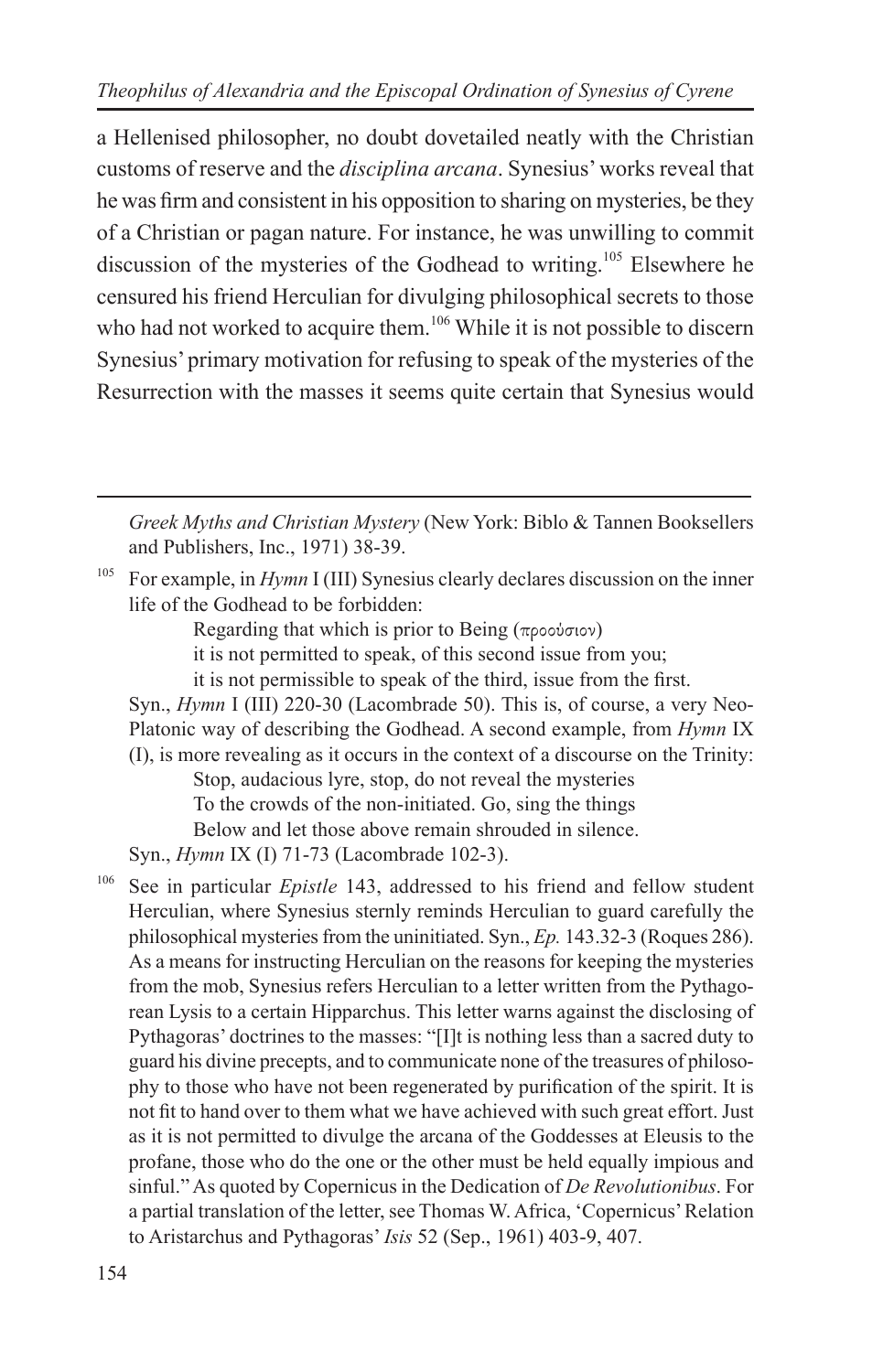a Hellenised philosopher, no doubt dovetailed neatly with the Christian customs of reserve and the *disciplina arcana*. Synesius' works reveal that he was firm and consistent in his opposition to sharing on mysteries, be they of a Christian or pagan nature. For instance, he was unwilling to commit discussion of the mysteries of the Godhead to writing.[105] Elsewhere he censured his friend Herculian for divulging philosophical secrets to those who had not worked to acquire them.[106] While it is not possible to discern Synesius' primary motivation for refusing to speak of the mysteries of the Resurrection with the masses it seems quite certain that Synesius would

---

*Greek Myths and Christian Mystery* (New York: Biblo & Tannen Booksellers and Publishers, Inc., 1971) 38-39.

[105] For example, in *Hymn* I (III) Synesius clearly declares discussion on the inner life of the Godhead to be forbidden:

> Regarding that which is prior to Being (προούσιον)
> it is not permitted to speak, of this second issue from you;
> it is not permissible to speak of the third, issue from the first.

Syn., *Hymn* I (III) 220-30 (Lacombrade 50). This is, of course, a very Neo-Platonic way of describing the Godhead. A second example, from *Hymn* IX (I), is more revealing as it occurs in the context of a discourse on the Trinity:

> Stop, audacious lyre, stop, do not reveal the mysteries
> To the crowds of the non-initiated. Go, sing the things
> Below and let those above remain shrouded in silence.

Syn., *Hymn* IX (I) 71-73 (Lacombrade 102-3).

[106] See in particular *Epistle* 143, addressed to his friend and fellow student Herculian, where Synesius sternly reminds Herculian to guard carefully the philosophical mysteries from the uninitiated. Syn., *Ep.* 143.32-3 (Roques 286). As a means for instructing Herculian on the reasons for keeping the mysteries from the mob, Synesius refers Herculian to a letter written from the Pythagorean Lysis to a certain Hipparchus. This letter warns against the disclosing of Pythagoras' doctrines to the masses: "[I]t is nothing less than a sacred duty to guard his divine precepts, and to communicate none of the treasures of philosophy to those who have not been regenerated by purification of the spirit. It is not fit to hand over to them what we have achieved with such great effort. Just as it is not permitted to divulge the arcana of the Goddesses at Eleusis to the profane, those who do the one or the other must be held equally impious and sinful." As quoted by Copernicus in the Dedication of *De Revolutionibus*. For a partial translation of the letter, see Thomas W. Africa, 'Copernicus' Relation to Aristarchus and Pythagoras' *Isis* 52 (Sep., 1961) 403-9, 407.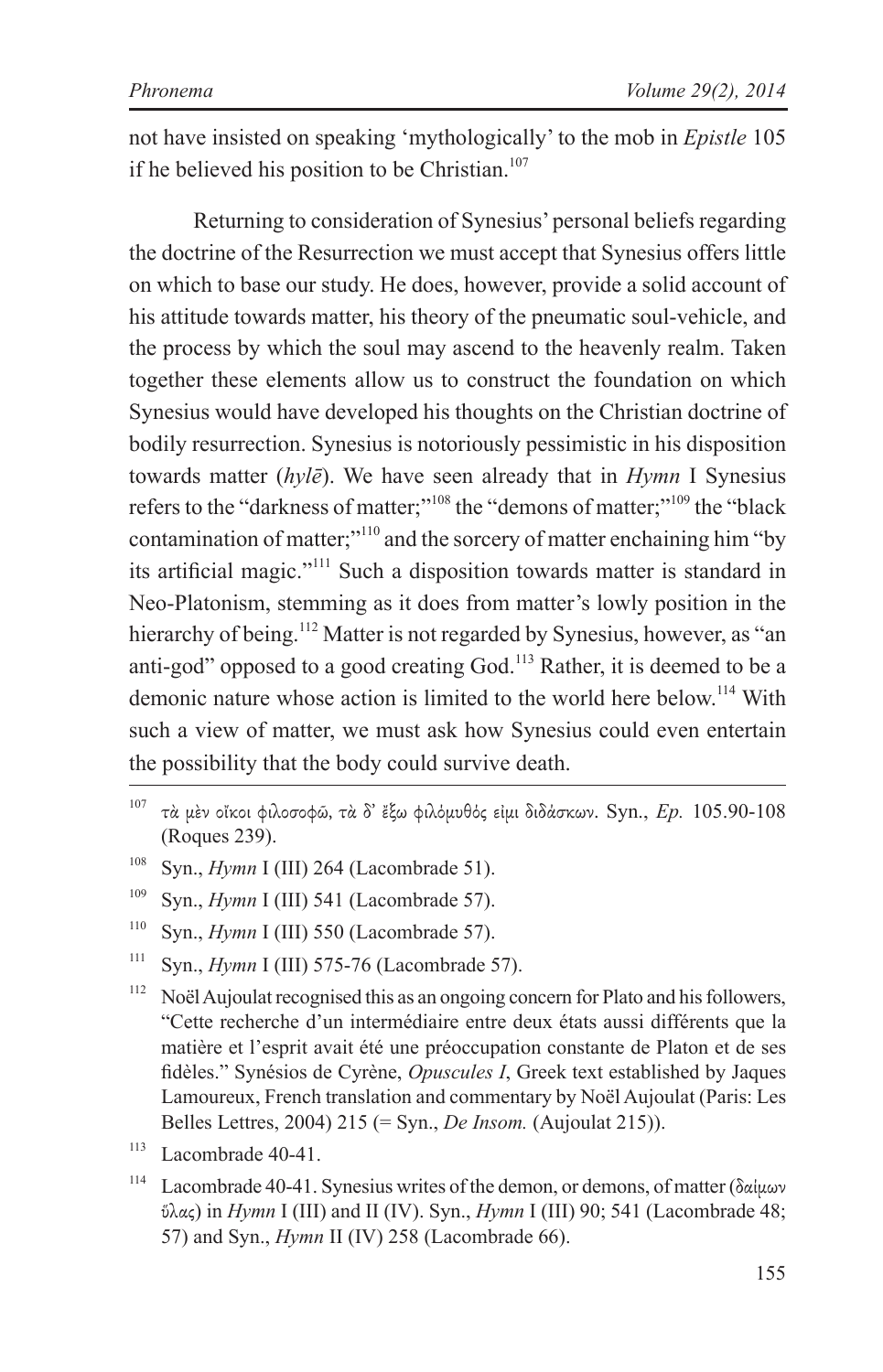not have insisted on speaking 'mythologically' to the mob in *Epistle* 105 if he believed his position to be Christian.[107]

Returning to consideration of Synesius' personal beliefs regarding the doctrine of the Resurrection we must accept that Synesius offers little on which to base our study. He does, however, provide a solid account of his attitude towards matter, his theory of the pneumatic soul-vehicle, and the process by which the soul may ascend to the heavenly realm. Taken together these elements allow us to construct the foundation on which Synesius would have developed his thoughts on the Christian doctrine of bodily resurrection. Synesius is notoriously pessimistic in his disposition towards matter (*hylē*). We have seen already that in *Hymn* I Synesius refers to the "darkness of matter;"[108] the "demons of matter;"[109] the "black contamination of matter;"[110] and the sorcery of matter enchaining him "by its artificial magic."[111] Such a disposition towards matter is standard in Neo-Platonism, stemming as it does from matter's lowly position in the hierarchy of being.[112] Matter is not regarded by Synesius, however, as "an anti-god" opposed to a good creating God.[113] Rather, it is deemed to be a demonic nature whose action is limited to the world here below.[114] With such a view of matter, we must ask how Synesius could even entertain the possibility that the body could survive death.

---

[107] τὰ μὲν οἴκοι φιλοσοφῶ, τὰ δ' ἔξω φιλόμυθός εἰμι διδάσκων. Syn., *Ep.* 105.90-108 (Roques 239).

[108] Syn., *Hymn* I (III) 264 (Lacombrade 51).

[109] Syn., *Hymn* I (III) 541 (Lacombrade 57).

[110] Syn., *Hymn* I (III) 550 (Lacombrade 57).

[111] Syn., *Hymn* I (III) 575-76 (Lacombrade 57).

[112] Noël Aujoulat recognised this as an ongoing concern for Plato and his followers, "Cette recherche d'un intermédiaire entre deux états aussi différents que la matière et l'esprit avait été une préoccupation constante de Platon et de ses fidèles." Synésios de Cyrène, *Opuscules I*, Greek text established by Jaques Lamoureux, French translation and commentary by Noël Aujoulat (Paris: Les Belles Lettres, 2004) 215 (= Syn., *De Insom.* (Aujoulat 215)).

[113] Lacombrade 40-41.

[114] Lacombrade 40-41. Synesius writes of the demon, or demons, of matter (δαίμων ὕλας) in *Hymn* I (III) and II (IV). Syn., *Hymn* I (III) 90; 541 (Lacombrade 48; 57) and Syn., *Hymn* II (IV) 258 (Lacombrade 66).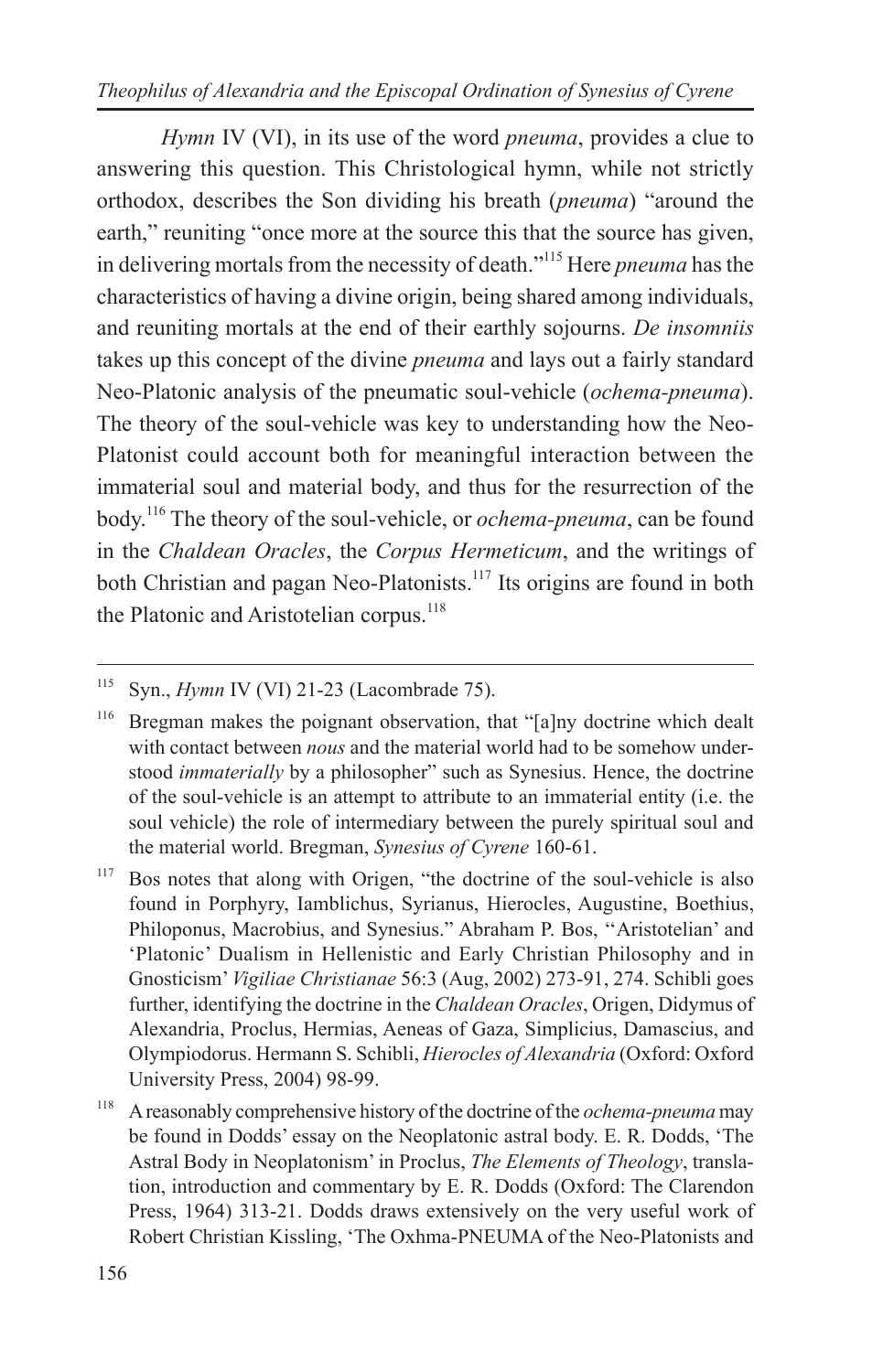*Hymn* IV (VI), in its use of the word *pneuma*, provides a clue to answering this question. This Christological hymn, while not strictly orthodox, describes the Son dividing his breath (*pneuma*) "around the earth," reuniting "once more at the source this that the source has given, in delivering mortals from the necessity of death."[115] Here *pneuma* has the characteristics of having a divine origin, being shared among individuals, and reuniting mortals at the end of their earthly sojourns. *De insomniis* takes up this concept of the divine *pneuma* and lays out a fairly standard Neo-Platonic analysis of the pneumatic soul-vehicle (*ochema-pneuma*). The theory of the soul-vehicle was key to understanding how the Neo-Platonist could account both for meaningful interaction between the immaterial soul and material body, and thus for the resurrection of the body.[116] The theory of the soul-vehicle, or *ochema-pneuma*, can be found in the *Chaldean Oracles*, the *Corpus Hermeticum*, and the writings of both Christian and pagan Neo-Platonists.[117] Its origins are found in both the Platonic and Aristotelian corpus.[118]

---

[115] Syn., *Hymn* IV (VI) 21-23 (Lacombrade 75).

[116] Bregman makes the poignant observation, that "[a]ny doctrine which dealt with contact between *nous* and the material world had to be somehow understood *immaterially* by a philosopher" such as Synesius. Hence, the doctrine of the soul-vehicle is an attempt to attribute to an immaterial entity (i.e. the soul vehicle) the role of intermediary between the purely spiritual soul and the material world. Bregman, *Synesius of Cyrene* 160-61.

[117] Bos notes that along with Origen, "the doctrine of the soul-vehicle is also found in Porphyry, Iamblichus, Syrianus, Hierocles, Augustine, Boethius, Philoponus, Macrobius, and Synesius." Abraham P. Bos, ''Aristotelian' and 'Platonic' Dualism in Hellenistic and Early Christian Philosophy and in Gnosticism' *Vigiliae Christianae* 56:3 (Aug, 2002) 273-91, 274. Schibli goes further, identifying the doctrine in the *Chaldean Oracles*, Origen, Didymus of Alexandria, Proclus, Hermias, Aeneas of Gaza, Simplicius, Damascius, and Olympiodorus. Hermann S. Schibli, *Hierocles of Alexandria* (Oxford: Oxford University Press, 2004) 98-99.

[118] A reasonably comprehensive history of the doctrine of the *ochema-pneuma* may be found in Dodds' essay on the Neoplatonic astral body. E. R. Dodds, 'The Astral Body in Neoplatonism' in Proclus, *The Elements of Theology*, translation, introduction and commentary by E. R. Dodds (Oxford: The Clarendon Press, 1964) 313-21. Dodds draws extensively on the very useful work of Robert Christian Kissling, 'The Oxhma-PNEUMA of the Neo-Platonists and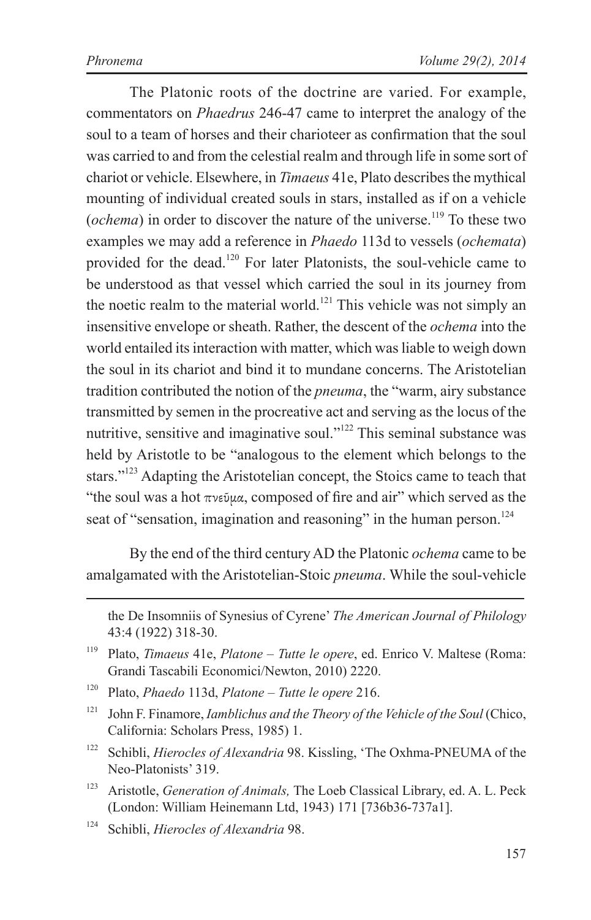The Platonic roots of the doctrine are varied. For example, commentators on *Phaedrus* 246-47 came to interpret the analogy of the soul to a team of horses and their charioteer as confirmation that the soul was carried to and from the celestial realm and through life in some sort of chariot or vehicle. Elsewhere, in *Timaeus* 41e, Plato describes the mythical mounting of individual created souls in stars, installed as if on a vehicle (*ochema*) in order to discover the nature of the universe.[119] To these two examples we may add a reference in *Phaedo* 113d to vessels (*ochemata*) provided for the dead.[120] For later Platonists, the soul-vehicle came to be understood as that vessel which carried the soul in its journey from the noetic realm to the material world.[121] This vehicle was not simply an insensitive envelope or sheath. Rather, the descent of the *ochema* into the world entailed its interaction with matter, which was liable to weigh down the soul in its chariot and bind it to mundane concerns. The Aristotelian tradition contributed the notion of the *pneuma*, the "warm, airy substance transmitted by semen in the procreative act and serving as the locus of the nutritive, sensitive and imaginative soul."[122] This seminal substance was held by Aristotle to be "analogous to the element which belongs to the stars."[123] Adapting the Aristotelian concept, the Stoics came to teach that "the soul was a hot πνεῦμα, composed of fire and air" which served as the seat of "sensation, imagination and reasoning" in the human person.[124]

By the end of the third century AD the Platonic *ochema* came to be amalgamated with the Aristotelian-Stoic *pneuma*. While the soul-vehicle

---

the De Insomniis of Synesius of Cyrene' *The American Journal of Philology* 43:4 (1922) 318-30.

[119] Plato, *Timaeus* 41e, *Platone – Tutte le opere*, ed. Enrico V. Maltese (Roma: Grandi Tascabili Economici/Newton, 2010) 2220.

[120] Plato, *Phaedo* 113d, *Platone – Tutte le opere* 216.

[121] John F. Finamore, *Iamblichus and the Theory of the Vehicle of the Soul* (Chico, California: Scholars Press, 1985) 1.

[122] Schibli, *Hierocles of Alexandria* 98. Kissling, 'The Oxhma-PNEUMA of the Neo-Platonists' 319.

[123] Aristotle, *Generation of Animals,* The Loeb Classical Library, ed. A. L. Peck (London: William Heinemann Ltd, 1943) 171 [736b36-737a1].

[124] Schibli, *Hierocles of Alexandria* 98.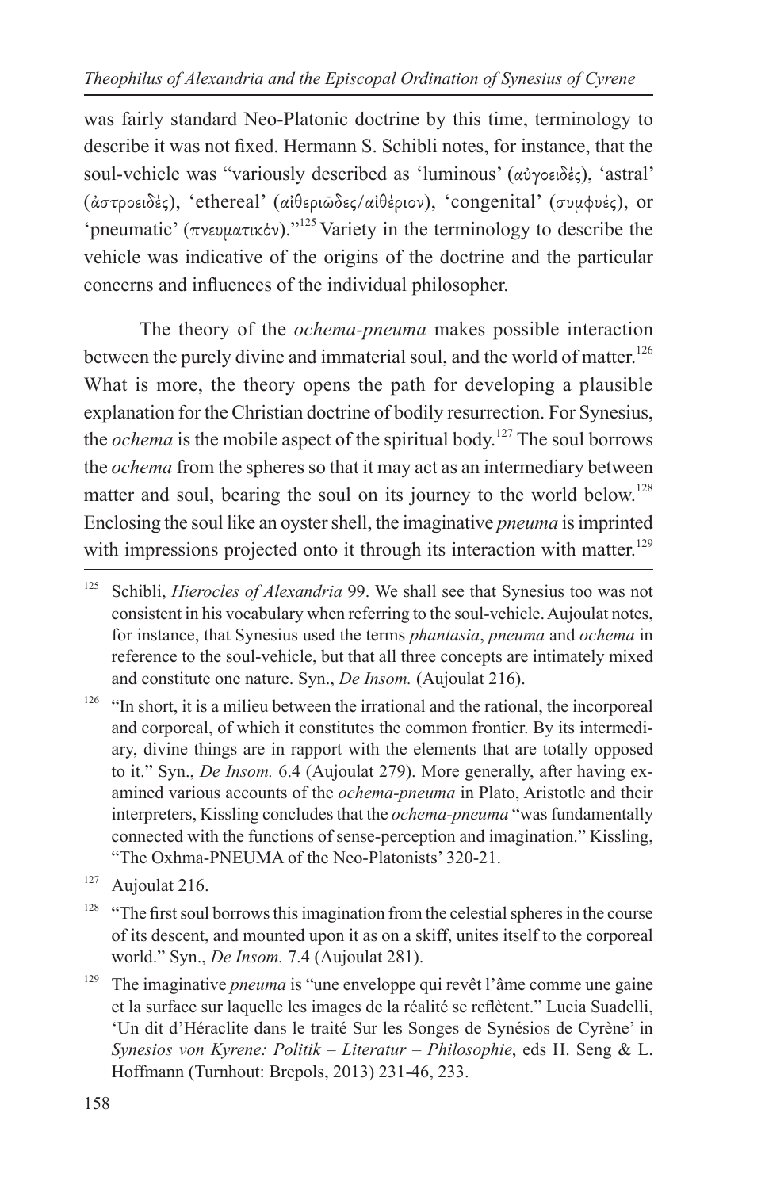was fairly standard Neo-Platonic doctrine by this time, terminology to describe it was not fixed. Hermann S. Schibli notes, for instance, that the soul-vehicle was "variously described as 'luminous' (αὐγοειδές), 'astral' (ἀστροειδές), 'ethereal' (αἰθεριῶδες/αἰθέριον), 'congenital' (συμφυές), or 'pneumatic' (πνευματικόν)."[125] Variety in the terminology to describe the vehicle was indicative of the origins of the doctrine and the particular concerns and influences of the individual philosopher.

The theory of the *ochema-pneuma* makes possible interaction between the purely divine and immaterial soul, and the world of matter.[126] What is more, the theory opens the path for developing a plausible explanation for the Christian doctrine of bodily resurrection. For Synesius, the *ochema* is the mobile aspect of the spiritual body.[127] The soul borrows the *ochema* from the spheres so that it may act as an intermediary between matter and soul, bearing the soul on its journey to the world below.[128] Enclosing the soul like an oyster shell, the imaginative *pneuma* is imprinted with impressions projected onto it through its interaction with matter.[129]

---

[125] Schibli, *Hierocles of Alexandria* 99. We shall see that Synesius too was not consistent in his vocabulary when referring to the soul-vehicle. Aujoulat notes, for instance, that Synesius used the terms *phantasia*, *pneuma* and *ochema* in reference to the soul-vehicle, but that all three concepts are intimately mixed and constitute one nature. Syn., *De Insom.* (Aujoulat 216).

[126] "In short, it is a milieu between the irrational and the rational, the incorporeal and corporeal, of which it constitutes the common frontier. By its intermediary, divine things are in rapport with the elements that are totally opposed to it." Syn., *De Insom.* 6.4 (Aujoulat 279). More generally, after having examined various accounts of the *ochema-pneuma* in Plato, Aristotle and their interpreters, Kissling concludes that the *ochema-pneuma* "was fundamentally connected with the functions of sense-perception and imagination." Kissling, "The Oxhma-PNEUMA of the Neo-Platonists' 320-21.

[127] Aujoulat 216.

[128] "The first soul borrows this imagination from the celestial spheres in the course of its descent, and mounted upon it as on a skiff, unites itself to the corporeal world." Syn., *De Insom.* 7.4 (Aujoulat 281).

[129] The imaginative *pneuma* is "une enveloppe qui revêt l'âme comme une gaine et la surface sur laquelle les images de la réalité se reflètent." Lucia Suadelli, 'Un dit d'Héraclite dans le traité Sur les Songes de Synésios de Cyrène' in *Synesios von Kyrene: Politik – Literatur – Philosophie*, eds H. Seng & L. Hoffmann (Turnhout: Brepols, 2013) 231-46, 233.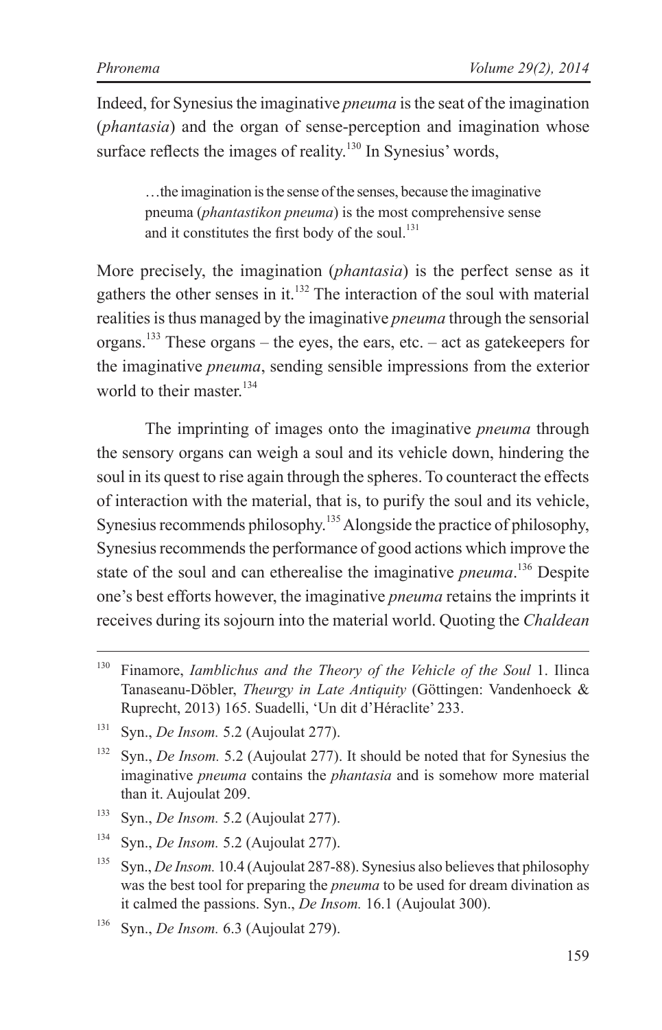Indeed, for Synesius the imaginative *pneuma* is the seat of the imagination (*phantasia*) and the organ of sense-perception and imagination whose surface reflects the images of reality.[130] In Synesius' words,

> …the imagination is the sense of the senses, because the imaginative pneuma (*phantastikon pneuma*) is the most comprehensive sense and it constitutes the first body of the soul.[131]

More precisely, the imagination (*phantasia*) is the perfect sense as it gathers the other senses in it.[132] The interaction of the soul with material realities is thus managed by the imaginative *pneuma* through the sensorial organs.[133] These organs – the eyes, the ears, etc. – act as gatekeepers for the imaginative *pneuma*, sending sensible impressions from the exterior world to their master.[134]

The imprinting of images onto the imaginative *pneuma* through the sensory organs can weigh a soul and its vehicle down, hindering the soul in its quest to rise again through the spheres. To counteract the effects of interaction with the material, that is, to purify the soul and its vehicle, Synesius recommends philosophy.[135] Alongside the practice of philosophy, Synesius recommends the performance of good actions which improve the state of the soul and can etherealise the imaginative *pneuma*.[136] Despite one's best efforts however, the imaginative *pneuma* retains the imprints it receives during its sojourn into the material world. Quoting the *Chaldean*

---

[130] Finamore, *Iamblichus and the Theory of the Vehicle of the Soul* 1. Ilinca Tanaseanu-Döbler, *Theurgy in Late Antiquity* (Göttingen: Vandenhoeck & Ruprecht, 2013) 165. Suadelli, 'Un dit d'Héraclite' 233.

[131] Syn., *De Insom.* 5.2 (Aujoulat 277).

[132] Syn., *De Insom.* 5.2 (Aujoulat 277). It should be noted that for Synesius the imaginative *pneuma* contains the *phantasia* and is somehow more material than it. Aujoulat 209.

[133] Syn., *De Insom.* 5.2 (Aujoulat 277).

[134] Syn., *De Insom.* 5.2 (Aujoulat 277).

[135] Syn., *De Insom.* 10.4 (Aujoulat 287-88). Synesius also believes that philosophy was the best tool for preparing the *pneuma* to be used for dream divination as it calmed the passions. Syn., *De Insom.* 16.1 (Aujoulat 300).

[136] Syn., *De Insom.* 6.3 (Aujoulat 279).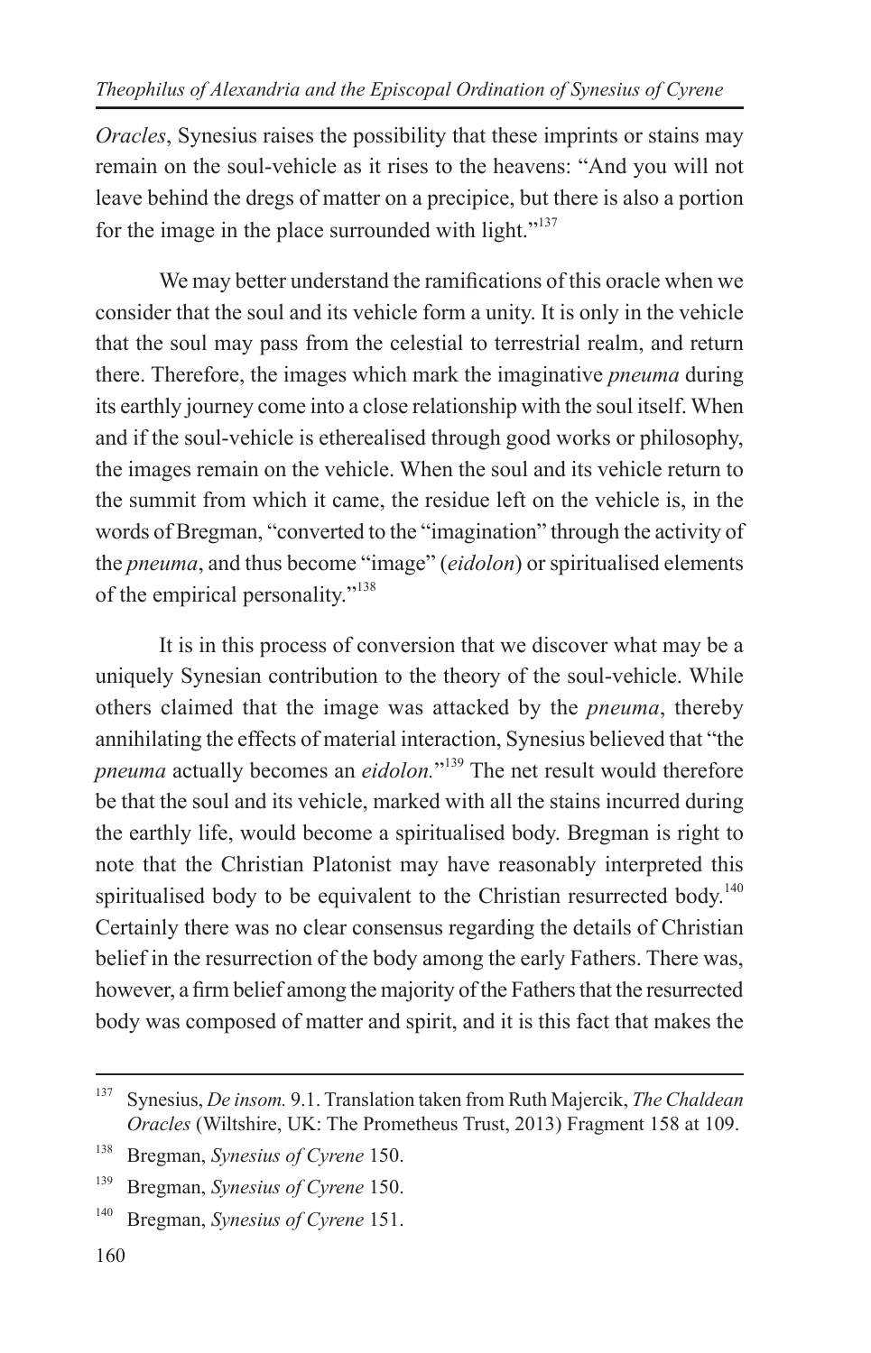*Oracles*, Synesius raises the possibility that these imprints or stains may remain on the soul-vehicle as it rises to the heavens: "And you will not leave behind the dregs of matter on a precipice, but there is also a portion for the image in the place surrounded with light."[137]

We may better understand the ramifications of this oracle when we consider that the soul and its vehicle form a unity. It is only in the vehicle that the soul may pass from the celestial to terrestrial realm, and return there. Therefore, the images which mark the imaginative *pneuma* during its earthly journey come into a close relationship with the soul itself. When and if the soul-vehicle is etherealised through good works or philosophy, the images remain on the vehicle. When the soul and its vehicle return to the summit from which it came, the residue left on the vehicle is, in the words of Bregman, "converted to the "imagination" through the activity of the *pneuma*, and thus become "image" (*eidolon*) or spiritualised elements of the empirical personality."[138]

It is in this process of conversion that we discover what may be a uniquely Synesian contribution to the theory of the soul-vehicle. While others claimed that the image was attacked by the *pneuma*, thereby annihilating the effects of material interaction, Synesius believed that "the *pneuma* actually becomes an *eidolon.*"[139] The net result would therefore be that the soul and its vehicle, marked with all the stains incurred during the earthly life, would become a spiritualised body. Bregman is right to note that the Christian Platonist may have reasonably interpreted this spiritualised body to be equivalent to the Christian resurrected body.[140] Certainly there was no clear consensus regarding the details of Christian belief in the resurrection of the body among the early Fathers. There was, however, a firm belief among the majority of the Fathers that the resurrected body was composed of matter and spirit, and it is this fact that makes the

---

[137] Synesius, *De insom.* 9.1. Translation taken from Ruth Majercik, *The Chaldean Oracles* (Wiltshire, UK: The Prometheus Trust, 2013) Fragment 158 at 109.

[138] Bregman, *Synesius of Cyrene* 150.

[139] Bregman, *Synesius of Cyrene* 150.

[140] Bregman, *Synesius of Cyrene* 151.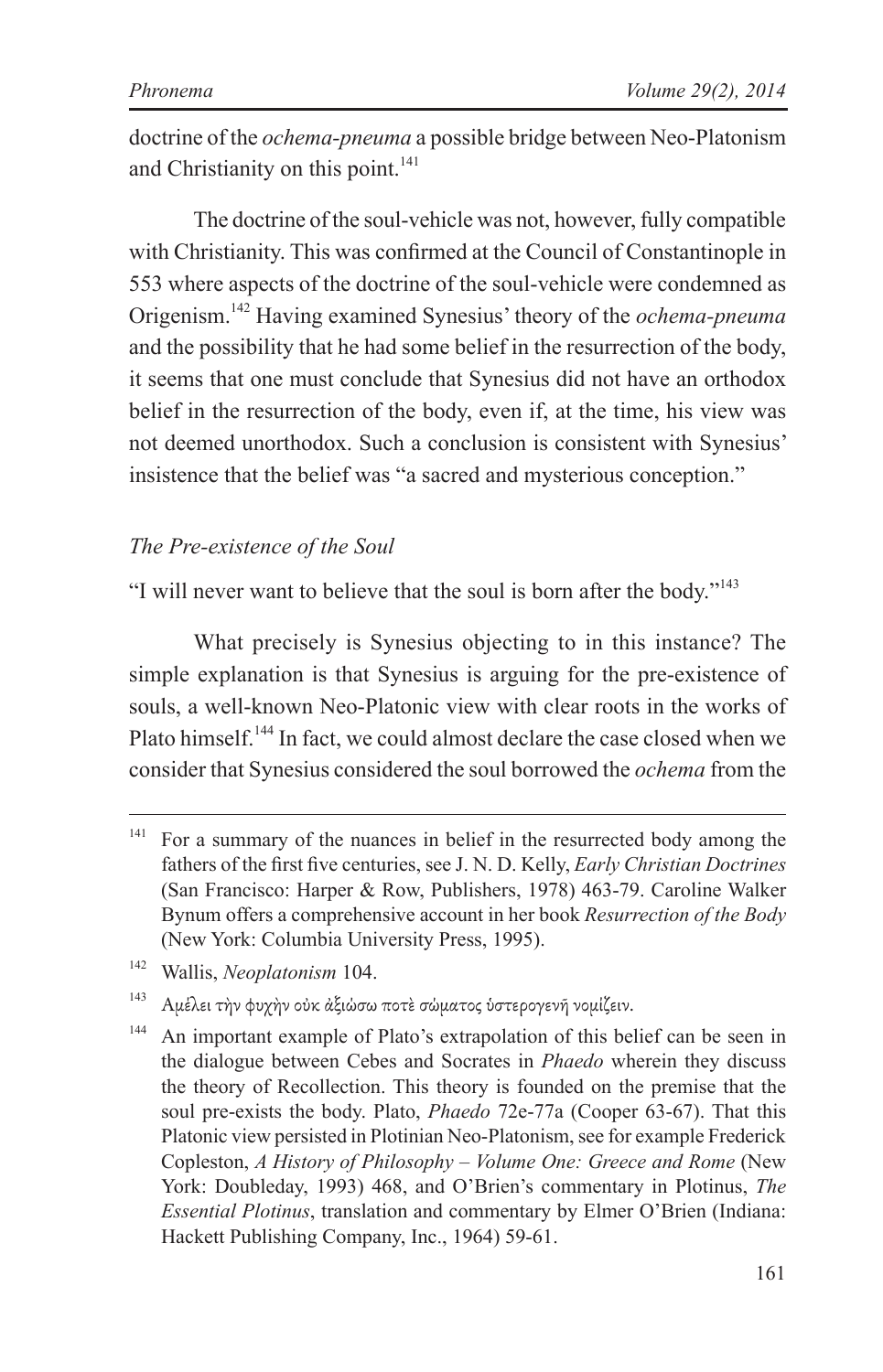doctrine of the *ochema-pneuma* a possible bridge between Neo-Platonism and Christianity on this point.[141]

The doctrine of the soul-vehicle was not, however, fully compatible with Christianity. This was confirmed at the Council of Constantinople in 553 where aspects of the doctrine of the soul-vehicle were condemned as Origenism.[142] Having examined Synesius' theory of the *ochema-pneuma* and the possibility that he had some belief in the resurrection of the body, it seems that one must conclude that Synesius did not have an orthodox belief in the resurrection of the body, even if, at the time, his view was not deemed unorthodox. Such a conclusion is consistent with Synesius' insistence that the belief was "a sacred and mysterious conception."

### *The Pre-existence of the Soul*

"I will never want to believe that the soul is born after the body."[143]

What precisely is Synesius objecting to in this instance? The simple explanation is that Synesius is arguing for the pre-existence of souls, a well-known Neo-Platonic view with clear roots in the works of Plato himself.[144] In fact, we could almost declare the case closed when we consider that Synesius considered the soul borrowed the *ochema* from the

---

[141] For a summary of the nuances in belief in the resurrected body among the fathers of the first five centuries, see J. N. D. Kelly, *Early Christian Doctrines* (San Francisco: Harper & Row, Publishers, 1978) 463-79. Caroline Walker Bynum offers a comprehensive account in her book *Resurrection of the Body* (New York: Columbia University Press, 1995).

[142] Wallis, *Neoplatonism* 104.

[143] Αμέλει τὴν ψυχὴν οὐκ ἀξιώσω ποτὲ σώματος ὑστερογενῆ νομίζειν.

[144] An important example of Plato's extrapolation of this belief can be seen in the dialogue between Cebes and Socrates in *Phaedo* wherein they discuss the theory of Recollection. This theory is founded on the premise that the soul pre-exists the body. Plato, *Phaedo* 72e-77a (Cooper 63-67). That this Platonic view persisted in Plotinian Neo-Platonism, see for example Frederick Copleston, *A History of Philosophy – Volume One: Greece and Rome* (New York: Doubleday, 1993) 468, and O'Brien's commentary in Plotinus, *The Essential Plotinus*, translation and commentary by Elmer O'Brien (Indiana: Hackett Publishing Company, Inc., 1964) 59-61.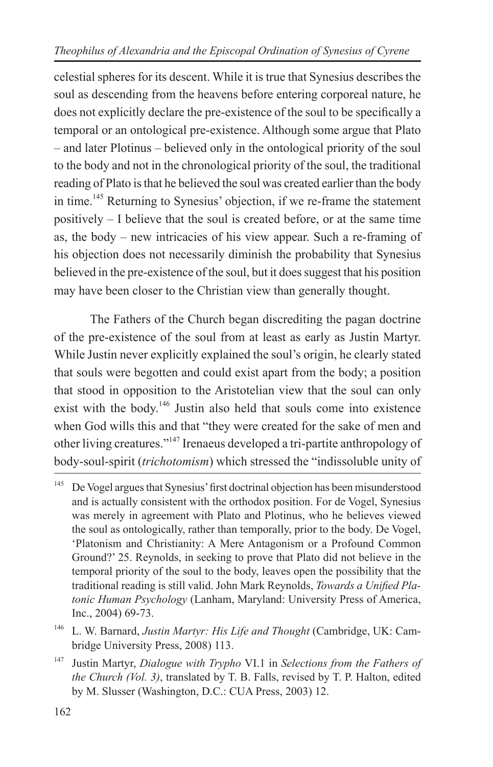celestial spheres for its descent. While it is true that Synesius describes the soul as descending from the heavens before entering corporeal nature, he does not explicitly declare the pre-existence of the soul to be specifically a temporal or an ontological pre-existence. Although some argue that Plato – and later Plotinus – believed only in the ontological priority of the soul to the body and not in the chronological priority of the soul, the traditional reading of Plato is that he believed the soul was created earlier than the body in time.[145] Returning to Synesius' objection, if we re-frame the statement positively – I believe that the soul is created before, or at the same time as, the body – new intricacies of his view appear. Such a re-framing of his objection does not necessarily diminish the probability that Synesius believed in the pre-existence of the soul, but it does suggest that his position may have been closer to the Christian view than generally thought.

The Fathers of the Church began discrediting the pagan doctrine of the pre-existence of the soul from at least as early as Justin Martyr. While Justin never explicitly explained the soul's origin, he clearly stated that souls were begotten and could exist apart from the body; a position that stood in opposition to the Aristotelian view that the soul can only exist with the body.[146] Justin also held that souls come into existence when God wills this and that "they were created for the sake of men and other living creatures."[147] Irenaeus developed a tri-partite anthropology of body-soul-spirit (*trichotomism*) which stressed the "indissoluble unity of

---

[145] De Vogel argues that Synesius' first doctrinal objection has been misunderstood and is actually consistent with the orthodox position. For de Vogel, Synesius was merely in agreement with Plato and Plotinus, who he believes viewed the soul as ontologically, rather than temporally, prior to the body. De Vogel, 'Platonism and Christianity: A Mere Antagonism or a Profound Common Ground?' 25. Reynolds, in seeking to prove that Plato did not believe in the temporal priority of the soul to the body, leaves open the possibility that the traditional reading is still valid. John Mark Reynolds, *Towards a Unified Platonic Human Psychology* (Lanham, Maryland: University Press of America, Inc., 2004) 69-73.

[146] L. W. Barnard, *Justin Martyr: His Life and Thought* (Cambridge, UK: Cambridge University Press, 2008) 113.

[147] Justin Martyr, *Dialogue with Trypho* VI.1 in *Selections from the Fathers of the Church (Vol. 3)*, translated by T. B. Falls, revised by T. P. Halton, edited by M. Slusser (Washington, D.C.: CUA Press, 2003) 12.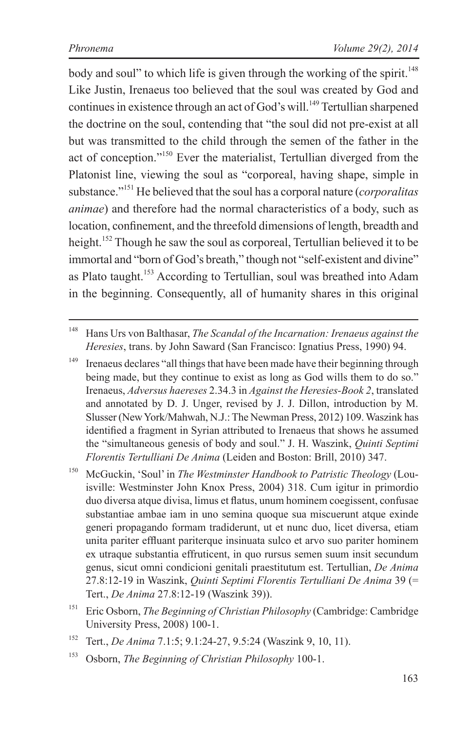body and soul" to which life is given through the working of the spirit.[148] Like Justin, Irenaeus too believed that the soul was created by God and continues in existence through an act of God's will.[149] Tertullian sharpened the doctrine on the soul, contending that "the soul did not pre-exist at all but was transmitted to the child through the semen of the father in the act of conception."[150] Ever the materialist, Tertullian diverged from the Platonist line, viewing the soul as "corporeal, having shape, simple in substance."[151] He believed that the soul has a corporal nature (*corporalitas animae*) and therefore had the normal characteristics of a body, such as location, confinement, and the threefold dimensions of length, breadth and height.[152] Though he saw the soul as corporeal, Tertullian believed it to be immortal and "born of God's breath," though not "self-existent and divine" as Plato taught.[153] According to Tertullian, soul was breathed into Adam in the beginning. Consequently, all of humanity shares in this original

---

[148] Hans Urs von Balthasar, *The Scandal of the Incarnation: Irenaeus against the Heresies*, trans. by John Saward (San Francisco: Ignatius Press, 1990) 94.

[149] Irenaeus declares "all things that have been made have their beginning through being made, but they continue to exist as long as God wills them to do so." Irenaeus, *Adversus haereses* 2.34.3 in *Against the Heresies-Book 2*, translated and annotated by D. J. Unger, revised by J. J. Dillon, introduction by M. Slusser (New York/Mahwah, N.J.: The Newman Press, 2012) 109. Waszink has identified a fragment in Syrian attributed to Irenaeus that shows he assumed the "simultaneous genesis of body and soul." J. H. Waszink, *Quinti Septimi Florentis Tertulliani De Anima* (Leiden and Boston: Brill, 2010) 347.

[150] McGuckin, 'Soul' in *The Westminster Handbook to Patristic Theology* (Louisville: Westminster John Knox Press, 2004) 318. Cum igitur in primordio duo diversa atque divisa, limus et flatus, unum hominem coegissent, confusae substantiae ambae iam in uno semina quoque sua miscuerunt atque exinde generi propagando formam tradiderunt, ut et nunc duo, licet diversa, etiam unita pariter effluant pariterque insinuata sulco et arvo suo pariter hominem ex utraque substantia effruticent, in quo rursus semen suum insit secundum genus, sicut omni condicioni genitali praestitutum est. Tertullian, *De Anima* 27.8:12-19 in Waszink, *Quinti Septimi Florentis Tertulliani De Anima* 39 (= Tert., *De Anima* 27.8:12-19 (Waszink 39)).

[151] Eric Osborn, *The Beginning of Christian Philosophy* (Cambridge: Cambridge University Press, 2008) 100-1.

[152] Tert., *De Anima* 7.1:5; 9.1:24-27, 9.5:24 (Waszink 9, 10, 11).

[153] Osborn, *The Beginning of Christian Philosophy* 100-1.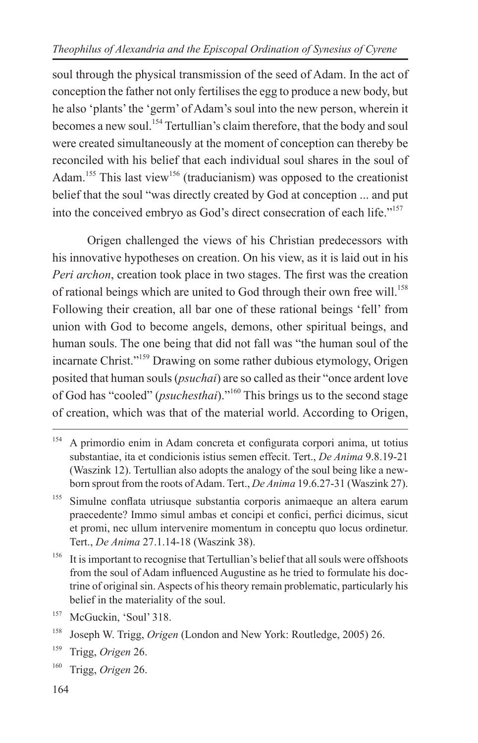soul through the physical transmission of the seed of Adam. In the act of conception the father not only fertilises the egg to produce a new body, but he also 'plants' the 'germ' of Adam's soul into the new person, wherein it becomes a new soul.[154] Tertullian's claim therefore, that the body and soul were created simultaneously at the moment of conception can thereby be reconciled with his belief that each individual soul shares in the soul of Adam.[155] This last view[156] (traducianism) was opposed to the creationist belief that the soul "was directly created by God at conception ... and put into the conceived embryo as God's direct consecration of each life."[157]

Origen challenged the views of his Christian predecessors with his innovative hypotheses on creation. On his view, as it is laid out in his *Peri archon*, creation took place in two stages. The first was the creation of rational beings which are united to God through their own free will.[158] Following their creation, all bar one of these rational beings 'fell' from union with God to become angels, demons, other spiritual beings, and human souls. The one being that did not fall was "the human soul of the incarnate Christ."[159] Drawing on some rather dubious etymology, Origen posited that human souls (*psuchai*) are so called as their "once ardent love of God has "cooled" (*psuchesthai*)."[160] This brings us to the second stage of creation, which was that of the material world. According to Origen,

---

[154] A primordio enim in Adam concreta et configurata corpori anima, ut totius substantiae, ita et condicionis istius semen effecit. Tert., *De Anima* 9.8.19-21 (Waszink 12). Tertullian also adopts the analogy of the soul being like a new-born sprout from the roots of Adam. Tert., *De Anima* 19.6.27-31 (Waszink 27).

[155] Simulne conflata utriusque substantia corporis animaeque an altera earum praecedente? Immo simul ambas et concipi et confici, perfici dicimus, sicut et promi, nec ullum intervenire momentum in conceptu quo locus ordinetur. Tert., *De Anima* 27.1.14-18 (Waszink 38).

[156] It is important to recognise that Tertullian's belief that all souls were offshoots from the soul of Adam influenced Augustine as he tried to formulate his doctrine of original sin. Aspects of his theory remain problematic, particularly his belief in the materiality of the soul.

[157] McGuckin, 'Soul' 318.

[158] Joseph W. Trigg, *Origen* (London and New York: Routledge, 2005) 26.

[159] Trigg, *Origen* 26.

[160] Trigg, *Origen* 26.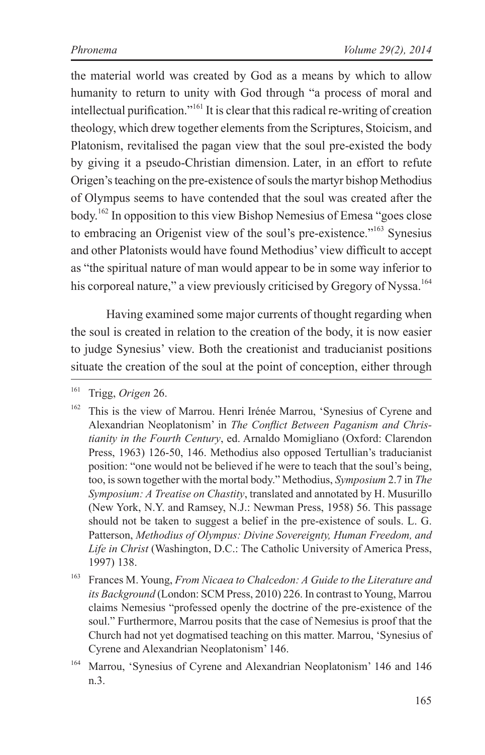the material world was created by God as a means by which to allow humanity to return to unity with God through "a process of moral and intellectual purification."[161] It is clear that this radical re-writing of creation theology, which drew together elements from the Scriptures, Stoicism, and Platonism, revitalised the pagan view that the soul pre-existed the body by giving it a pseudo-Christian dimension. Later, in an effort to refute Origen's teaching on the pre-existence of souls the martyr bishop Methodius of Olympus seems to have contended that the soul was created after the body.[162] In opposition to this view Bishop Nemesius of Emesa "goes close to embracing an Origenist view of the soul's pre-existence."[163] Synesius and other Platonists would have found Methodius' view difficult to accept as "the spiritual nature of man would appear to be in some way inferior to his corporeal nature," a view previously criticised by Gregory of Nyssa.[164]

Having examined some major currents of thought regarding when the soul is created in relation to the creation of the body, it is now easier to judge Synesius' view. Both the creationist and traducianist positions situate the creation of the soul at the point of conception, either through

---

[161] Trigg, *Origen* 26.

[162] This is the view of Marrou. Henri Irénée Marrou, 'Synesius of Cyrene and Alexandrian Neoplatonism' in *The Conflict Between Paganism and Christianity in the Fourth Century*, ed. Arnaldo Momigliano (Oxford: Clarendon Press, 1963) 126-50, 146. Methodius also opposed Tertullian's traducianist position: "one would not be believed if he were to teach that the soul's being, too, is sown together with the mortal body." Methodius, *Symposium* 2.7 in *The Symposium: A Treatise on Chastity*, translated and annotated by H. Musurillo (New York, N.Y. and Ramsey, N.J.: Newman Press, 1958) 56. This passage should not be taken to suggest a belief in the pre-existence of souls. L. G. Patterson, *Methodius of Olympus: Divine Sovereignty, Human Freedom, and Life in Christ* (Washington, D.C.: The Catholic University of America Press, 1997) 138.

[163] Frances M. Young, *From Nicaea to Chalcedon: A Guide to the Literature and its Background* (London: SCM Press, 2010) 226. In contrast to Young, Marrou claims Nemesius "professed openly the doctrine of the pre-existence of the soul." Furthermore, Marrou posits that the case of Nemesius is proof that the Church had not yet dogmatised teaching on this matter. Marrou, 'Synesius of Cyrene and Alexandrian Neoplatonism' 146.

[164] Marrou, 'Synesius of Cyrene and Alexandrian Neoplatonism' 146 and 146 n.3.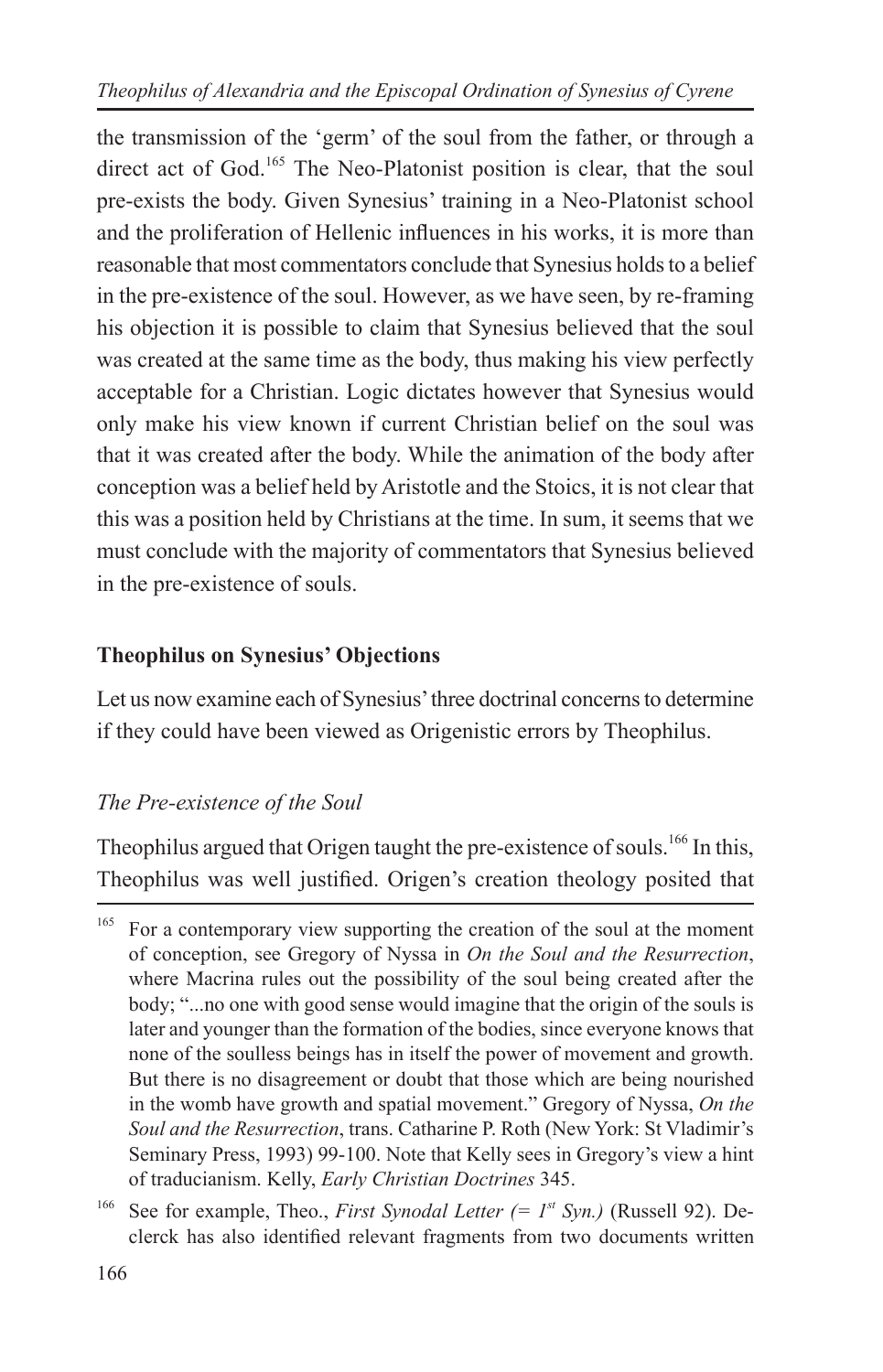the transmission of the 'germ' of the soul from the father, or through a direct act of God.[165] The Neo-Platonist position is clear, that the soul pre-exists the body. Given Synesius' training in a Neo-Platonist school and the proliferation of Hellenic influences in his works, it is more than reasonable that most commentators conclude that Synesius holds to a belief in the pre-existence of the soul. However, as we have seen, by re-framing his objection it is possible to claim that Synesius believed that the soul was created at the same time as the body, thus making his view perfectly acceptable for a Christian. Logic dictates however that Synesius would only make his view known if current Christian belief on the soul was that it was created after the body. While the animation of the body after conception was a belief held by Aristotle and the Stoics, it is not clear that this was a position held by Christians at the time. In sum, it seems that we must conclude with the majority of commentators that Synesius believed in the pre-existence of souls.

## Theophilus on Synesius' Objections

Let us now examine each of Synesius' three doctrinal concerns to determine if they could have been viewed as Origenistic errors by Theophilus.

### *The Pre-existence of the Soul*

Theophilus argued that Origen taught the pre-existence of souls.[166] In this, Theophilus was well justified. Origen's creation theology posited that

---

[165] For a contemporary view supporting the creation of the soul at the moment of conception, see Gregory of Nyssa in *On the Soul and the Resurrection*, where Macrina rules out the possibility of the soul being created after the body; "...no one with good sense would imagine that the origin of the souls is later and younger than the formation of the bodies, since everyone knows that none of the soulless beings has in itself the power of movement and growth. But there is no disagreement or doubt that those which are being nourished in the womb have growth and spatial movement." Gregory of Nyssa, *On the Soul and the Resurrection*, trans. Catharine P. Roth (New York: St Vladimir's Seminary Press, 1993) 99-100. Note that Kelly sees in Gregory's view a hint of traducianism. Kelly, *Early Christian Doctrines* 345.

[166] See for example, Theo., *First Synodal Letter (= 1st Syn.)* (Russell 92). Declerck has also identified relevant fragments from two documents written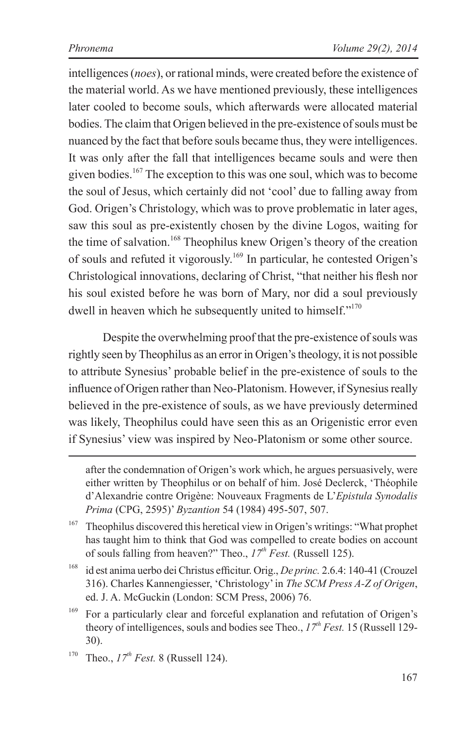intelligences (*noes*), or rational minds, were created before the existence of the material world. As we have mentioned previously, these intelligences later cooled to become souls, which afterwards were allocated material bodies. The claim that Origen believed in the pre-existence of souls must be nuanced by the fact that before souls became thus, they were intelligences. It was only after the fall that intelligences became souls and were then given bodies.[167] The exception to this was one soul, which was to become the soul of Jesus, which certainly did not 'cool' due to falling away from God. Origen's Christology, which was to prove problematic in later ages, saw this soul as pre-existently chosen by the divine Logos, waiting for the time of salvation.[168] Theophilus knew Origen's theory of the creation of souls and refuted it vigorously.[169] In particular, he contested Origen's Christological innovations, declaring of Christ, "that neither his flesh nor his soul existed before he was born of Mary, nor did a soul previously dwell in heaven which he subsequently united to himself."[170]

Despite the overwhelming proof that the pre-existence of souls was rightly seen by Theophilus as an error in Origen's theology, it is not possible to attribute Synesius' probable belief in the pre-existence of souls to the influence of Origen rather than Neo-Platonism. However, if Synesius really believed in the pre-existence of souls, as we have previously determined was likely, Theophilus could have seen this as an Origenistic error even if Synesius' view was inspired by Neo-Platonism or some other source.

---

after the condemnation of Origen's work which, he argues persuasively, were either written by Theophilus or on behalf of him. José Declerck, 'Théophile d'Alexandrie contre Origène: Nouveaux Fragments de L'*Epistula Synodalis Prima* (CPG, 2595)' *Byzantion* 54 (1984) 495-507, 507.

[167] Theophilus discovered this heretical view in Origen's writings: "What prophet has taught him to think that God was compelled to create bodies on account of souls falling from heaven?" Theo., *17th Fest.* (Russell 125).

[168] id est anima uerbo dei Christus efficitur. Orig., *De princ.* 2.6.4: 140-41 (Crouzel 316). Charles Kannengiesser, 'Christology' in *The SCM Press A-Z of Origen*, ed. J. A. McGuckin (London: SCM Press, 2006) 76.

[169] For a particularly clear and forceful explanation and refutation of Origen's theory of intelligences, souls and bodies see Theo., *17th Fest.* 15 (Russell 129-30).

[170] Theo., *17th Fest.* 8 (Russell 124).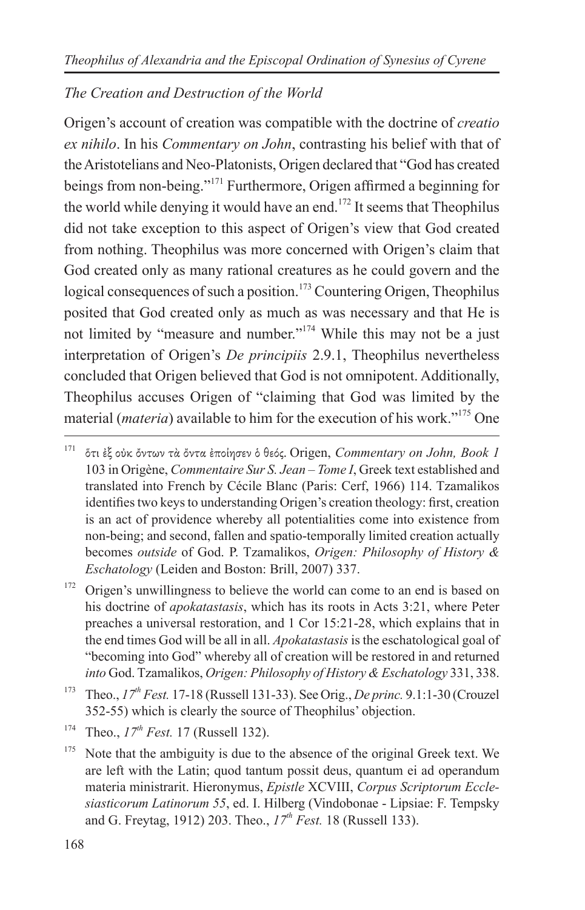*The Creation and Destruction of the World*

Origen's account of creation was compatible with the doctrine of *creatio ex nihilo*. In his *Commentary on John*, contrasting his belief with that of the Aristotelians and Neo-Platonists, Origen declared that "God has created beings from non-being."[171] Furthermore, Origen affirmed a beginning for the world while denying it would have an end.[172] It seems that Theophilus did not take exception to this aspect of Origen's view that God created from nothing. Theophilus was more concerned with Origen's claim that God created only as many rational creatures as he could govern and the logical consequences of such a position.[173] Countering Origen, Theophilus posited that God created only as much as was necessary and that He is not limited by "measure and number."[174] While this may not be a just interpretation of Origen's *De principiis* 2.9.1, Theophilus nevertheless concluded that Origen believed that God is not omnipotent. Additionally, Theophilus accuses Origen of "claiming that God was limited by the material (*materia*) available to him for the execution of his work."[175] One

[171] ὅτι ἐξ οὐκ ὄντων τὰ ὄντα ἐποίησεν ὁ θεός. Origen, *Commentary on John, Book 1* 103 in Origène, *Commentaire Sur S. Jean – Tome I*, Greek text established and translated into French by Cécile Blanc (Paris: Cerf, 1966) 114. Tzamalikos identifies two keys to understanding Origen's creation theology: first, creation is an act of providence whereby all potentialities come into existence from non-being; and second, fallen and spatio-temporally limited creation actually becomes *outside* of God. P. Tzamalikos, *Origen: Philosophy of History & Eschatology* (Leiden and Boston: Brill, 2007) 337.

[172] Origen's unwillingness to believe the world can come to an end is based on his doctrine of *apokatastasis*, which has its roots in Acts 3:21, where Peter preaches a universal restoration, and 1 Cor 15:21-28, which explains that in the end times God will be all in all. *Apokatastasis* is the eschatological goal of "becoming into God" whereby all of creation will be restored in and returned *into* God. Tzamalikos, *Origen: Philosophy of History & Eschatology* 331, 338.

[173] Theo., *17th Fest.* 17-18 (Russell 131-33). See Orig., *De princ.* 9.1:1-30 (Crouzel 352-55) which is clearly the source of Theophilus' objection.

[174] Theo., *17th Fest.* 17 (Russell 132).

[175] Note that the ambiguity is due to the absence of the original Greek text. We are left with the Latin; quod tantum possit deus, quantum ei ad operandum materia ministrarit. Hieronymus, *Epistle* XCVIII, *Corpus Scriptorum Ecclesiasticorum Latinorum 55*, ed. I. Hilberg (Vindobonae - Lipsiae: F. Tempsky and G. Freytag, 1912) 203. Theo., *17th Fest.* 18 (Russell 133).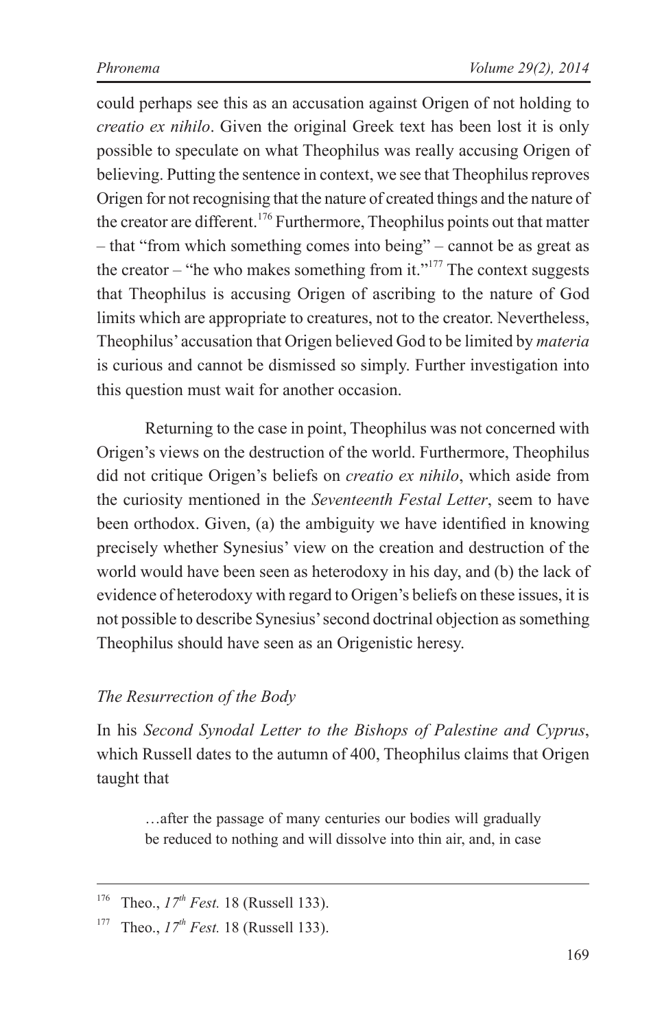could perhaps see this as an accusation against Origen of not holding to *creatio ex nihilo*. Given the original Greek text has been lost it is only possible to speculate on what Theophilus was really accusing Origen of believing. Putting the sentence in context, we see that Theophilus reproves Origen for not recognising that the nature of created things and the nature of the creator are different.[176] Furthermore, Theophilus points out that matter – that "from which something comes into being" – cannot be as great as the creator – "he who makes something from it."[177] The context suggests that Theophilus is accusing Origen of ascribing to the nature of God limits which are appropriate to creatures, not to the creator. Nevertheless, Theophilus' accusation that Origen believed God to be limited by *materia* is curious and cannot be dismissed so simply. Further investigation into this question must wait for another occasion.

Returning to the case in point, Theophilus was not concerned with Origen's views on the destruction of the world. Furthermore, Theophilus did not critique Origen's beliefs on *creatio ex nihilo*, which aside from the curiosity mentioned in the *Seventeenth Festal Letter*, seem to have been orthodox. Given, (a) the ambiguity we have identified in knowing precisely whether Synesius' view on the creation and destruction of the world would have been seen as heterodoxy in his day, and (b) the lack of evidence of heterodoxy with regard to Origen's beliefs on these issues, it is not possible to describe Synesius' second doctrinal objection as something Theophilus should have seen as an Origenistic heresy.

### *The Resurrection of the Body*

In his *Second Synodal Letter to the Bishops of Palestine and Cyprus*, which Russell dates to the autumn of 400, Theophilus claims that Origen taught that

> …after the passage of many centuries our bodies will gradually be reduced to nothing and will dissolve into thin air, and, in case

---

[176] Theo., *17th Fest.* 18 (Russell 133).

[177] Theo., *17th Fest.* 18 (Russell 133).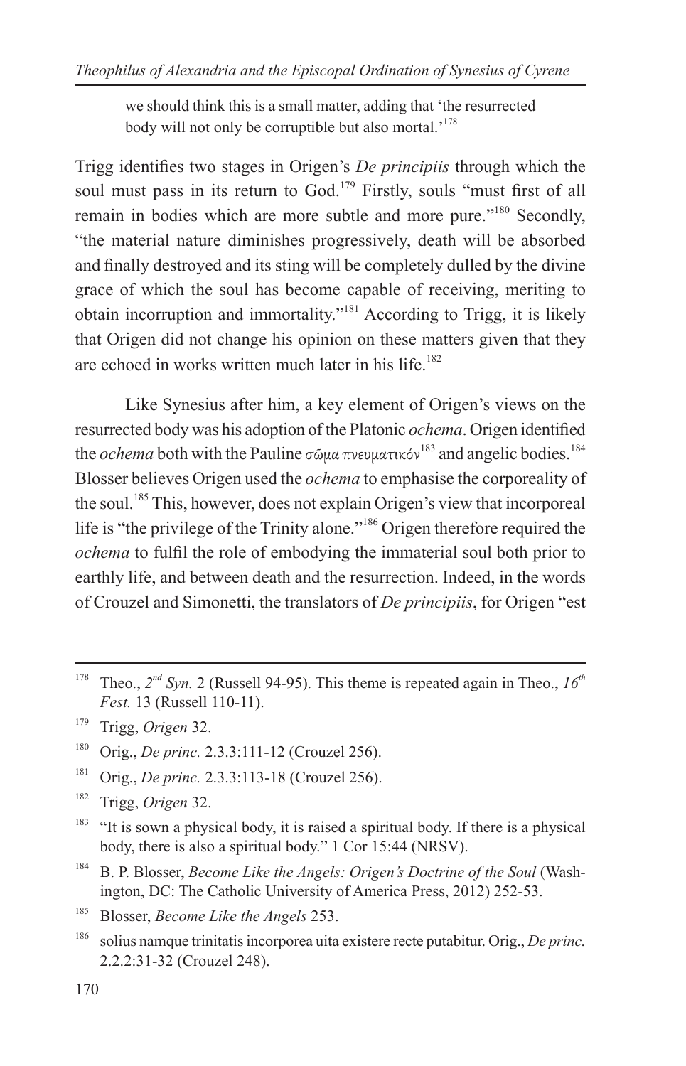> we should think this is a small matter, adding that 'the resurrected body will not only be corruptible but also mortal.'[178]

Trigg identifies two stages in Origen's *De principiis* through which the soul must pass in its return to God.[179] Firstly, souls "must first of all remain in bodies which are more subtle and more pure."[180] Secondly, "the material nature diminishes progressively, death will be absorbed and finally destroyed and its sting will be completely dulled by the divine grace of which the soul has become capable of receiving, meriting to obtain incorruption and immortality."[181] According to Trigg, it is likely that Origen did not change his opinion on these matters given that they are echoed in works written much later in his life.[182]

Like Synesius after him, a key element of Origen's views on the resurrected body was his adoption of the Platonic *ochema*. Origen identified the *ochema* both with the Pauline σῶμα πνευματικόν[183] and angelic bodies.[184] Blosser believes Origen used the *ochema* to emphasise the corporeality of the soul.[185] This, however, does not explain Origen's view that incorporeal life is "the privilege of the Trinity alone."[186] Origen therefore required the *ochema* to fulfil the role of embodying the immaterial soul both prior to earthly life, and between death and the resurrection. Indeed, in the words of Crouzel and Simonetti, the translators of *De principiis*, for Origen "est

---

[178] Theo., *2nd Syn.* 2 (Russell 94-95). This theme is repeated again in Theo., *16th Fest.* 13 (Russell 110-11).

[179] Trigg, *Origen* 32.

[180] Orig., *De princ.* 2.3.3:111-12 (Crouzel 256).

[181] Orig., *De princ.* 2.3.3:113-18 (Crouzel 256).

[182] Trigg, *Origen* 32.

[183] "It is sown a physical body, it is raised a spiritual body. If there is a physical body, there is also a spiritual body." 1 Cor 15:44 (NRSV).

[184] B. P. Blosser, *Become Like the Angels: Origen's Doctrine of the Soul* (Washington, DC: The Catholic University of America Press, 2012) 252-53.

[185] Blosser, *Become Like the Angels* 253.

[186] solius namque trinitatis incorporea uita existere recte putabitur. Orig., *De princ.* 2.2.2:31-32 (Crouzel 248).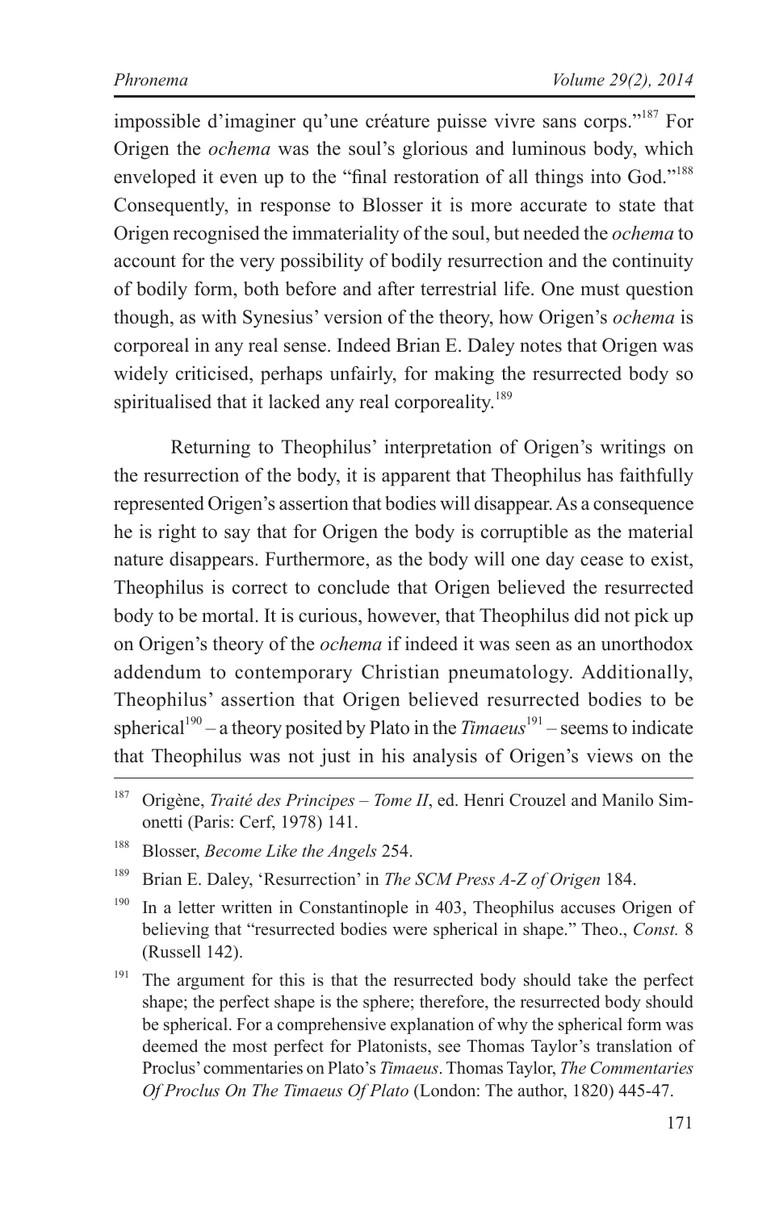impossible d'imaginer qu'une créature puisse vivre sans corps."[187] For Origen the *ochema* was the soul's glorious and luminous body, which enveloped it even up to the "final restoration of all things into God."[188] Consequently, in response to Blosser it is more accurate to state that Origen recognised the immateriality of the soul, but needed the *ochema* to account for the very possibility of bodily resurrection and the continuity of bodily form, both before and after terrestrial life. One must question though, as with Synesius' version of the theory, how Origen's *ochema* is corporeal in any real sense. Indeed Brian E. Daley notes that Origen was widely criticised, perhaps unfairly, for making the resurrected body so spiritualised that it lacked any real corporeality.[189]

Returning to Theophilus' interpretation of Origen's writings on the resurrection of the body, it is apparent that Theophilus has faithfully represented Origen's assertion that bodies will disappear. As a consequence he is right to say that for Origen the body is corruptible as the material nature disappears. Furthermore, as the body will one day cease to exist, Theophilus is correct to conclude that Origen believed the resurrected body to be mortal. It is curious, however, that Theophilus did not pick up on Origen's theory of the *ochema* if indeed it was seen as an unorthodox addendum to contemporary Christian pneumatology. Additionally, Theophilus' assertion that Origen believed resurrected bodies to be spherical[190] – a theory posited by Plato in the *Timaeus*[191] – seems to indicate that Theophilus was not just in his analysis of Origen's views on the

---

[187] Origène, *Traité des Principes – Tome II*, ed. Henri Crouzel and Manilo Simonetti (Paris: Cerf, 1978) 141.

[188] Blosser, *Become Like the Angels* 254.

[189] Brian E. Daley, 'Resurrection' in *The SCM Press A-Z of Origen* 184.

[190] In a letter written in Constantinople in 403, Theophilus accuses Origen of believing that "resurrected bodies were spherical in shape." Theo., *Const.* 8 (Russell 142).

[191] The argument for this is that the resurrected body should take the perfect shape; the perfect shape is the sphere; therefore, the resurrected body should be spherical. For a comprehensive explanation of why the spherical form was deemed the most perfect for Platonists, see Thomas Taylor's translation of Proclus' commentaries on Plato's *Timaeus*. Thomas Taylor, *The Commentaries Of Proclus On The Timaeus Of Plato* (London: The author, 1820) 445-47.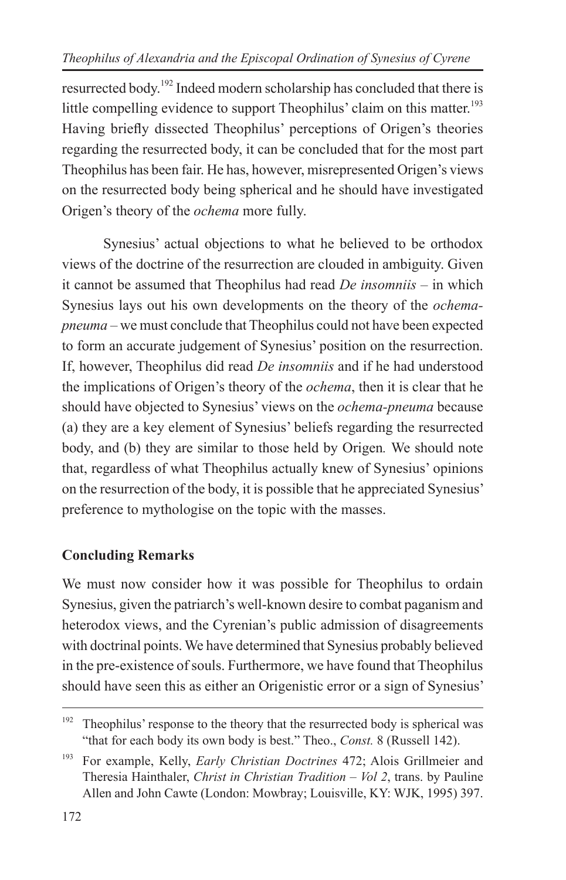resurrected body.[192] Indeed modern scholarship has concluded that there is little compelling evidence to support Theophilus' claim on this matter.[193] Having briefly dissected Theophilus' perceptions of Origen's theories regarding the resurrected body, it can be concluded that for the most part Theophilus has been fair. He has, however, misrepresented Origen's views on the resurrected body being spherical and he should have investigated Origen's theory of the *ochema* more fully.

Synesius' actual objections to what he believed to be orthodox views of the doctrine of the resurrection are clouded in ambiguity. Given it cannot be assumed that Theophilus had read *De insomniis* – in which Synesius lays out his own developments on the theory of the *ochema-pneuma* – we must conclude that Theophilus could not have been expected to form an accurate judgement of Synesius' position on the resurrection. If, however, Theophilus did read *De insomniis* and if he had understood the implications of Origen's theory of the *ochema*, then it is clear that he should have objected to Synesius' views on the *ochema-pneuma* because (a) they are a key element of Synesius' beliefs regarding the resurrected body, and (b) they are similar to those held by Origen. We should note that, regardless of what Theophilus actually knew of Synesius' opinions on the resurrection of the body, it is possible that he appreciated Synesius' preference to mythologise on the topic with the masses.

## Concluding Remarks

We must now consider how it was possible for Theophilus to ordain Synesius, given the patriarch's well-known desire to combat paganism and heterodox views, and the Cyrenian's public admission of disagreements with doctrinal points. We have determined that Synesius probably believed in the pre-existence of souls. Furthermore, we have found that Theophilus should have seen this as either an Origenistic error or a sign of Synesius'

---

[192] Theophilus' response to the theory that the resurrected body is spherical was "that for each body its own body is best." Theo., *Const.* 8 (Russell 142).

[193] For example, Kelly, *Early Christian Doctrines* 472; Alois Grillmeier and Theresia Hainthaler, *Christ in Christian Tradition – Vol 2*, trans. by Pauline Allen and John Cawte (London: Mowbray; Louisville, KY: WJK, 1995) 397.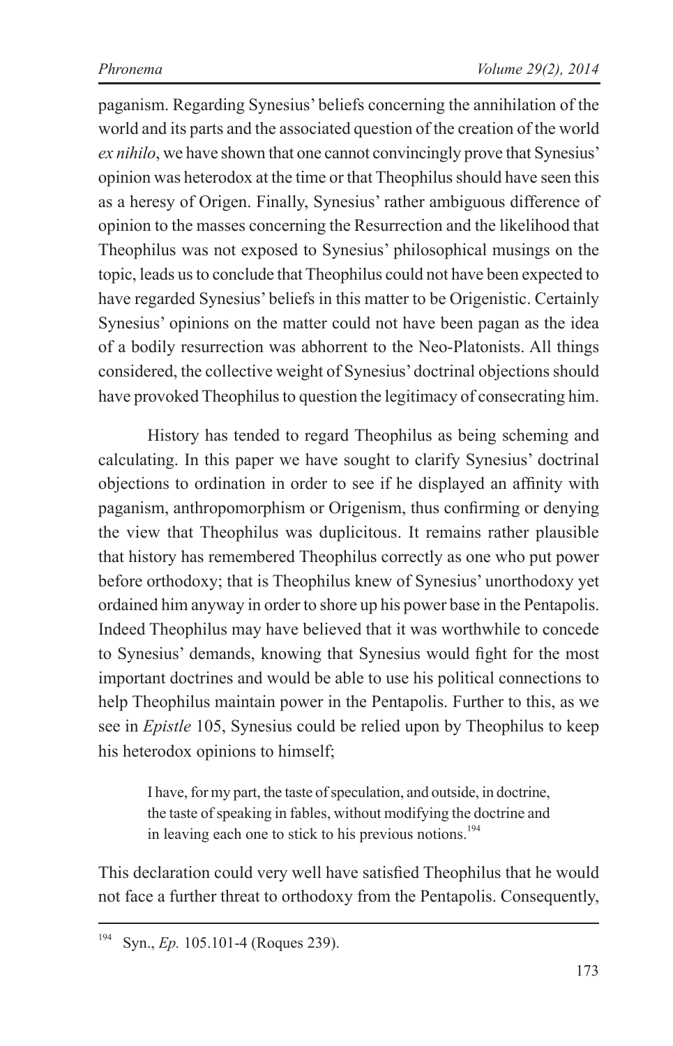paganism. Regarding Synesius' beliefs concerning the annihilation of the world and its parts and the associated question of the creation of the world *ex nihilo*, we have shown that one cannot convincingly prove that Synesius' opinion was heterodox at the time or that Theophilus should have seen this as a heresy of Origen. Finally, Synesius' rather ambiguous difference of opinion to the masses concerning the Resurrection and the likelihood that Theophilus was not exposed to Synesius' philosophical musings on the topic, leads us to conclude that Theophilus could not have been expected to have regarded Synesius' beliefs in this matter to be Origenistic. Certainly Synesius' opinions on the matter could not have been pagan as the idea of a bodily resurrection was abhorrent to the Neo-Platonists. All things considered, the collective weight of Synesius' doctrinal objections should have provoked Theophilus to question the legitimacy of consecrating him.

History has tended to regard Theophilus as being scheming and calculating. In this paper we have sought to clarify Synesius' doctrinal objections to ordination in order to see if he displayed an affinity with paganism, anthropomorphism or Origenism, thus confirming or denying the view that Theophilus was duplicitous. It remains rather plausible that history has remembered Theophilus correctly as one who put power before orthodoxy; that is Theophilus knew of Synesius' unorthodoxy yet ordained him anyway in order to shore up his power base in the Pentapolis. Indeed Theophilus may have believed that it was worthwhile to concede to Synesius' demands, knowing that Synesius would fight for the most important doctrines and would be able to use his political connections to help Theophilus maintain power in the Pentapolis. Further to this, as we see in *Epistle* 105, Synesius could be relied upon by Theophilus to keep his heterodox opinions to himself;

> I have, for my part, the taste of speculation, and outside, in doctrine, the taste of speaking in fables, without modifying the doctrine and in leaving each one to stick to his previous notions.[194]

This declaration could very well have satisfied Theophilus that he would not face a further threat to orthodoxy from the Pentapolis. Consequently,

---

[194] Syn., *Ep.* 105.101-4 (Roques 239).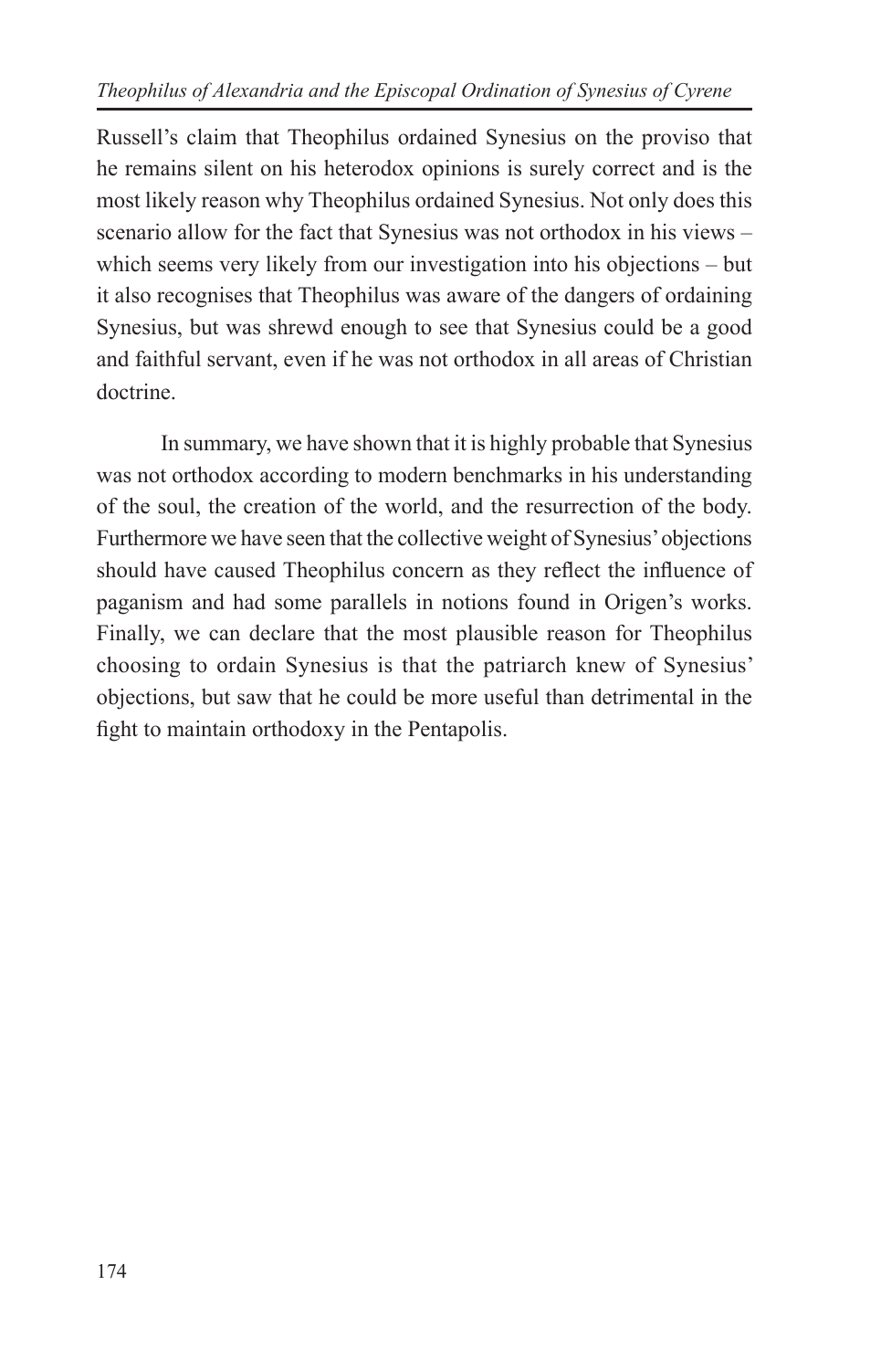Russell's claim that Theophilus ordained Synesius on the proviso that he remains silent on his heterodox opinions is surely correct and is the most likely reason why Theophilus ordained Synesius. Not only does this scenario allow for the fact that Synesius was not orthodox in his views – which seems very likely from our investigation into his objections – but it also recognises that Theophilus was aware of the dangers of ordaining Synesius, but was shrewd enough to see that Synesius could be a good and faithful servant, even if he was not orthodox in all areas of Christian doctrine.

In summary, we have shown that it is highly probable that Synesius was not orthodox according to modern benchmarks in his understanding of the soul, the creation of the world, and the resurrection of the body. Furthermore we have seen that the collective weight of Synesius' objections should have caused Theophilus concern as they reflect the influence of paganism and had some parallels in notions found in Origen's works. Finally, we can declare that the most plausible reason for Theophilus choosing to ordain Synesius is that the patriarch knew of Synesius' objections, but saw that he could be more useful than detrimental in the fight to maintain orthodoxy in the Pentapolis.